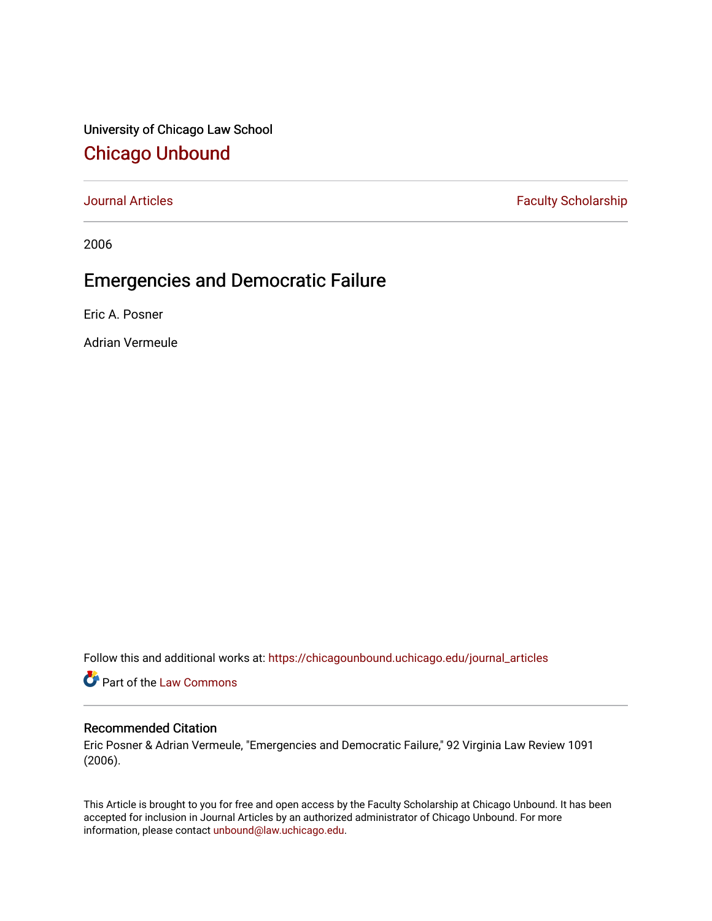University of Chicago Law School

## Chicago Unbound

Journal Articles | Faculty Scholarship

2006

# Emergencies and Democratic Failure

Eric A. Posner

Adrian Vermeule

Follow this and additional works at: https://chicagounbound.uchicago.edu/journal_articles

Part of the Law Commons

### Recommended Citation

Eric Posner & Adrian Vermeule, "Emergencies and Democratic Failure," 92 Virginia Law Review 1091 (2006).

This Article is brought to you for free and open access by the Faculty Scholarship at Chicago Unbound. It has been accepted for inclusion in Journal Articles by an authorized administrator of Chicago Unbound. For more information, please contact unbound@law.uchicago.edu.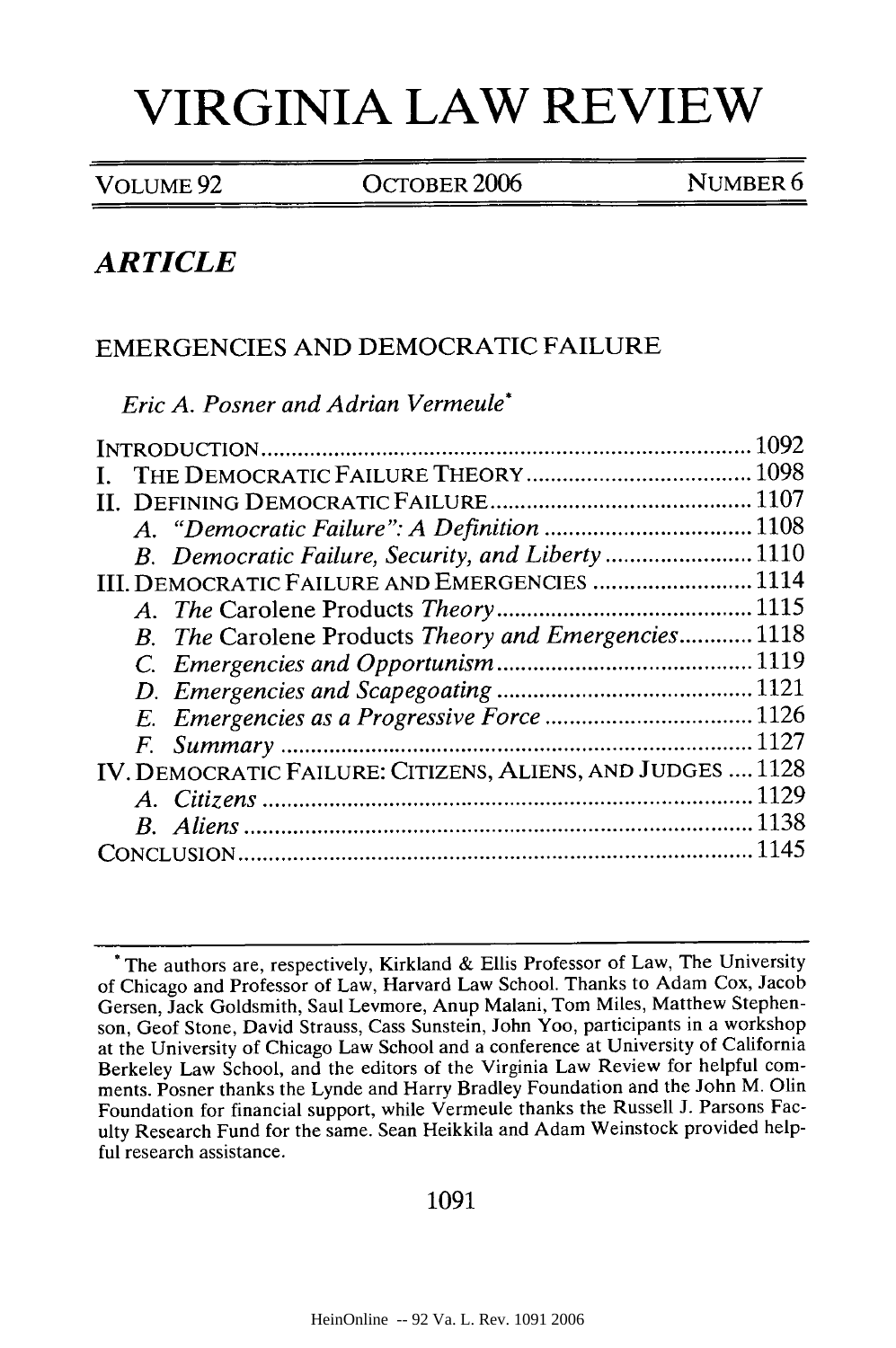# VIRGINIA LAW REVIEW

VOLUME 92 | OCTOBER 2006 | NUMBER 6

## *ARTICLE*

### EMERGENCIES AND DEMOCRATIC FAILURE

*Eric A. Posner and Adrian Vermeule*[*]

INTRODUCTION .......... 1092
I. THE DEMOCRATIC FAILURE THEORY .......... 1098
II. DEFINING DEMOCRATIC FAILURE .......... 1107
  A. *"Democratic Failure": A Definition* .......... 1108
  B. *Democratic Failure, Security, and Liberty* .......... 1110
III. DEMOCRATIC FAILURE AND EMERGENCIES .......... 1114
  A. *The* Carolene Products *Theory* .......... 1115
  B. *The* Carolene Products *Theory and Emergencies* .......... 1118
  C. *Emergencies and Opportunism* .......... 1119
  D. *Emergencies and Scapegoating* .......... 1121
  E. *Emergencies as a Progressive Force* .......... 1126
  F. *Summary* .......... 1127
IV. DEMOCRATIC FAILURE: CITIZENS, ALIENS, AND JUDGES .... 1128
  A. *Citizens* .......... 1129
  B. *Aliens* .......... 1138
CONCLUSION .......... 1145

---

[*] The authors are, respectively, Kirkland & Ellis Professor of Law, The University of Chicago and Professor of Law, Harvard Law School. Thanks to Adam Cox, Jacob Gersen, Jack Goldsmith, Saul Levmore, Anup Malani, Tom Miles, Matthew Stephenson, Geof Stone, David Strauss, Cass Sunstein, John Yoo, participants in a workshop at the University of Chicago Law School and a conference at University of California Berkeley Law School, and the editors of the Virginia Law Review for helpful comments. Posner thanks the Lynde and Harry Bradley Foundation and the John M. Olin Foundation for financial support, while Vermeule thanks the Russell J. Parsons Faculty Research Fund for the same. Sean Heikkila and Adam Weinstock provided helpful research assistance.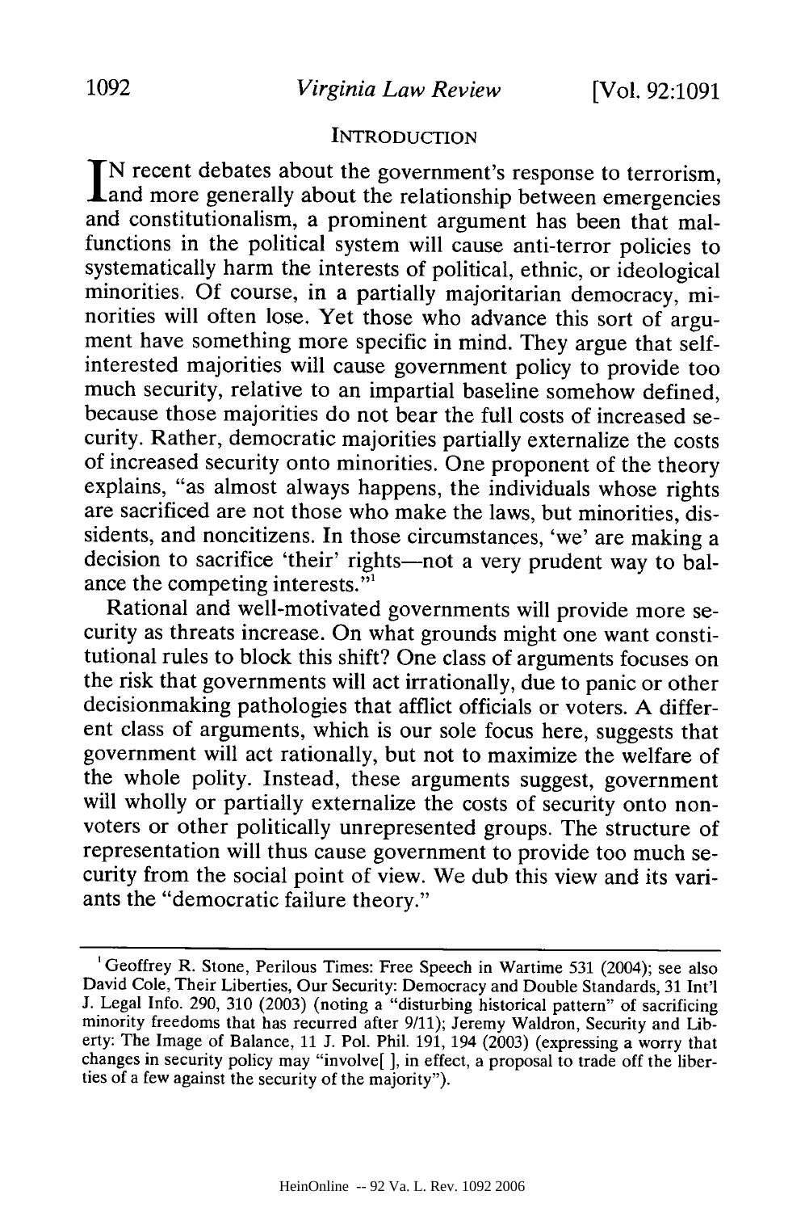## INTRODUCTION

IN recent debates about the government's response to terrorism, and more generally about the relationship between emergencies and constitutionalism, a prominent argument has been that malfunctions in the political system will cause anti-terror policies to systematically harm the interests of political, ethnic, or ideological minorities. Of course, in a partially majoritarian democracy, minorities will often lose. Yet those who advance this sort of argument have something more specific in mind. They argue that self-interested majorities will cause government policy to provide too much security, relative to an impartial baseline somehow defined, because those majorities do not bear the full costs of increased security. Rather, democratic majorities partially externalize the costs of increased security onto minorities. One proponent of the theory explains, "as almost always happens, the individuals whose rights are sacrificed are not those who make the laws, but minorities, dissidents, and noncitizens. In those circumstances, 'we' are making a decision to sacrifice 'their' rights—not a very prudent way to balance the competing interests."[1]

Rational and well-motivated governments will provide more security as threats increase. On what grounds might one want constitutional rules to block this shift? One class of arguments focuses on the risk that governments will act irrationally, due to panic or other decisionmaking pathologies that afflict officials or voters. A different class of arguments, which is our sole focus here, suggests that government will act rationally, but not to maximize the welfare of the whole polity. Instead, these arguments suggest, government will wholly or partially externalize the costs of security onto nonvoters or other politically unrepresented groups. The structure of representation will thus cause government to provide too much security from the social point of view. We dub this view and its variants the "democratic failure theory."

[1] Geoffrey R. Stone, Perilous Times: Free Speech in Wartime 531 (2004); see also David Cole, Their Liberties, Our Security: Democracy and Double Standards, 31 Int'l J. Legal Info. 290, 310 (2003) (noting a "disturbing historical pattern" of sacrificing minority freedoms that has recurred after 9/11); Jeremy Waldron, Security and Liberty: The Image of Balance, 11 J. Pol. Phil. 191, 194 (2003) (expressing a worry that changes in security policy may "involve[ ], in effect, a proposal to trade off the liberties of a few against the security of the majority").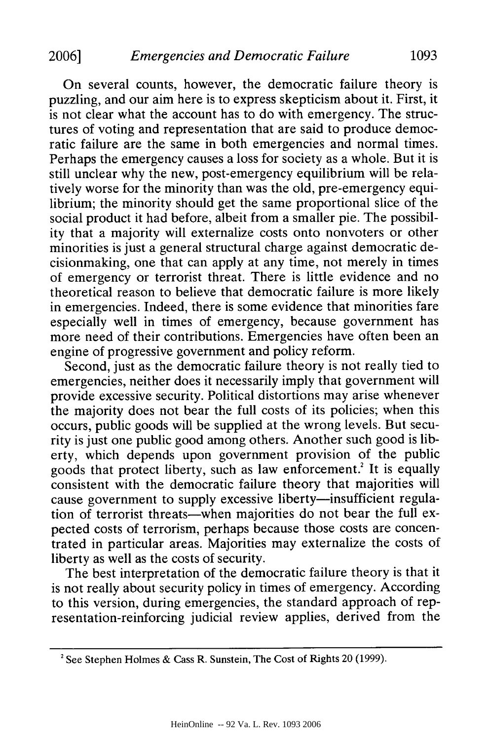On several counts, however, the democratic failure theory is puzzling, and our aim here is to express skepticism about it. First, it is not clear what the account has to do with emergency. The structures of voting and representation that are said to produce democratic failure are the same in both emergencies and normal times. Perhaps the emergency causes a loss for society as a whole. But it is still unclear why the new, post-emergency equilibrium will be relatively worse for the minority than was the old, pre-emergency equilibrium; the minority should get the same proportional slice of the social product it had before, albeit from a smaller pie. The possibility that a majority will externalize costs onto nonvoters or other minorities is just a general structural charge against democratic decisionmaking, one that can apply at any time, not merely in times of emergency or terrorist threat. There is little evidence and no theoretical reason to believe that democratic failure is more likely in emergencies. Indeed, there is some evidence that minorities fare especially well in times of emergency, because government has more need of their contributions. Emergencies have often been an engine of progressive government and policy reform.

Second, just as the democratic failure theory is not really tied to emergencies, neither does it necessarily imply that government will provide excessive security. Political distortions may arise whenever the majority does not bear the full costs of its policies; when this occurs, public goods will be supplied at the wrong levels. But security is just one public good among others. Another such good is liberty, which depends upon government provision of the public goods that protect liberty, such as law enforcement.[2] It is equally consistent with the democratic failure theory that majorities will cause government to supply excessive liberty—insufficient regulation of terrorist threats—when majorities do not bear the full expected costs of terrorism, perhaps because those costs are concentrated in particular areas. Majorities may externalize the costs of liberty as well as the costs of security.

The best interpretation of the democratic failure theory is that it is not really about security policy in times of emergency. According to this version, during emergencies, the standard approach of representation-reinforcing judicial review applies, derived from the

[2] See Stephen Holmes & Cass R. Sunstein, The Cost of Rights 20 (1999).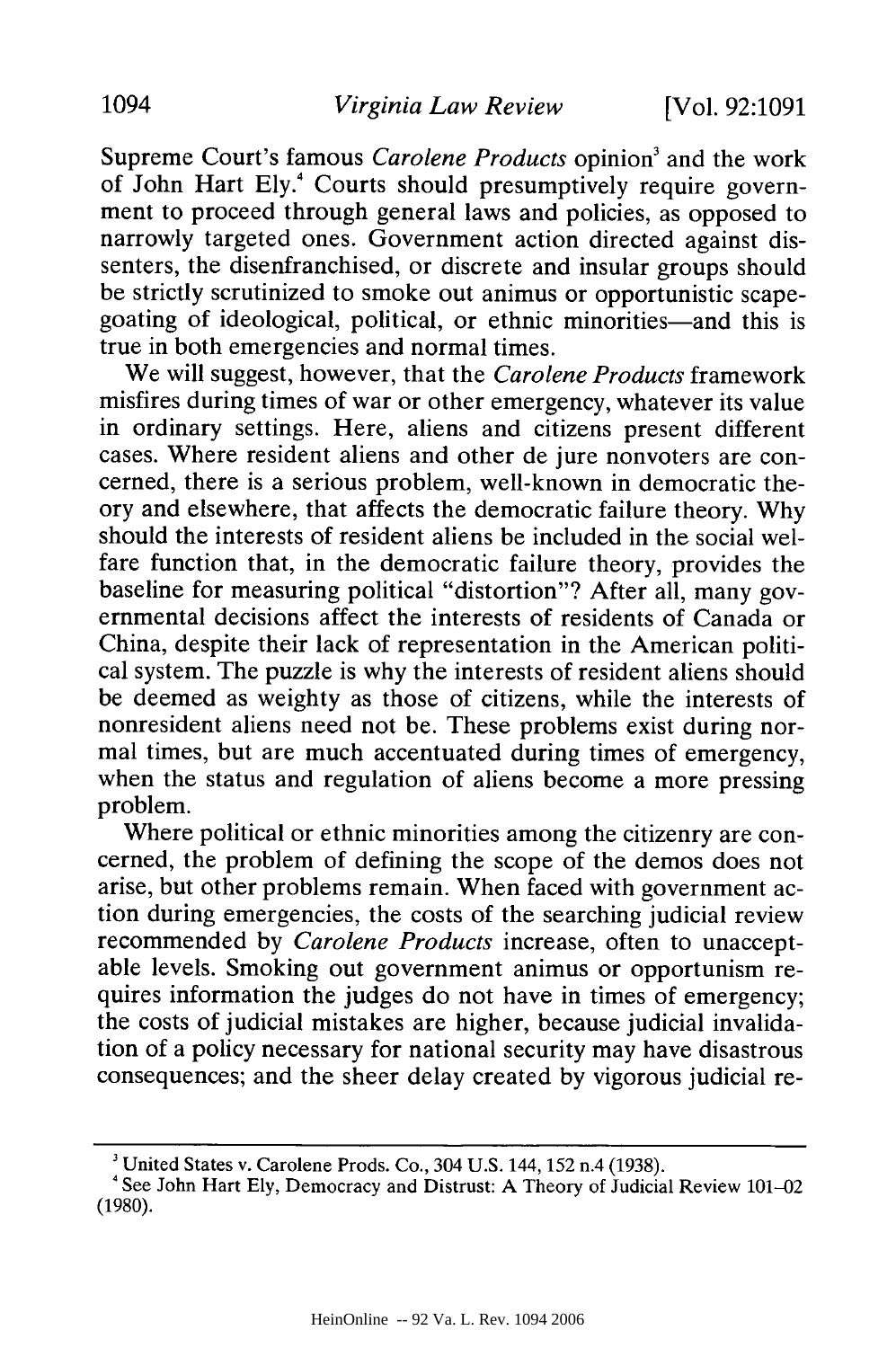Supreme Court's famous *Carolene Products* opinion[3] and the work of John Hart Ely.[4] Courts should presumptively require government to proceed through general laws and policies, as opposed to narrowly targeted ones. Government action directed against dissenters, the disenfranchised, or discrete and insular groups should be strictly scrutinized to smoke out animus or opportunistic scapegoating of ideological, political, or ethnic minorities—and this is true in both emergencies and normal times.

We will suggest, however, that the *Carolene Products* framework misfires during times of war or other emergency, whatever its value in ordinary settings. Here, aliens and citizens present different cases. Where resident aliens and other de jure nonvoters are concerned, there is a serious problem, well-known in democratic theory and elsewhere, that affects the democratic failure theory. Why should the interests of resident aliens be included in the social welfare function that, in the democratic failure theory, provides the baseline for measuring political "distortion"? After all, many governmental decisions affect the interests of residents of Canada or China, despite their lack of representation in the American political system. The puzzle is why the interests of resident aliens should be deemed as weighty as those of citizens, while the interests of nonresident aliens need not be. These problems exist during normal times, but are much accentuated during times of emergency, when the status and regulation of aliens become a more pressing problem.

Where political or ethnic minorities among the citizenry are concerned, the problem of defining the scope of the demos does not arise, but other problems remain. When faced with government action during emergencies, the costs of the searching judicial review recommended by *Carolene Products* increase, often to unacceptable levels. Smoking out government animus or opportunism requires information the judges do not have in times of emergency; the costs of judicial mistakes are higher, because judicial invalidation of a policy necessary for national security may have disastrous consequences; and the sheer delay created by vigorous judicial re-

---

[3] United States v. Carolene Prods. Co., 304 U.S. 144, 152 n.4 (1938).

[4] See John Hart Ely, Democracy and Distrust: A Theory of Judicial Review 101–02 (1980).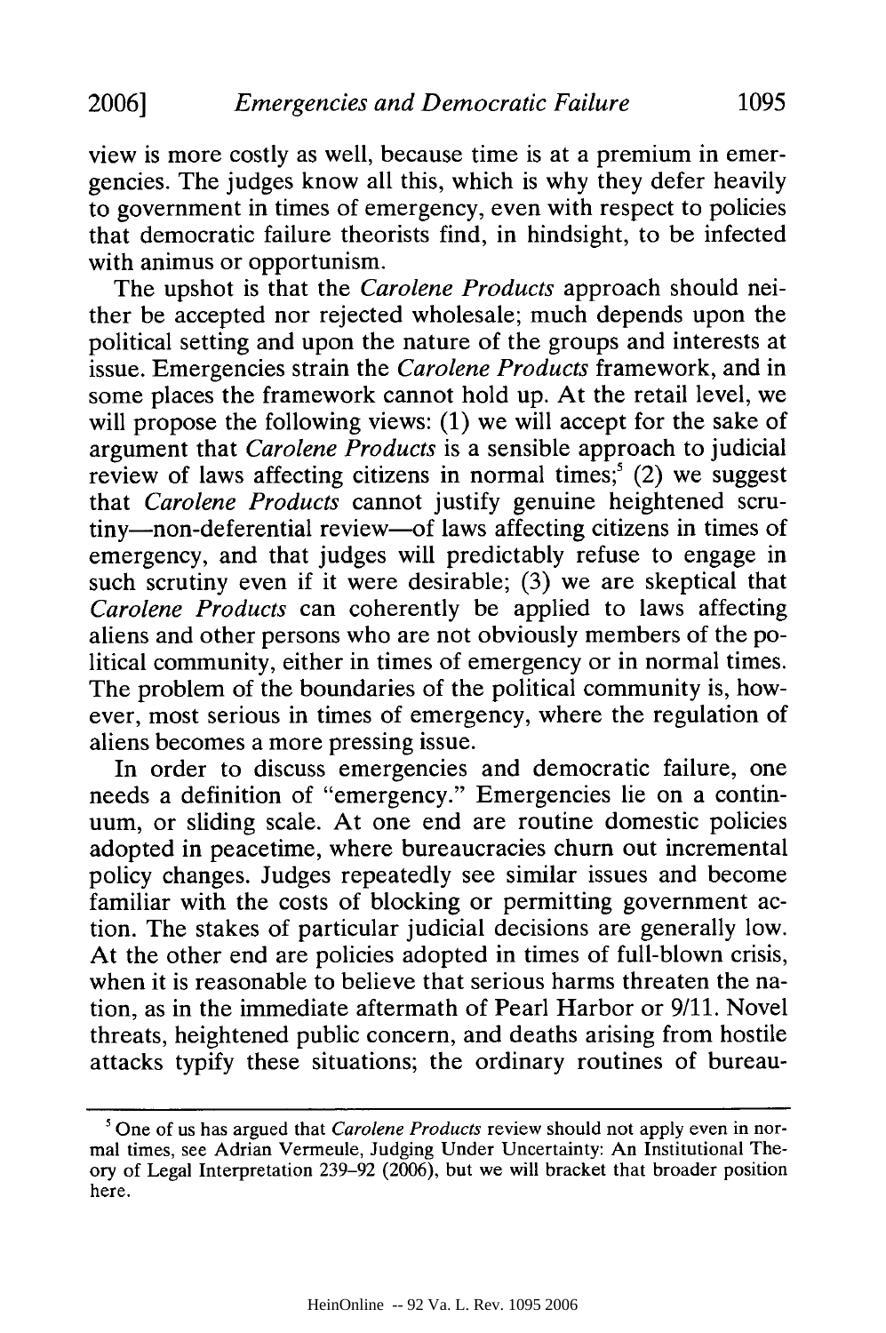view is more costly as well, because time is at a premium in emergencies. The judges know all this, which is why they defer heavily to government in times of emergency, even with respect to policies that democratic failure theorists find, in hindsight, to be infected with animus or opportunism.

The upshot is that the *Carolene Products* approach should neither be accepted nor rejected wholesale; much depends upon the political setting and upon the nature of the groups and interests at issue. Emergencies strain the *Carolene Products* framework, and in some places the framework cannot hold up. At the retail level, we will propose the following views: (1) we will accept for the sake of argument that *Carolene Products* is a sensible approach to judicial review of laws affecting citizens in normal times;[5] (2) we suggest that *Carolene Products* cannot justify genuine heightened scrutiny—non-deferential review—of laws affecting citizens in times of emergency, and that judges will predictably refuse to engage in such scrutiny even if it were desirable; (3) we are skeptical that *Carolene Products* can coherently be applied to laws affecting aliens and other persons who are not obviously members of the political community, either in times of emergency or in normal times. The problem of the boundaries of the political community is, however, most serious in times of emergency, where the regulation of aliens becomes a more pressing issue.

In order to discuss emergencies and democratic failure, one needs a definition of "emergency." Emergencies lie on a continuum, or sliding scale. At one end are routine domestic policies adopted in peacetime, where bureaucracies churn out incremental policy changes. Judges repeatedly see similar issues and become familiar with the costs of blocking or permitting government action. The stakes of particular judicial decisions are generally low. At the other end are policies adopted in times of full-blown crisis, when it is reasonable to believe that serious harms threaten the nation, as in the immediate aftermath of Pearl Harbor or 9/11. Novel threats, heightened public concern, and deaths arising from hostile attacks typify these situations; the ordinary routines of bureau-

---

[5] One of us has argued that *Carolene Products* review should not apply even in normal times, see Adrian Vermeule, Judging Under Uncertainty: An Institutional Theory of Legal Interpretation 239–92 (2006), but we will bracket that broader position here.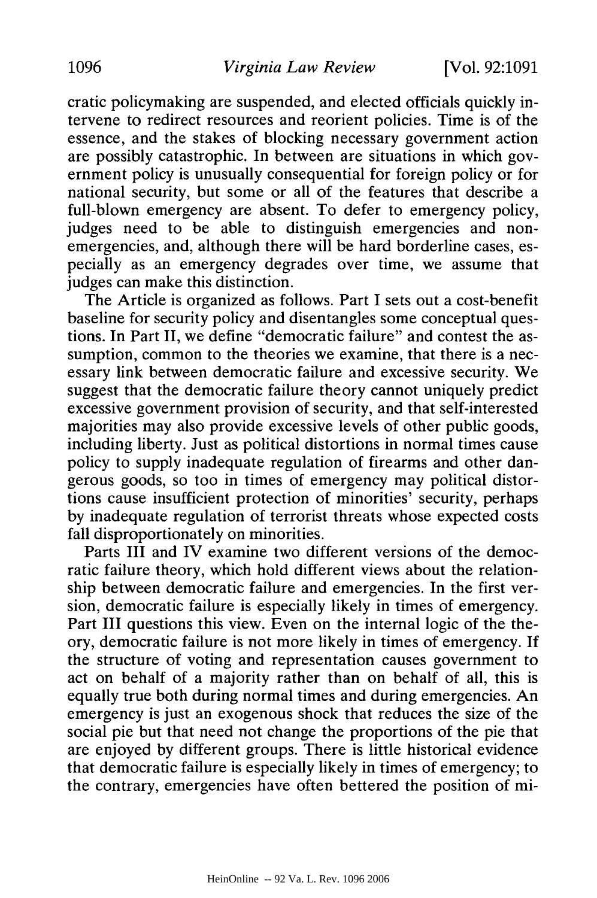cratic policymaking are suspended, and elected officials quickly intervene to redirect resources and reorient policies. Time is of the essence, and the stakes of blocking necessary government action are possibly catastrophic. In between are situations in which government policy is unusually consequential for foreign policy or for national security, but some or all of the features that describe a full-blown emergency are absent. To defer to emergency policy, judges need to be able to distinguish emergencies and non-emergencies, and, although there will be hard borderline cases, especially as an emergency degrades over time, we assume that judges can make this distinction.

The Article is organized as follows. Part I sets out a cost-benefit baseline for security policy and disentangles some conceptual questions. In Part II, we define "democratic failure" and contest the assumption, common to the theories we examine, that there is a necessary link between democratic failure and excessive security. We suggest that the democratic failure theory cannot uniquely predict excessive government provision of security, and that self-interested majorities may also provide excessive levels of other public goods, including liberty. Just as political distortions in normal times cause policy to supply inadequate regulation of firearms and other dangerous goods, so too in times of emergency may political distortions cause insufficient protection of minorities' security, perhaps by inadequate regulation of terrorist threats whose expected costs fall disproportionately on minorities.

Parts III and IV examine two different versions of the democratic failure theory, which hold different views about the relationship between democratic failure and emergencies. In the first version, democratic failure is especially likely in times of emergency. Part III questions this view. Even on the internal logic of the theory, democratic failure is not more likely in times of emergency. If the structure of voting and representation causes government to act on behalf of a majority rather than on behalf of all, this is equally true both during normal times and during emergencies. An emergency is just an exogenous shock that reduces the size of the social pie but that need not change the proportions of the pie that are enjoyed by different groups. There is little historical evidence that democratic failure is especially likely in times of emergency; to the contrary, emergencies have often bettered the position of mi-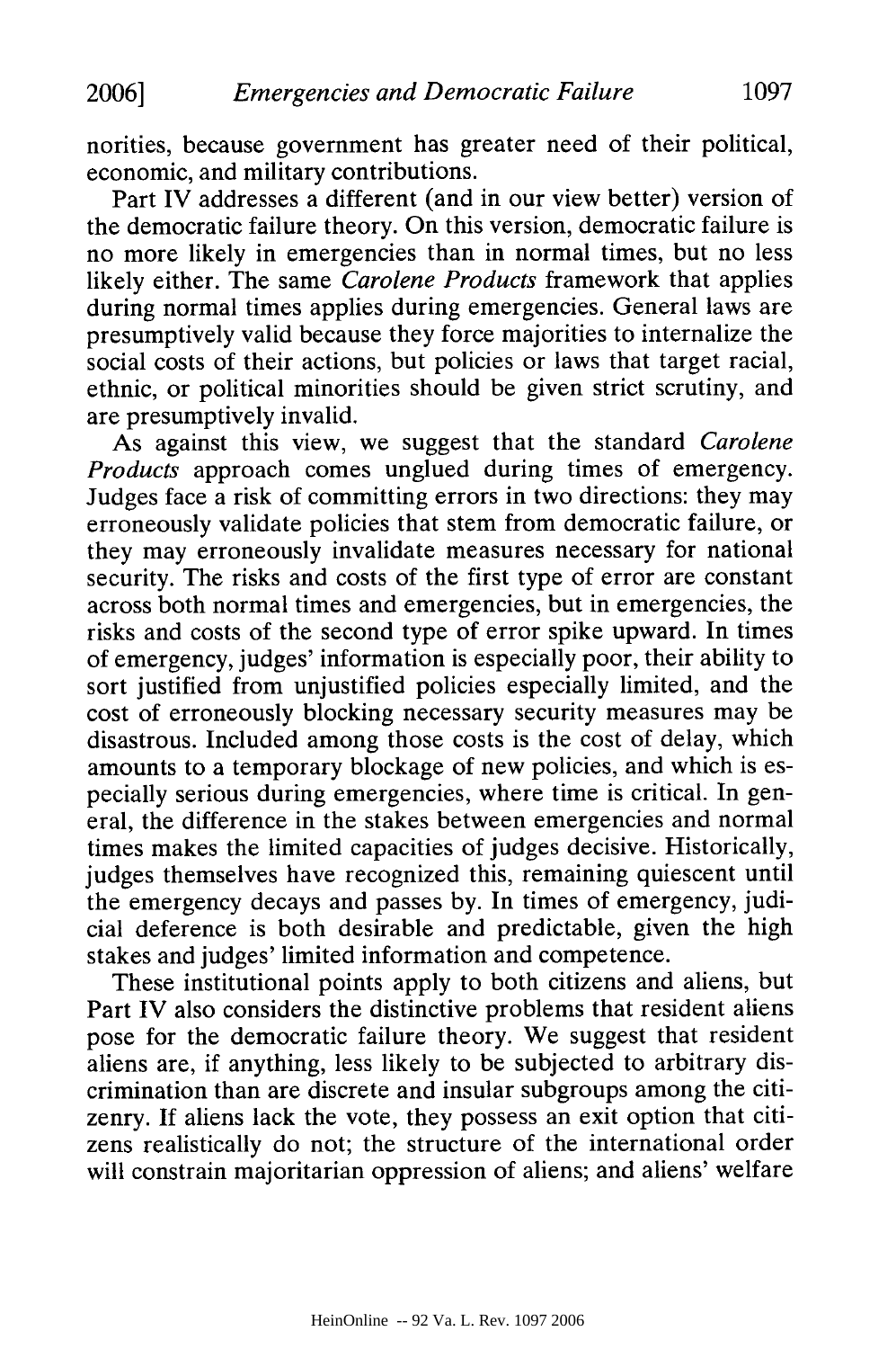norities, because government has greater need of their political, economic, and military contributions.

Part IV addresses a different (and in our view better) version of the democratic failure theory. On this version, democratic failure is no more likely in emergencies than in normal times, but no less likely either. The same *Carolene Products* framework that applies during normal times applies during emergencies. General laws are presumptively valid because they force majorities to internalize the social costs of their actions, but policies or laws that target racial, ethnic, or political minorities should be given strict scrutiny, and are presumptively invalid.

As against this view, we suggest that the standard *Carolene Products* approach comes unglued during times of emergency. Judges face a risk of committing errors in two directions: they may erroneously validate policies that stem from democratic failure, or they may erroneously invalidate measures necessary for national security. The risks and costs of the first type of error are constant across both normal times and emergencies, but in emergencies, the risks and costs of the second type of error spike upward. In times of emergency, judges' information is especially poor, their ability to sort justified from unjustified policies especially limited, and the cost of erroneously blocking necessary security measures may be disastrous. Included among those costs is the cost of delay, which amounts to a temporary blockage of new policies, and which is especially serious during emergencies, where time is critical. In general, the difference in the stakes between emergencies and normal times makes the limited capacities of judges decisive. Historically, judges themselves have recognized this, remaining quiescent until the emergency decays and passes by. In times of emergency, judicial deference is both desirable and predictable, given the high stakes and judges' limited information and competence.

These institutional points apply to both citizens and aliens, but Part IV also considers the distinctive problems that resident aliens pose for the democratic failure theory. We suggest that resident aliens are, if anything, less likely to be subjected to arbitrary discrimination than are discrete and insular subgroups among the citizenry. If aliens lack the vote, they possess an exit option that citizens realistically do not; the structure of the international order will constrain majoritarian oppression of aliens; and aliens' welfare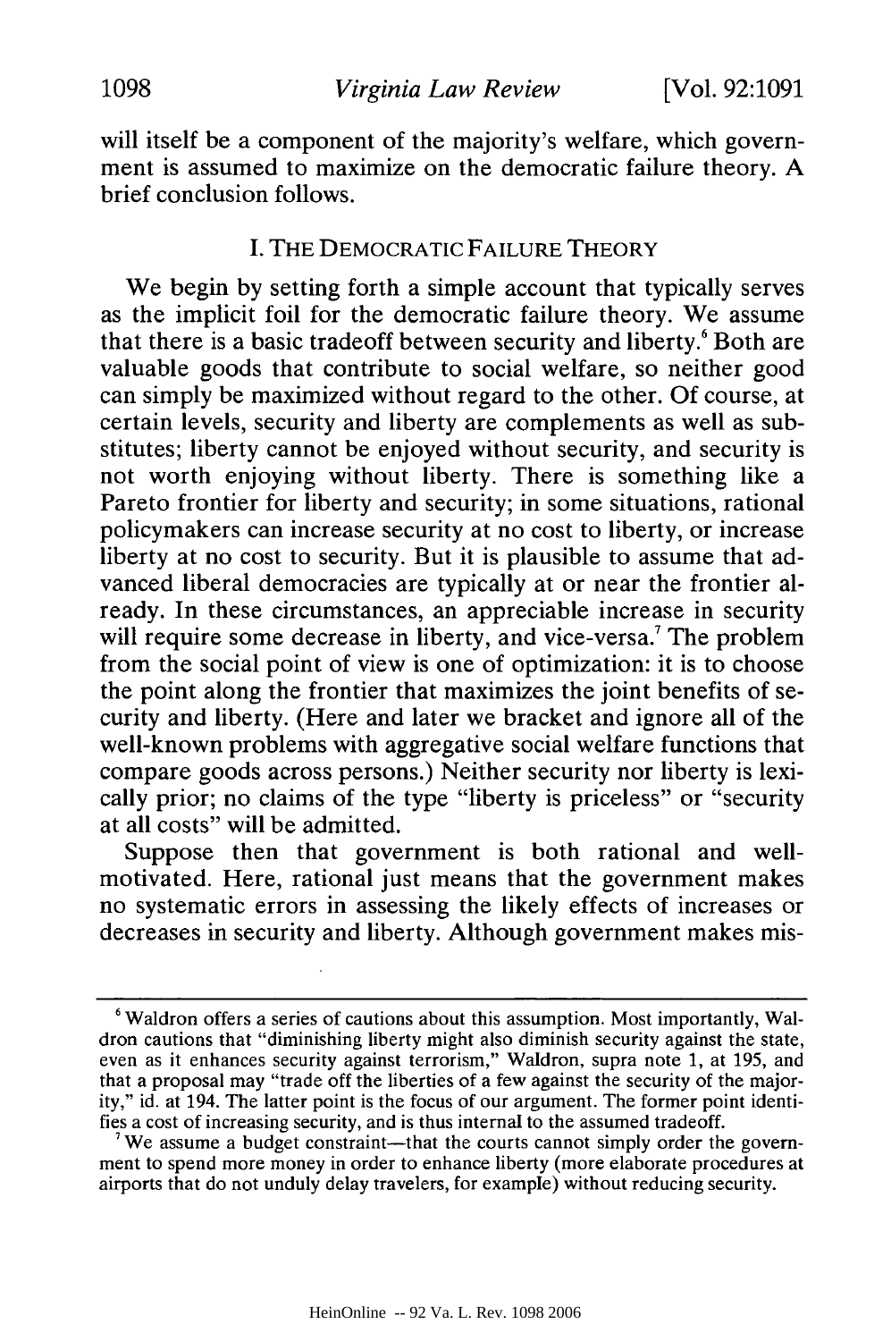will itself be a component of the majority's welfare, which government is assumed to maximize on the democratic failure theory. A brief conclusion follows.

## I. THE DEMOCRATIC FAILURE THEORY

We begin by setting forth a simple account that typically serves as the implicit foil for the democratic failure theory. We assume that there is a basic tradeoff between security and liberty.[6] Both are valuable goods that contribute to social welfare, so neither good can simply be maximized without regard to the other. Of course, at certain levels, security and liberty are complements as well as substitutes; liberty cannot be enjoyed without security, and security is not worth enjoying without liberty. There is something like a Pareto frontier for liberty and security; in some situations, rational policymakers can increase security at no cost to liberty, or increase liberty at no cost to security. But it is plausible to assume that advanced liberal democracies are typically at or near the frontier already. In these circumstances, an appreciable increase in security will require some decrease in liberty, and vice-versa.[7] The problem from the social point of view is one of optimization: it is to choose the point along the frontier that maximizes the joint benefits of security and liberty. (Here and later we bracket and ignore all of the well-known problems with aggregative social welfare functions that compare goods across persons.) Neither security nor liberty is lexically prior; no claims of the type "liberty is priceless" or "security at all costs" will be admitted.

Suppose then that government is both rational and well-motivated. Here, rational just means that the government makes no systematic errors in assessing the likely effects of increases or decreases in security and liberty. Although government makes mis-

---

[6] Waldron offers a series of cautions about this assumption. Most importantly, Waldron cautions that "diminishing liberty might also diminish security against the state, even as it enhances security against terrorism," Waldron, supra note 1, at 195, and that a proposal may "trade off the liberties of a few against the security of the majority," id. at 194. The latter point is the focus of our argument. The former point identifies a cost of increasing security, and is thus internal to the assumed tradeoff.

[7] We assume a budget constraint—that the courts cannot simply order the government to spend more money in order to enhance liberty (more elaborate procedures at airports that do not unduly delay travelers, for example) without reducing security.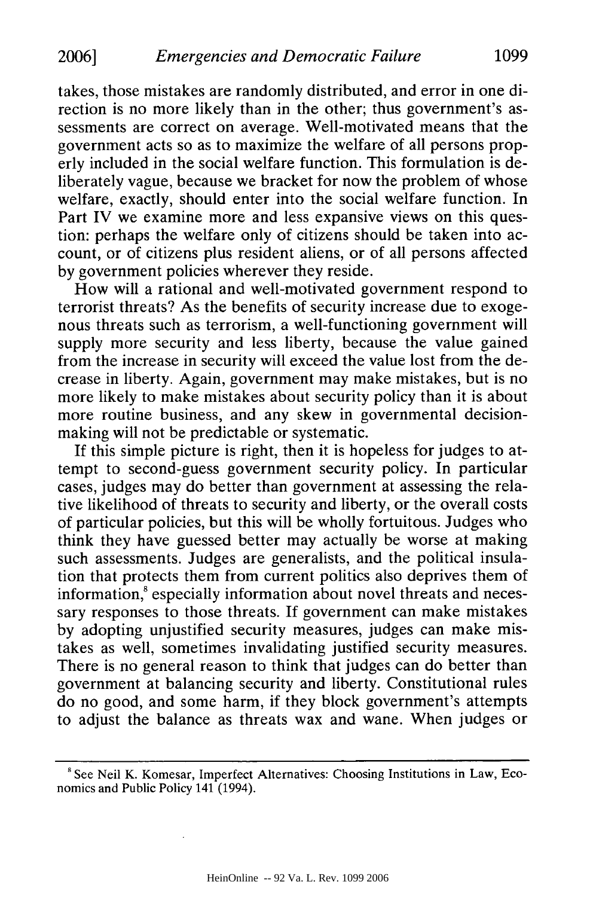takes, those mistakes are randomly distributed, and error in one direction is no more likely than in the other; thus government's assessments are correct on average. Well-motivated means that the government acts so as to maximize the welfare of all persons properly included in the social welfare function. This formulation is deliberately vague, because we bracket for now the problem of whose welfare, exactly, should enter into the social welfare function. In Part IV we examine more and less expansive views on this question: perhaps the welfare only of citizens should be taken into account, or of citizens plus resident aliens, or of all persons affected by government policies wherever they reside.

How will a rational and well-motivated government respond to terrorist threats? As the benefits of security increase due to exogenous threats such as terrorism, a well-functioning government will supply more security and less liberty, because the value gained from the increase in security will exceed the value lost from the decrease in liberty. Again, government may make mistakes, but is no more likely to make mistakes about security policy than it is about more routine business, and any skew in governmental decisionmaking will not be predictable or systematic.

If this simple picture is right, then it is hopeless for judges to attempt to second-guess government security policy. In particular cases, judges may do better than government at assessing the relative likelihood of threats to security and liberty, or the overall costs of particular policies, but this will be wholly fortuitous. Judges who think they have guessed better may actually be worse at making such assessments. Judges are generalists, and the political insulation that protects them from current politics also deprives them of information,[8] especially information about novel threats and necessary responses to those threats. If government can make mistakes by adopting unjustified security measures, judges can make mistakes as well, sometimes invalidating justified security measures. There is no general reason to think that judges can do better than government at balancing security and liberty. Constitutional rules do no good, and some harm, if they block government's attempts to adjust the balance as threats wax and wane. When judges or

[8] See Neil K. Komesar, Imperfect Alternatives: Choosing Institutions in Law, Economics and Public Policy 141 (1994).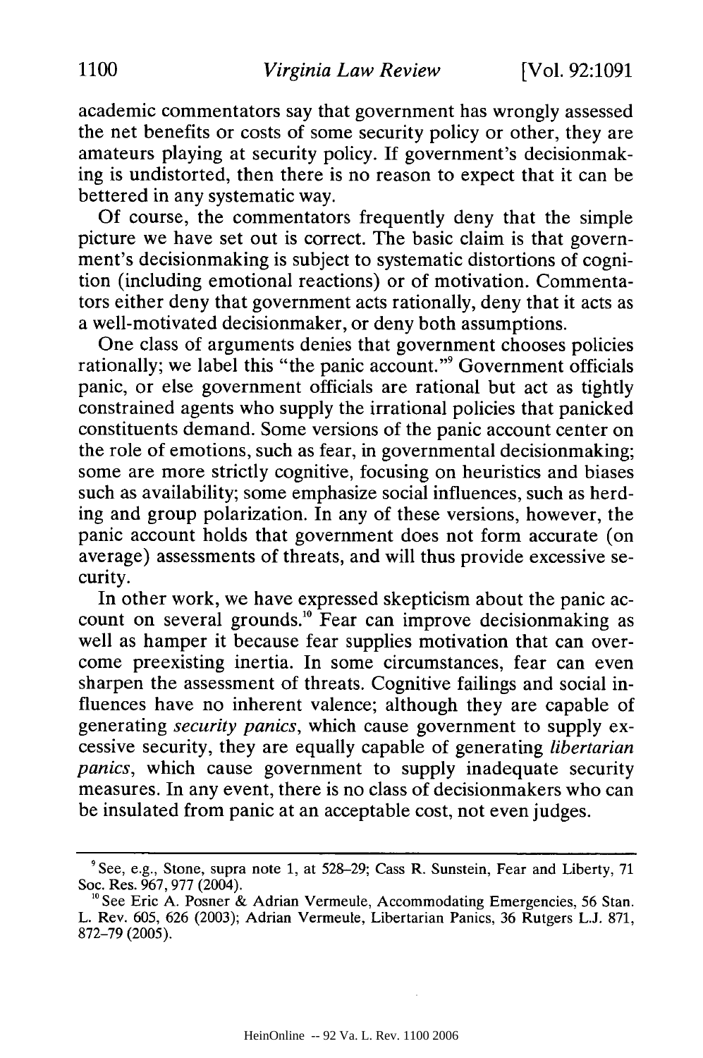academic commentators say that government has wrongly assessed the net benefits or costs of some security policy or other, they are amateurs playing at security policy. If government's decisionmaking is undistorted, then there is no reason to expect that it can be bettered in any systematic way.

Of course, the commentators frequently deny that the simple picture we have set out is correct. The basic claim is that government's decisionmaking is subject to systematic distortions of cognition (including emotional reactions) or of motivation. Commentators either deny that government acts rationally, deny that it acts as a well-motivated decisionmaker, or deny both assumptions.

One class of arguments denies that government chooses policies rationally; we label this "the panic account."[9] Government officials panic, or else government officials are rational but act as tightly constrained agents who supply the irrational policies that panicked constituents demand. Some versions of the panic account center on the role of emotions, such as fear, in governmental decisionmaking; some are more strictly cognitive, focusing on heuristics and biases such as availability; some emphasize social influences, such as herding and group polarization. In any of these versions, however, the panic account holds that government does not form accurate (on average) assessments of threats, and will thus provide excessive security.

In other work, we have expressed skepticism about the panic account on several grounds.[10] Fear can improve decisionmaking as well as hamper it because fear supplies motivation that can overcome preexisting inertia. In some circumstances, fear can even sharpen the assessment of threats. Cognitive failings and social influences have no inherent valence; although they are capable of generating *security panics*, which cause government to supply excessive security, they are equally capable of generating *libertarian panics*, which cause government to supply inadequate security measures. In any event, there is no class of decisionmakers who can be insulated from panic at an acceptable cost, not even judges.

---

[9] See, e.g., Stone, supra note 1, at 528–29; Cass R. Sunstein, Fear and Liberty, 71 Soc. Res. 967, 977 (2004).

[10] See Eric A. Posner & Adrian Vermeule, Accommodating Emergencies, 56 Stan. L. Rev. 605, 626 (2003); Adrian Vermeule, Libertarian Panics, 36 Rutgers L.J. 871, 872–79 (2005).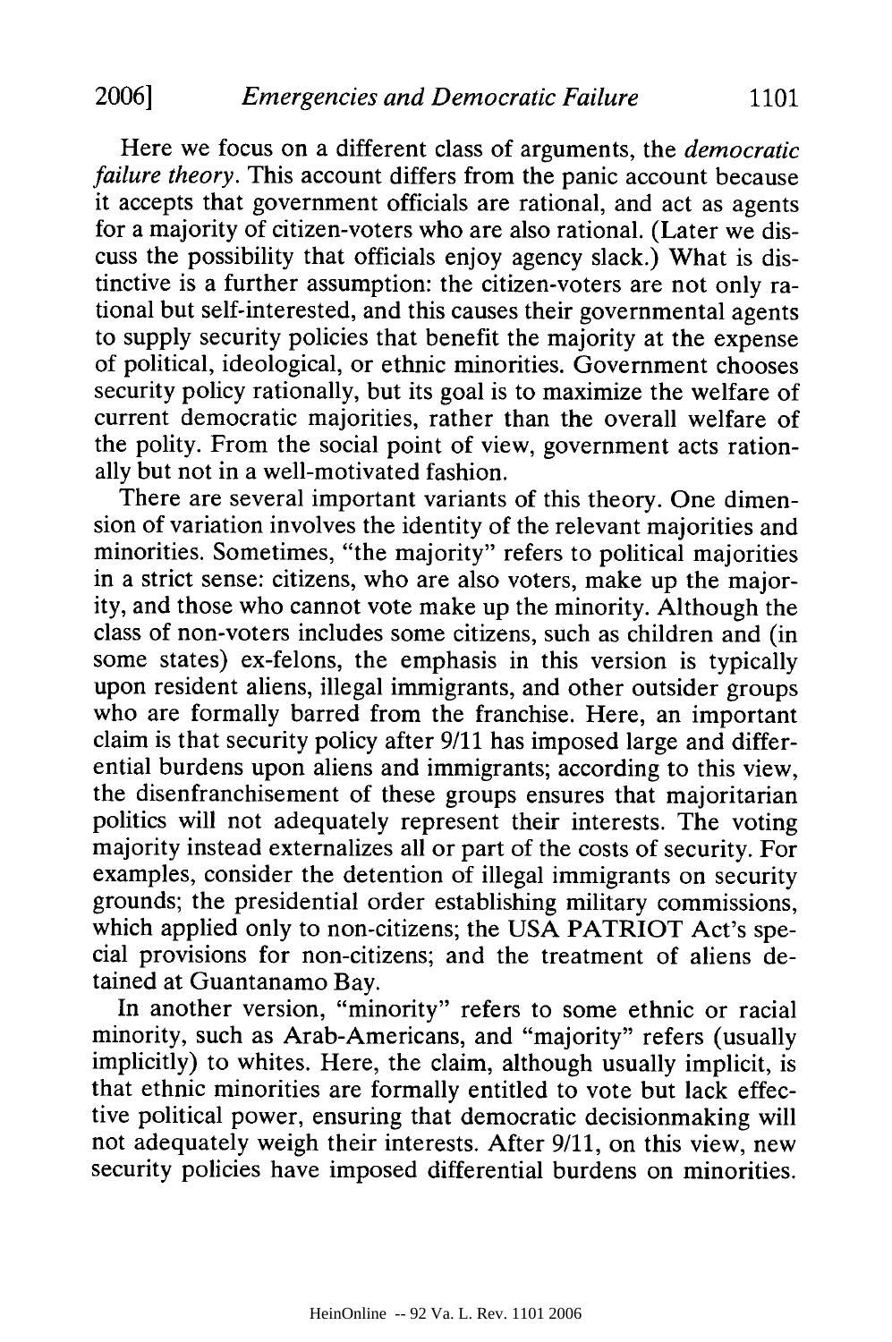Here we focus on a different class of arguments, the *democratic failure theory*. This account differs from the panic account because it accepts that government officials are rational, and act as agents for a majority of citizen-voters who are also rational. (Later we discuss the possibility that officials enjoy agency slack.) What is distinctive is a further assumption: the citizen-voters are not only rational but self-interested, and this causes their governmental agents to supply security policies that benefit the majority at the expense of political, ideological, or ethnic minorities. Government chooses security policy rationally, but its goal is to maximize the welfare of current democratic majorities, rather than the overall welfare of the polity. From the social point of view, government acts rationally but not in a well-motivated fashion.

There are several important variants of this theory. One dimension of variation involves the identity of the relevant majorities and minorities. Sometimes, "the majority" refers to political majorities in a strict sense: citizens, who are also voters, make up the majority, and those who cannot vote make up the minority. Although the class of non-voters includes some citizens, such as children and (in some states) ex-felons, the emphasis in this version is typically upon resident aliens, illegal immigrants, and other outsider groups who are formally barred from the franchise. Here, an important claim is that security policy after 9/11 has imposed large and differential burdens upon aliens and immigrants; according to this view, the disenfranchisement of these groups ensures that majoritarian politics will not adequately represent their interests. The voting majority instead externalizes all or part of the costs of security. For examples, consider the detention of illegal immigrants on security grounds; the presidential order establishing military commissions, which applied only to non-citizens; the USA PATRIOT Act's special provisions for non-citizens; and the treatment of aliens detained at Guantanamo Bay.

In another version, "minority" refers to some ethnic or racial minority, such as Arab-Americans, and "majority" refers (usually implicitly) to whites. Here, the claim, although usually implicit, is that ethnic minorities are formally entitled to vote but lack effective political power, ensuring that democratic decisionmaking will not adequately weigh their interests. After 9/11, on this view, new security policies have imposed differential burdens on minorities.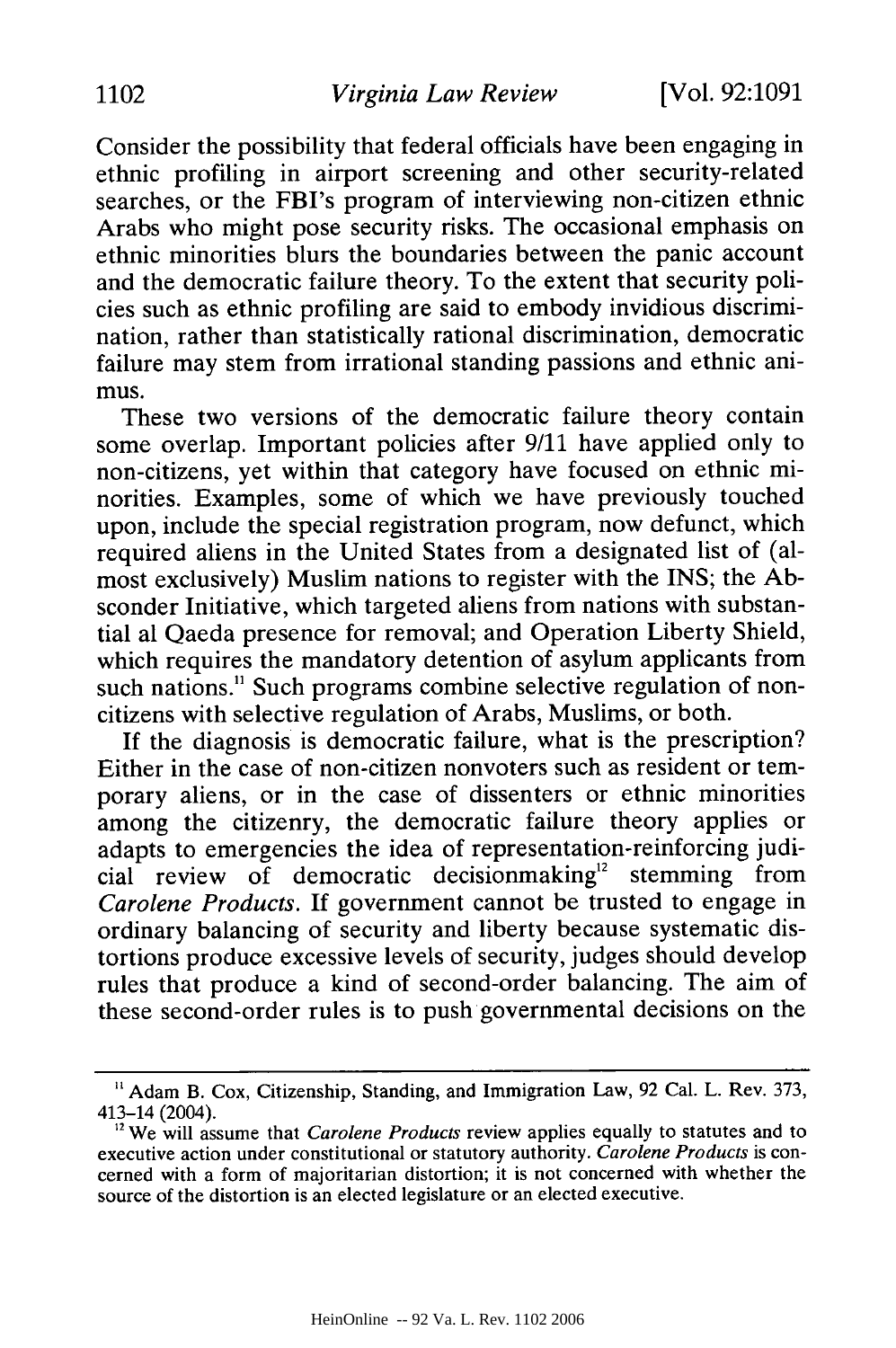Consider the possibility that federal officials have been engaging in ethnic profiling in airport screening and other security-related searches, or the FBI's program of interviewing non-citizen ethnic Arabs who might pose security risks. The occasional emphasis on ethnic minorities blurs the boundaries between the panic account and the democratic failure theory. To the extent that security policies such as ethnic profiling are said to embody invidious discrimination, rather than statistically rational discrimination, democratic failure may stem from irrational standing passions and ethnic animus.

These two versions of the democratic failure theory contain some overlap. Important policies after 9/11 have applied only to non-citizens, yet within that category have focused on ethnic minorities. Examples, some of which we have previously touched upon, include the special registration program, now defunct, which required aliens in the United States from a designated list of (almost exclusively) Muslim nations to register with the INS; the Absconder Initiative, which targeted aliens from nations with substantial al Qaeda presence for removal; and Operation Liberty Shield, which requires the mandatory detention of asylum applicants from such nations.[11] Such programs combine selective regulation of non-citizens with selective regulation of Arabs, Muslims, or both.

If the diagnosis is democratic failure, what is the prescription? Either in the case of non-citizen nonvoters such as resident or temporary aliens, or in the case of dissenters or ethnic minorities among the citizenry, the democratic failure theory applies or adapts to emergencies the idea of representation-reinforcing judicial review of democratic decisionmaking[12] stemming from *Carolene Products*. If government cannot be trusted to engage in ordinary balancing of security and liberty because systematic distortions produce excessive levels of security, judges should develop rules that produce a kind of second-order balancing. The aim of these second-order rules is to push governmental decisions on the

---

[11] Adam B. Cox, Citizenship, Standing, and Immigration Law, 92 Cal. L. Rev. 373, 413–14 (2004).

[12] We will assume that *Carolene Products* review applies equally to statutes and to executive action under constitutional or statutory authority. *Carolene Products* is concerned with a form of majoritarian distortion; it is not concerned with whether the source of the distortion is an elected legislature or an elected executive.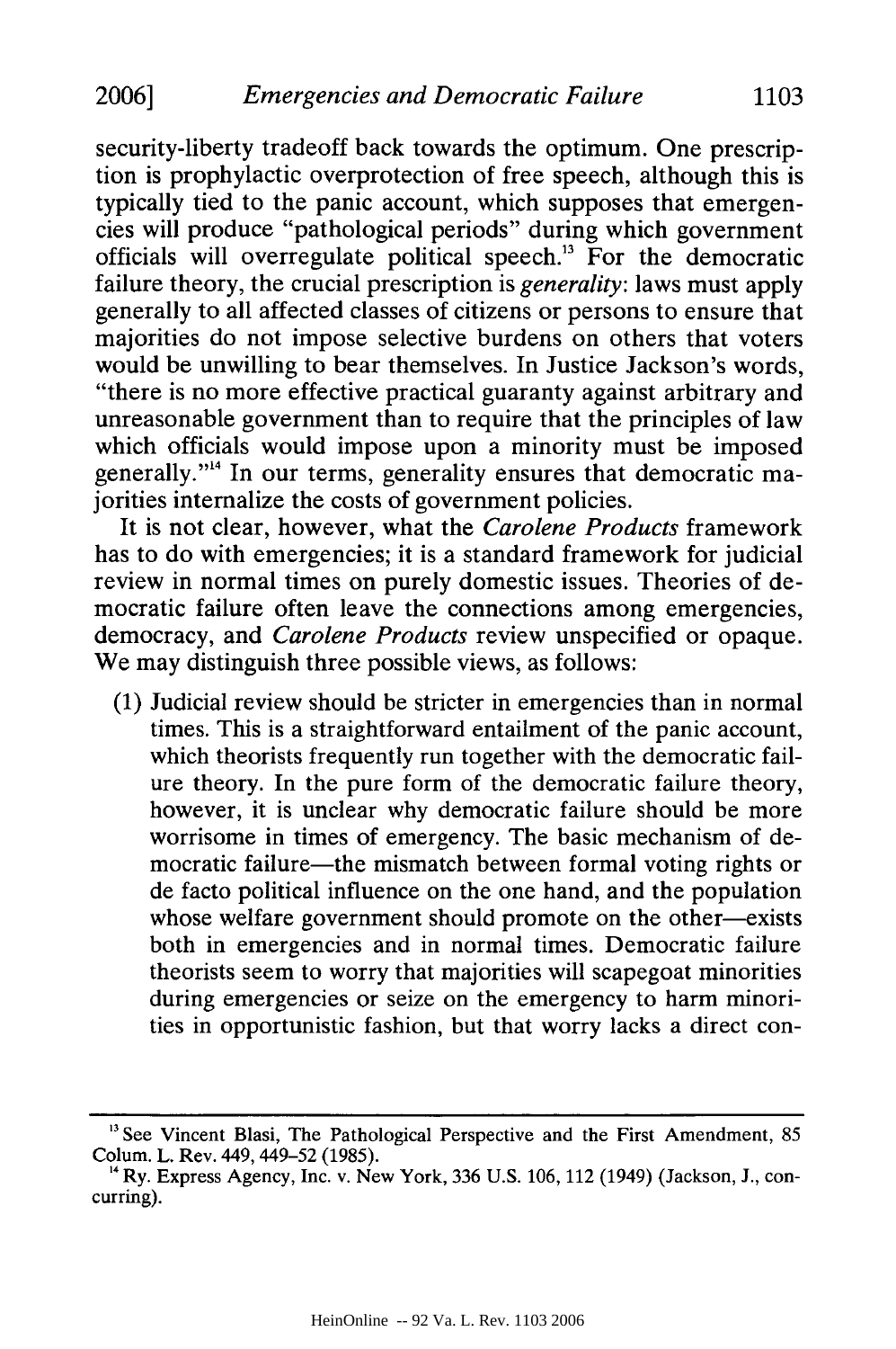security-liberty tradeoff back towards the optimum. One prescription is prophylactic overprotection of free speech, although this is typically tied to the panic account, which supposes that emergencies will produce "pathological periods" during which government officials will overregulate political speech.[13] For the democratic failure theory, the crucial prescription is *generality*: laws must apply generally to all affected classes of citizens or persons to ensure that majorities do not impose selective burdens on others that voters would be unwilling to bear themselves. In Justice Jackson's words, "there is no more effective practical guaranty against arbitrary and unreasonable government than to require that the principles of law which officials would impose upon a minority must be imposed generally."[14] In our terms, generality ensures that democratic majorities internalize the costs of government policies.

It is not clear, however, what the *Carolene Products* framework has to do with emergencies; it is a standard framework for judicial review in normal times on purely domestic issues. Theories of democratic failure often leave the connections among emergencies, democracy, and *Carolene Products* review unspecified or opaque. We may distinguish three possible views, as follows:

(1) Judicial review should be stricter in emergencies than in normal times. This is a straightforward entailment of the panic account, which theorists frequently run together with the democratic failure theory. In the pure form of the democratic failure theory, however, it is unclear why democratic failure should be more worrisome in times of emergency. The basic mechanism of democratic failure—the mismatch between formal voting rights or de facto political influence on the one hand, and the population whose welfare government should promote on the other—exists both in emergencies and in normal times. Democratic failure theorists seem to worry that majorities will scapegoat minorities during emergencies or seize on the emergency to harm minorities in opportunistic fashion, but that worry lacks a direct con-

---

[13] See Vincent Blasi, The Pathological Perspective and the First Amendment, 85 Colum. L. Rev. 449, 449–52 (1985).

[14] Ry. Express Agency, Inc. v. New York, 336 U.S. 106, 112 (1949) (Jackson, J., concurring).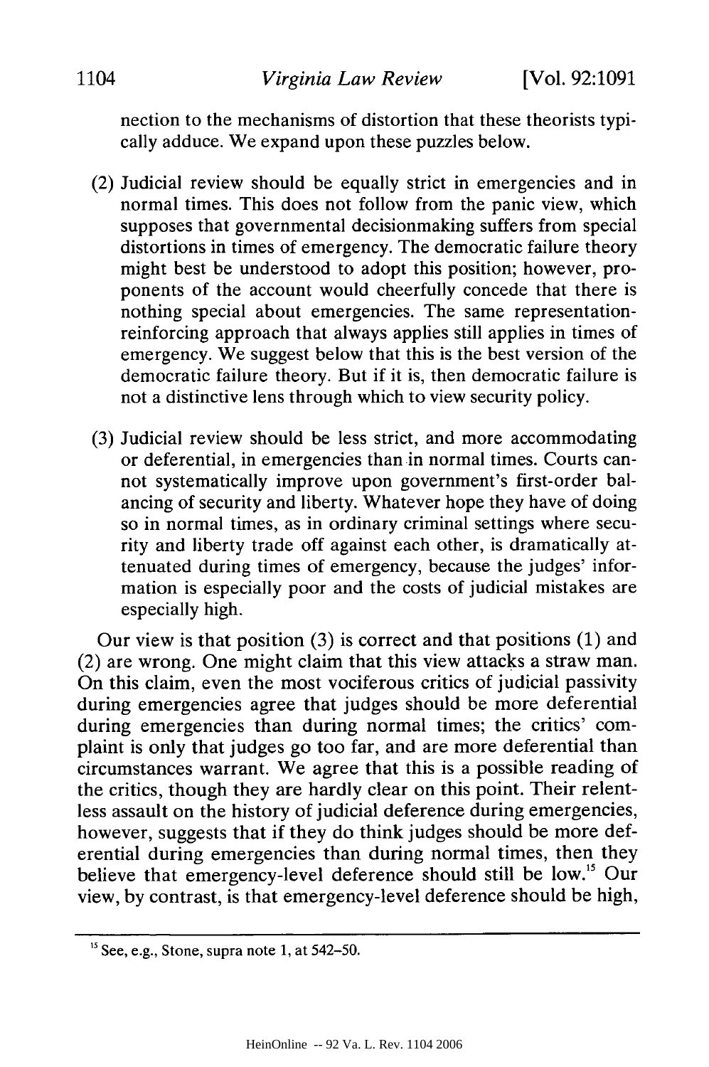nection to the mechanisms of distortion that these theorists typically adduce. We expand upon these puzzles below.

(2) Judicial review should be equally strict in emergencies and in normal times. This does not follow from the panic view, which supposes that governmental decisionmaking suffers from special distortions in times of emergency. The democratic failure theory might best be understood to adopt this position; however, proponents of the account would cheerfully concede that there is nothing special about emergencies. The same representation-reinforcing approach that always applies still applies in times of emergency. We suggest below that this is the best version of the democratic failure theory. But if it is, then democratic failure is not a distinctive lens through which to view security policy.

(3) Judicial review should be less strict, and more accommodating or deferential, in emergencies than in normal times. Courts cannot systematically improve upon government's first-order balancing of security and liberty. Whatever hope they have of doing so in normal times, as in ordinary criminal settings where security and liberty trade off against each other, is dramatically attenuated during times of emergency, because the judges' information is especially poor and the costs of judicial mistakes are especially high.

Our view is that position (3) is correct and that positions (1) and (2) are wrong. One might claim that this view attacks a straw man. On this claim, even the most vociferous critics of judicial passivity during emergencies agree that judges should be more deferential during emergencies than during normal times; the critics' complaint is only that judges go too far, and are more deferential than circumstances warrant. We agree that this is a possible reading of the critics, though they are hardly clear on this point. Their relentless assault on the history of judicial deference during emergencies, however, suggests that if they do think judges should be more deferential during emergencies than during normal times, then they believe that emergency-level deference should still be low.[15] Our view, by contrast, is that emergency-level deference should be high,

[15] See, e.g., Stone, supra note 1, at 542–50.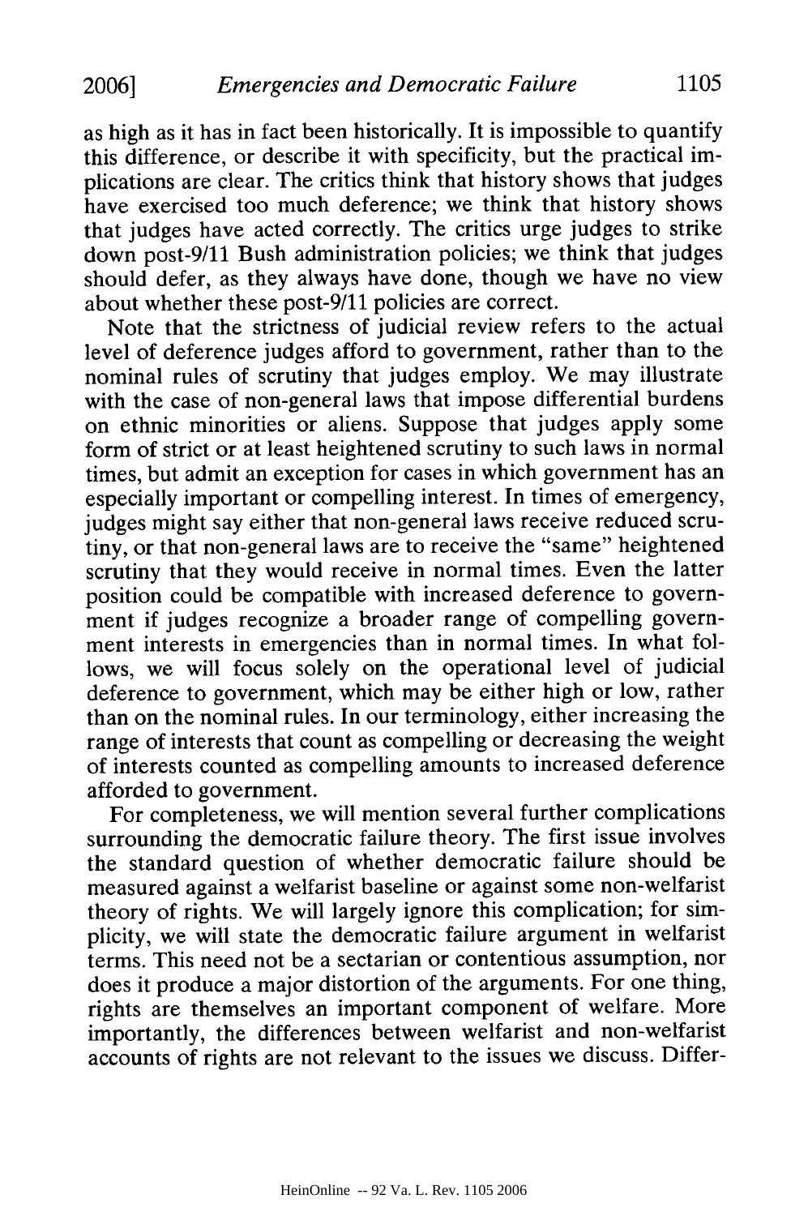as high as it has in fact been historically. It is impossible to quantify this difference, or describe it with specificity, but the practical implications are clear. The critics think that history shows that judges have exercised too much deference; we think that history shows that judges have acted correctly. The critics urge judges to strike down post-9/11 Bush administration policies; we think that judges should defer, as they always have done, though we have no view about whether these post-9/11 policies are correct.

Note that the strictness of judicial review refers to the actual level of deference judges afford to government, rather than to the nominal rules of scrutiny that judges employ. We may illustrate with the case of non-general laws that impose differential burdens on ethnic minorities or aliens. Suppose that judges apply some form of strict or at least heightened scrutiny to such laws in normal times, but admit an exception for cases in which government has an especially important or compelling interest. In times of emergency, judges might say either that non-general laws receive reduced scrutiny, or that non-general laws are to receive the "same" heightened scrutiny that they would receive in normal times. Even the latter position could be compatible with increased deference to government if judges recognize a broader range of compelling government interests in emergencies than in normal times. In what follows, we will focus solely on the operational level of judicial deference to government, which may be either high or low, rather than on the nominal rules. In our terminology, either increasing the range of interests that count as compelling or decreasing the weight of interests counted as compelling amounts to increased deference afforded to government.

For completeness, we will mention several further complications surrounding the democratic failure theory. The first issue involves the standard question of whether democratic failure should be measured against a welfarist baseline or against some non-welfarist theory of rights. We will largely ignore this complication; for simplicity, we will state the democratic failure argument in welfarist terms. This need not be a sectarian or contentious assumption, nor does it produce a major distortion of the arguments. For one thing, rights are themselves an important component of welfare. More importantly, the differences between welfarist and non-welfarist accounts of rights are not relevant to the issues we discuss. Differ-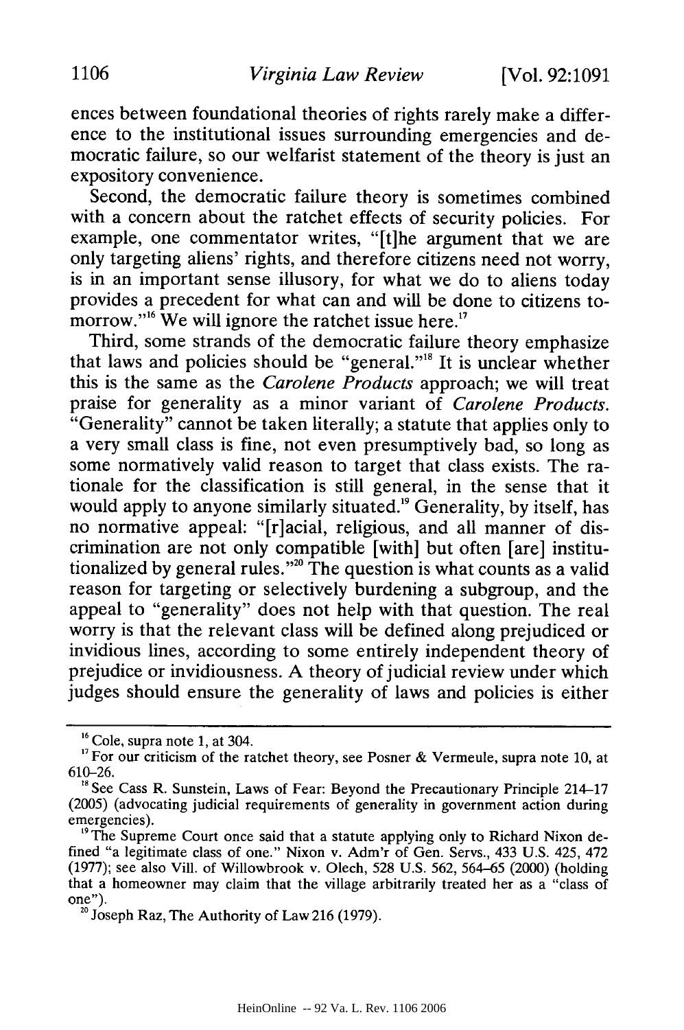ences between foundational theories of rights rarely make a difference to the institutional issues surrounding emergencies and democratic failure, so our welfarist statement of the theory is just an expository convenience.

Second, the democratic failure theory is sometimes combined with a concern about the ratchet effects of security policies. For example, one commentator writes, "[t]he argument that we are only targeting aliens' rights, and therefore citizens need not worry, is in an important sense illusory, for what we do to aliens today provides a precedent for what can and will be done to citizens tomorrow."[16] We will ignore the ratchet issue here.[17]

Third, some strands of the democratic failure theory emphasize that laws and policies should be "general."[18] It is unclear whether this is the same as the *Carolene Products* approach; we will treat praise for generality as a minor variant of *Carolene Products*. "Generality" cannot be taken literally; a statute that applies only to a very small class is fine, not even presumptively bad, so long as some normatively valid reason to target that class exists. The rationale for the classification is still general, in the sense that it would apply to anyone similarly situated.[19] Generality, by itself, has no normative appeal: "[r]acial, religious, and all manner of discrimination are not only compatible [with] but often [are] institutionalized by general rules."[20] The question is what counts as a valid reason for targeting or selectively burdening a subgroup, and the appeal to "generality" does not help with that question. The real worry is that the relevant class will be defined along prejudiced or invidious lines, according to some entirely independent theory of prejudice or invidiousness. A theory of judicial review under which judges should ensure the generality of laws and policies is either

---

[16] Cole, supra note 1, at 304.

[17] For our criticism of the ratchet theory, see Posner & Vermeule, supra note 10, at 610–26.

[18] See Cass R. Sunstein, Laws of Fear: Beyond the Precautionary Principle 214–17 (2005) (advocating judicial requirements of generality in government action during emergencies).

[19] The Supreme Court once said that a statute applying only to Richard Nixon defined "a legitimate class of one." Nixon v. Adm'r of Gen. Servs., 433 U.S. 425, 472 (1977); see also Vill. of Willowbrook v. Olech, 528 U.S. 562, 564–65 (2000) (holding that a homeowner may claim that the village arbitrarily treated her as a "class of one").

[20] Joseph Raz, The Authority of Law 216 (1979).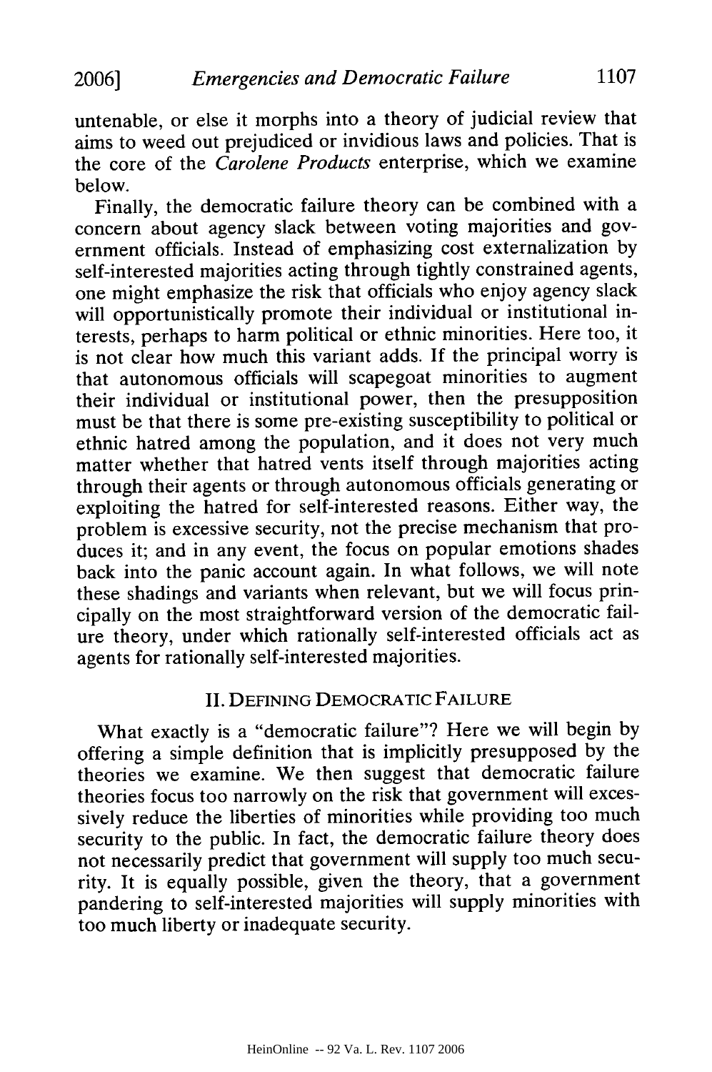untenable, or else it morphs into a theory of judicial review that aims to weed out prejudiced or invidious laws and policies. That is the core of the *Carolene Products* enterprise, which we examine below.

Finally, the democratic failure theory can be combined with a concern about agency slack between voting majorities and government officials. Instead of emphasizing cost externalization by self-interested majorities acting through tightly constrained agents, one might emphasize the risk that officials who enjoy agency slack will opportunistically promote their individual or institutional interests, perhaps to harm political or ethnic minorities. Here too, it is not clear how much this variant adds. If the principal worry is that autonomous officials will scapegoat minorities to augment their individual or institutional power, then the presupposition must be that there is some pre-existing susceptibility to political or ethnic hatred among the population, and it does not very much matter whether that hatred vents itself through majorities acting through their agents or through autonomous officials generating or exploiting the hatred for self-interested reasons. Either way, the problem is excessive security, not the precise mechanism that produces it; and in any event, the focus on popular emotions shades back into the panic account again. In what follows, we will note these shadings and variants when relevant, but we will focus principally on the most straightforward version of the democratic failure theory, under which rationally self-interested officials act as agents for rationally self-interested majorities.

## II. Defining Democratic Failure

What exactly is a "democratic failure"? Here we will begin by offering a simple definition that is implicitly presupposed by the theories we examine. We then suggest that democratic failure theories focus too narrowly on the risk that government will excessively reduce the liberties of minorities while providing too much security to the public. In fact, the democratic failure theory does not necessarily predict that government will supply too much security. It is equally possible, given the theory, that a government pandering to self-interested majorities will supply minorities with too much liberty or inadequate security.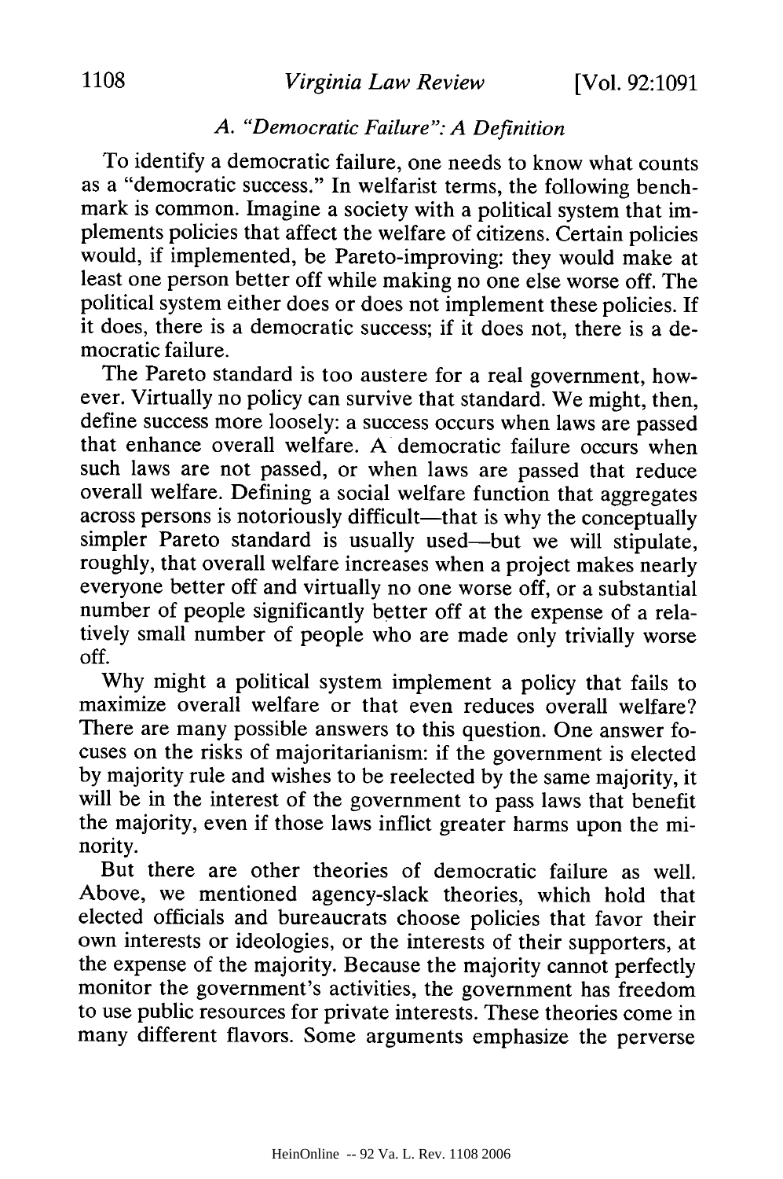### A. *"Democratic Failure": A Definition*

To identify a democratic failure, one needs to know what counts as a "democratic success." In welfarist terms, the following benchmark is common. Imagine a society with a political system that implements policies that affect the welfare of citizens. Certain policies would, if implemented, be Pareto-improving: they would make at least one person better off while making no one else worse off. The political system either does or does not implement these policies. If it does, there is a democratic success; if it does not, there is a democratic failure.

The Pareto standard is too austere for a real government, however. Virtually no policy can survive that standard. We might, then, define success more loosely: a success occurs when laws are passed that enhance overall welfare. A democratic failure occurs when such laws are not passed, or when laws are passed that reduce overall welfare. Defining a social welfare function that aggregates across persons is notoriously difficult—that is why the conceptually simpler Pareto standard is usually used—but we will stipulate, roughly, that overall welfare increases when a project makes nearly everyone better off and virtually no one worse off, or a substantial number of people significantly better off at the expense of a relatively small number of people who are made only trivially worse off.

Why might a political system implement a policy that fails to maximize overall welfare or that even reduces overall welfare? There are many possible answers to this question. One answer focuses on the risks of majoritarianism: if the government is elected by majority rule and wishes to be reelected by the same majority, it will be in the interest of the government to pass laws that benefit the majority, even if those laws inflict greater harms upon the minority.

But there are other theories of democratic failure as well. Above, we mentioned agency-slack theories, which hold that elected officials and bureaucrats choose policies that favor their own interests or ideologies, or the interests of their supporters, at the expense of the majority. Because the majority cannot perfectly monitor the government's activities, the government has freedom to use public resources for private interests. These theories come in many different flavors. Some arguments emphasize the perverse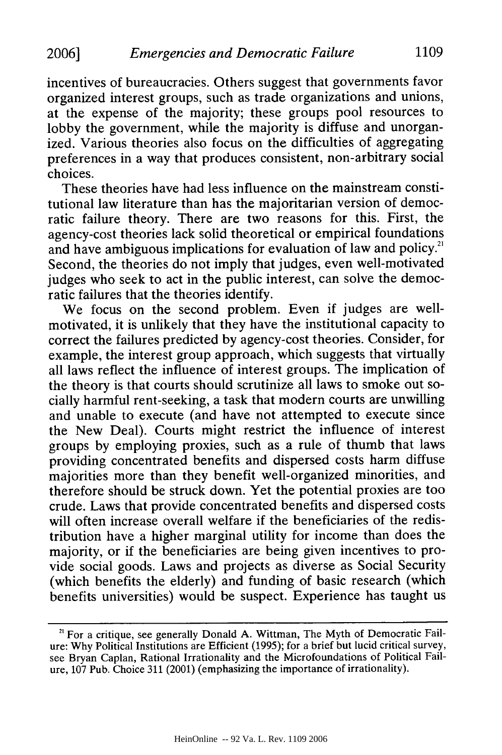incentives of bureaucracies. Others suggest that governments favor organized interest groups, such as trade organizations and unions, at the expense of the majority; these groups pool resources to lobby the government, while the majority is diffuse and unorganized. Various theories also focus on the difficulties of aggregating preferences in a way that produces consistent, non-arbitrary social choices.

These theories have had less influence on the mainstream constitutional law literature than has the majoritarian version of democratic failure theory. There are two reasons for this. First, the agency-cost theories lack solid theoretical or empirical foundations and have ambiguous implications for evaluation of law and policy.[21] Second, the theories do not imply that judges, even well-motivated judges who seek to act in the public interest, can solve the democratic failures that the theories identify.

We focus on the second problem. Even if judges are well-motivated, it is unlikely that they have the institutional capacity to correct the failures predicted by agency-cost theories. Consider, for example, the interest group approach, which suggests that virtually all laws reflect the influence of interest groups. The implication of the theory is that courts should scrutinize all laws to smoke out socially harmful rent-seeking, a task that modern courts are unwilling and unable to execute (and have not attempted to execute since the New Deal). Courts might restrict the influence of interest groups by employing proxies, such as a rule of thumb that laws providing concentrated benefits and dispersed costs harm diffuse majorities more than they benefit well-organized minorities, and therefore should be struck down. Yet the potential proxies are too crude. Laws that provide concentrated benefits and dispersed costs will often increase overall welfare if the beneficiaries of the redistribution have a higher marginal utility for income than does the majority, or if the beneficiaries are being given incentives to provide social goods. Laws and projects as diverse as Social Security (which benefits the elderly) and funding of basic research (which benefits universities) would be suspect. Experience has taught us

---

[21] For a critique, see generally Donald A. Wittman, The Myth of Democratic Failure: Why Political Institutions are Efficient (1995); for a brief but lucid critical survey, see Bryan Caplan, Rational Irrationality and the Microfoundations of Political Failure, 107 Pub. Choice 311 (2001) (emphasizing the importance of irrationality).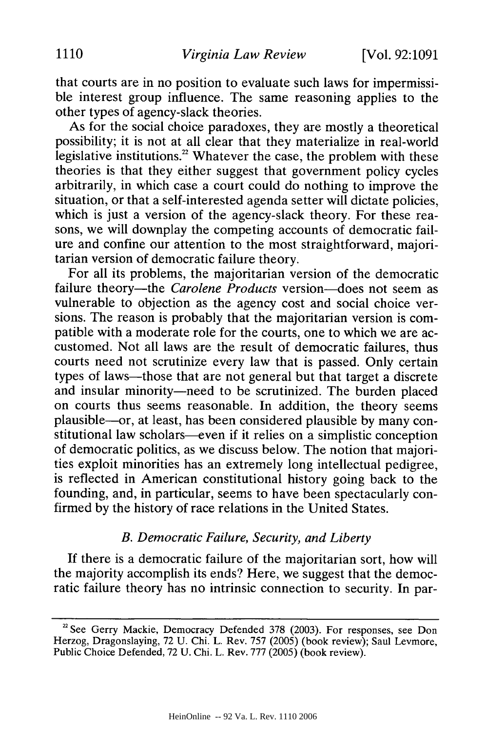that courts are in no position to evaluate such laws for impermissible interest group influence. The same reasoning applies to the other types of agency-slack theories.

As for the social choice paradoxes, they are mostly a theoretical possibility; it is not at all clear that they materialize in real-world legislative institutions.[22] Whatever the case, the problem with these theories is that they either suggest that government policy cycles arbitrarily, in which case a court could do nothing to improve the situation, or that a self-interested agenda setter will dictate policies, which is just a version of the agency-slack theory. For these reasons, we will downplay the competing accounts of democratic failure and confine our attention to the most straightforward, majoritarian version of democratic failure theory.

For all its problems, the majoritarian version of the democratic failure theory—the *Carolene Products* version—does not seem as vulnerable to objection as the agency cost and social choice versions. The reason is probably that the majoritarian version is compatible with a moderate role for the courts, one to which we are accustomed. Not all laws are the result of democratic failures, thus courts need not scrutinize every law that is passed. Only certain types of laws—those that are not general but that target a discrete and insular minority—need to be scrutinized. The burden placed on courts thus seems reasonable. In addition, the theory seems plausible—or, at least, has been considered plausible by many constitutional law scholars—even if it relies on a simplistic conception of democratic politics, as we discuss below. The notion that majorities exploit minorities has an extremely long intellectual pedigree, is reflected in American constitutional history going back to the founding, and, in particular, seems to have been spectacularly confirmed by the history of race relations in the United States.

### *B. Democratic Failure, Security, and Liberty*

If there is a democratic failure of the majoritarian sort, how will the majority accomplish its ends? Here, we suggest that the democratic failure theory has no intrinsic connection to security. In par-

[22] See Gerry Mackie, Democracy Defended 378 (2003). For responses, see Don Herzog, Dragonslaying, 72 U. Chi. L. Rev. 757 (2005) (book review); Saul Levmore, Public Choice Defended, 72 U. Chi. L. Rev. 777 (2005) (book review).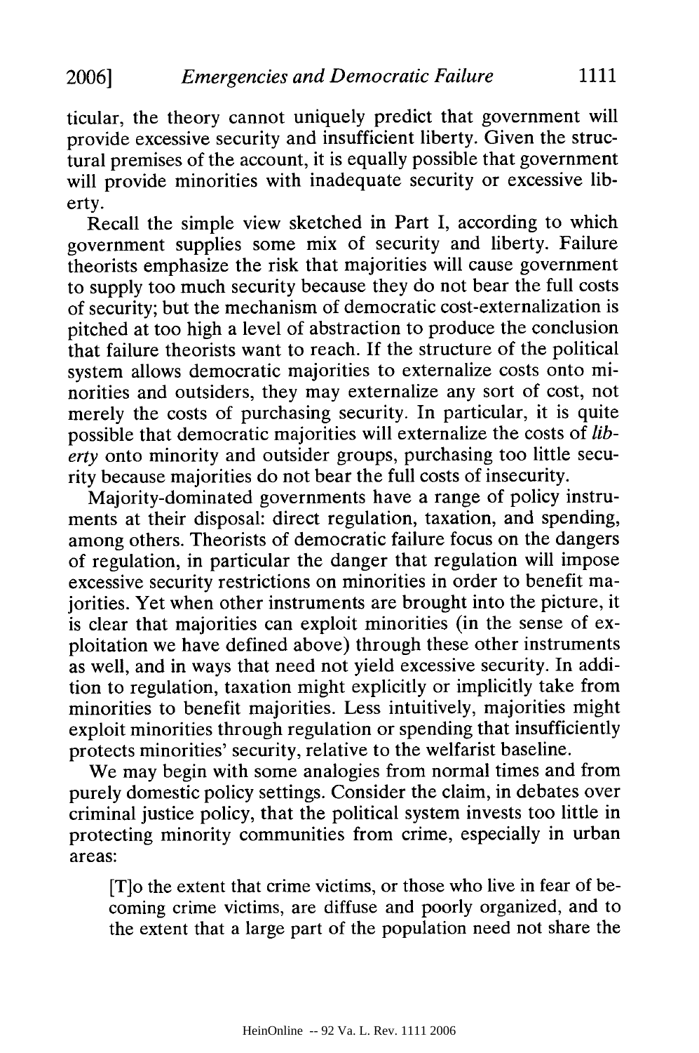ticular, the theory cannot uniquely predict that government will provide excessive security and insufficient liberty. Given the structural premises of the account, it is equally possible that government will provide minorities with inadequate security or excessive liberty.

Recall the simple view sketched in Part I, according to which government supplies some mix of security and liberty. Failure theorists emphasize the risk that majorities will cause government to supply too much security because they do not bear the full costs of security; but the mechanism of democratic cost-externalization is pitched at too high a level of abstraction to produce the conclusion that failure theorists want to reach. If the structure of the political system allows democratic majorities to externalize costs onto minorities and outsiders, they may externalize any sort of cost, not merely the costs of purchasing security. In particular, it is quite possible that democratic majorities will externalize the costs of *liberty* onto minority and outsider groups, purchasing too little security because majorities do not bear the full costs of insecurity.

Majority-dominated governments have a range of policy instruments at their disposal: direct regulation, taxation, and spending, among others. Theorists of democratic failure focus on the dangers of regulation, in particular the danger that regulation will impose excessive security restrictions on minorities in order to benefit majorities. Yet when other instruments are brought into the picture, it is clear that majorities can exploit minorities (in the sense of exploitation we have defined above) through these other instruments as well, and in ways that need not yield excessive security. In addition to regulation, taxation might explicitly or implicitly take from minorities to benefit majorities. Less intuitively, majorities might exploit minorities through regulation or spending that insufficiently protects minorities' security, relative to the welfarist baseline.

We may begin with some analogies from normal times and from purely domestic policy settings. Consider the claim, in debates over criminal justice policy, that the political system invests too little in protecting minority communities from crime, especially in urban areas:

> [T]o the extent that crime victims, or those who live in fear of becoming crime victims, are diffuse and poorly organized, and to the extent that a large part of the population need not share the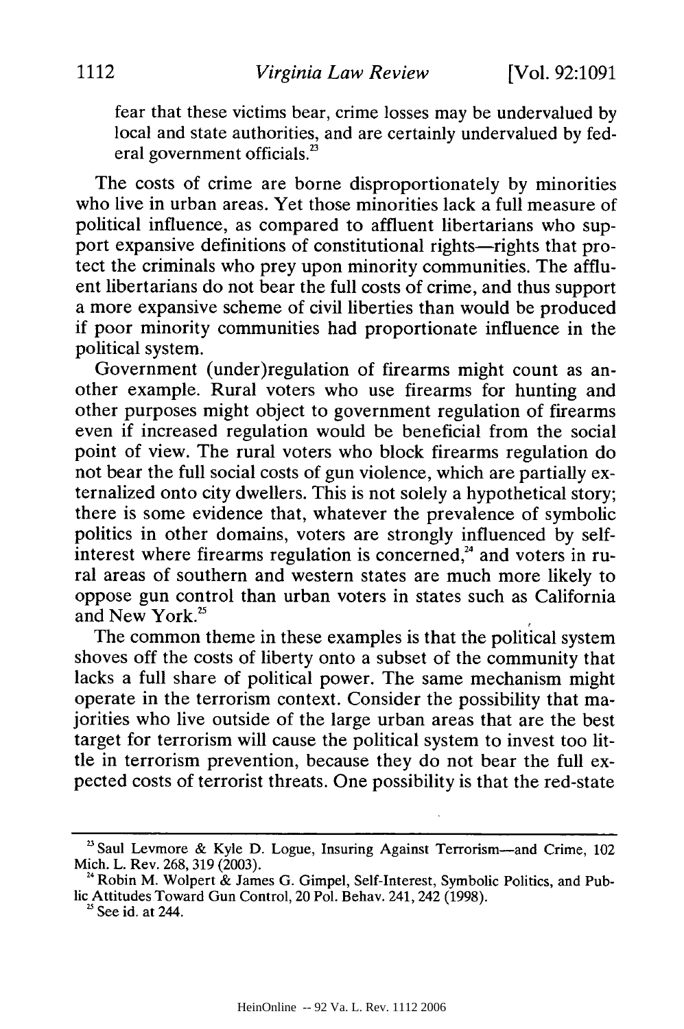fear that these victims bear, crime losses may be undervalued by local and state authorities, and are certainly undervalued by federal government officials.[23]

The costs of crime are borne disproportionately by minorities who live in urban areas. Yet those minorities lack a full measure of political influence, as compared to affluent libertarians who support expansive definitions of constitutional rights—rights that protect the criminals who prey upon minority communities. The affluent libertarians do not bear the full costs of crime, and thus support a more expansive scheme of civil liberties than would be produced if poor minority communities had proportionate influence in the political system.

Government (under)regulation of firearms might count as another example. Rural voters who use firearms for hunting and other purposes might object to government regulation of firearms even if increased regulation would be beneficial from the social point of view. The rural voters who block firearms regulation do not bear the full social costs of gun violence, which are partially externalized onto city dwellers. This is not solely a hypothetical story; there is some evidence that, whatever the prevalence of symbolic politics in other domains, voters are strongly influenced by self-interest where firearms regulation is concerned,[24] and voters in rural areas of southern and western states are much more likely to oppose gun control than urban voters in states such as California and New York.[25]

The common theme in these examples is that the political system shoves off the costs of liberty onto a subset of the community that lacks a full share of political power. The same mechanism might operate in the terrorism context. Consider the possibility that majorities who live outside of the large urban areas that are the best target for terrorism will cause the political system to invest too little in terrorism prevention, because they do not bear the full expected costs of terrorist threats. One possibility is that the red-state

---

[23] Saul Levmore & Kyle D. Logue, Insuring Against Terrorism—and Crime, 102 Mich. L. Rev. 268, 319 (2003).

[24] Robin M. Wolpert & James G. Gimpel, Self-Interest, Symbolic Politics, and Public Attitudes Toward Gun Control, 20 Pol. Behav. 241, 242 (1998).

[25] See id. at 244.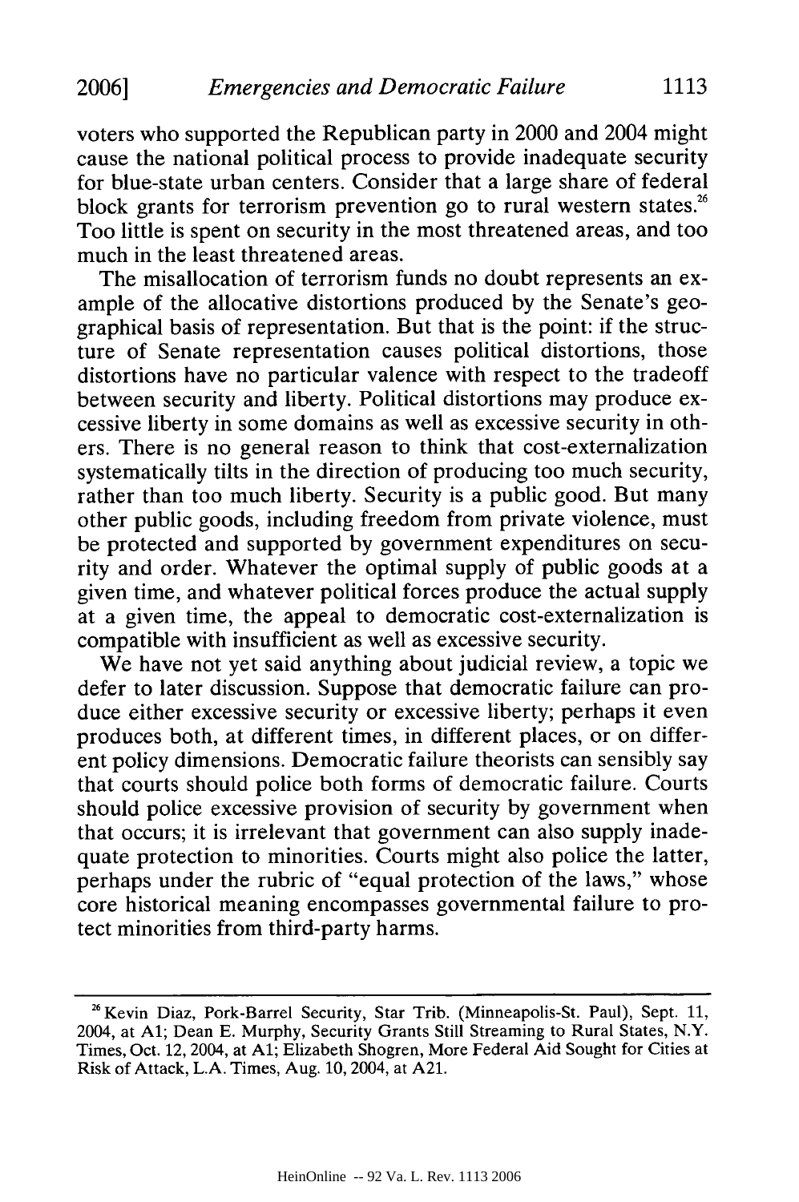voters who supported the Republican party in 2000 and 2004 might cause the national political process to provide inadequate security for blue-state urban centers. Consider that a large share of federal block grants for terrorism prevention go to rural western states.[26] Too little is spent on security in the most threatened areas, and too much in the least threatened areas.

The misallocation of terrorism funds no doubt represents an example of the allocative distortions produced by the Senate's geographical basis of representation. But that is the point: if the structure of Senate representation causes political distortions, those distortions have no particular valence with respect to the tradeoff between security and liberty. Political distortions may produce excessive liberty in some domains as well as excessive security in others. There is no general reason to think that cost-externalization systematically tilts in the direction of producing too much security, rather than too much liberty. Security is a public good. But many other public goods, including freedom from private violence, must be protected and supported by government expenditures on security and order. Whatever the optimal supply of public goods at a given time, and whatever political forces produce the actual supply at a given time, the appeal to democratic cost-externalization is compatible with insufficient as well as excessive security.

We have not yet said anything about judicial review, a topic we defer to later discussion. Suppose that democratic failure can produce either excessive security or excessive liberty; perhaps it even produces both, at different times, in different places, or on different policy dimensions. Democratic failure theorists can sensibly say that courts should police both forms of democratic failure. Courts should police excessive provision of security by government when that occurs; it is irrelevant that government can also supply inadequate protection to minorities. Courts might also police the latter, perhaps under the rubric of "equal protection of the laws," whose core historical meaning encompasses governmental failure to protect minorities from third-party harms.

---

[26] Kevin Diaz, Pork-Barrel Security, Star Trib. (Minneapolis-St. Paul), Sept. 11, 2004, at A1; Dean E. Murphy, Security Grants Still Streaming to Rural States, N.Y. Times, Oct. 12, 2004, at A1; Elizabeth Shogren, More Federal Aid Sought for Cities at Risk of Attack, L.A. Times, Aug. 10, 2004, at A21.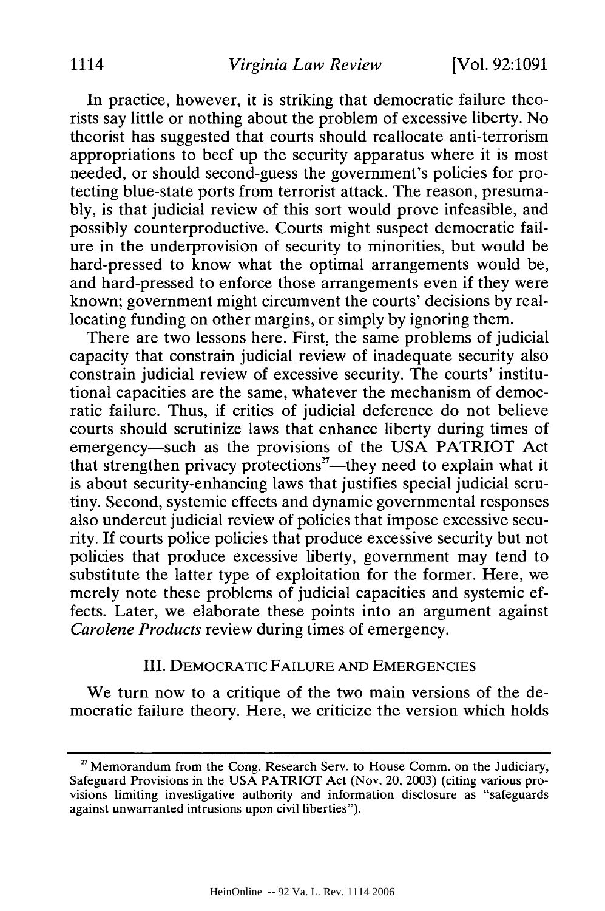In practice, however, it is striking that democratic failure theorists say little or nothing about the problem of excessive liberty. No theorist has suggested that courts should reallocate anti-terrorism appropriations to beef up the security apparatus where it is most needed, or should second-guess the government's policies for protecting blue-state ports from terrorist attack. The reason, presumably, is that judicial review of this sort would prove infeasible, and possibly counterproductive. Courts might suspect democratic failure in the underprovision of security to minorities, but would be hard-pressed to know what the optimal arrangements would be, and hard-pressed to enforce those arrangements even if they were known; government might circumvent the courts' decisions by reallocating funding on other margins, or simply by ignoring them.

There are two lessons here. First, the same problems of judicial capacity that constrain judicial review of inadequate security also constrain judicial review of excessive security. The courts' institutional capacities are the same, whatever the mechanism of democratic failure. Thus, if critics of judicial deference do not believe courts should scrutinize laws that enhance liberty during times of emergency—such as the provisions of the USA PATRIOT Act that strengthen privacy protections[27]—they need to explain what it is about security-enhancing laws that justifies special judicial scrutiny. Second, systemic effects and dynamic governmental responses also undercut judicial review of policies that impose excessive security. If courts police policies that produce excessive security but not policies that produce excessive liberty, government may tend to substitute the latter type of exploitation for the former. Here, we merely note these problems of judicial capacities and systemic effects. Later, we elaborate these points into an argument against *Carolene Products* review during times of emergency.

## III. DEMOCRATIC FAILURE AND EMERGENCIES

We turn now to a critique of the two main versions of the democratic failure theory. Here, we criticize the version which holds

---

[27] Memorandum from the Cong. Research Serv. to House Comm. on the Judiciary, Safeguard Provisions in the USA PATRIOT Act (Nov. 20, 2003) (citing various provisions limiting investigative authority and information disclosure as "safeguards against unwarranted intrusions upon civil liberties").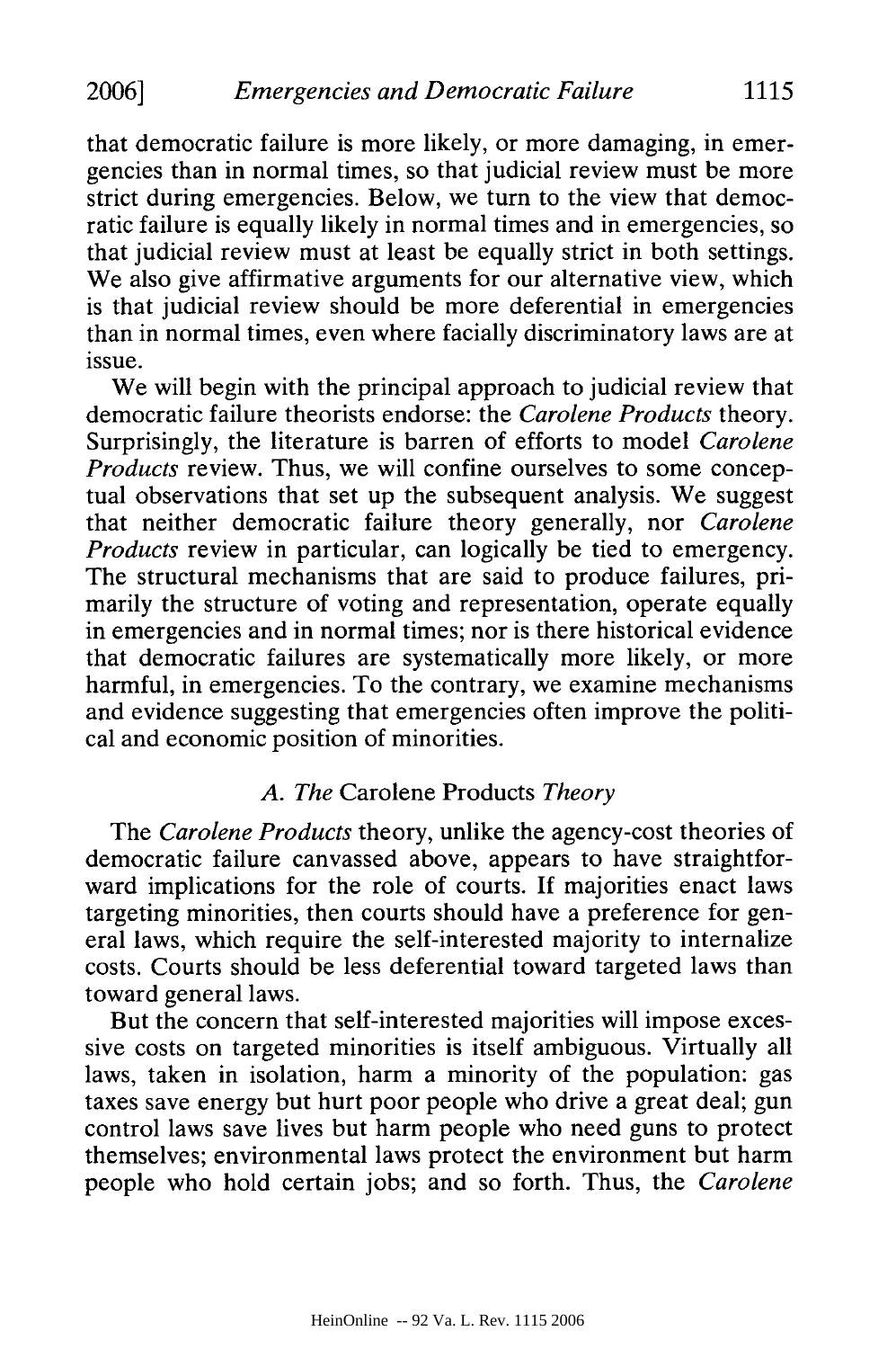that democratic failure is more likely, or more damaging, in emergencies than in normal times, so that judicial review must be more strict during emergencies. Below, we turn to the view that democratic failure is equally likely in normal times and in emergencies, so that judicial review must at least be equally strict in both settings. We also give affirmative arguments for our alternative view, which is that judicial review should be more deferential in emergencies than in normal times, even where facially discriminatory laws are at issue.

We will begin with the principal approach to judicial review that democratic failure theorists endorse: the *Carolene Products* theory. Surprisingly, the literature is barren of efforts to model *Carolene Products* review. Thus, we will confine ourselves to some conceptual observations that set up the subsequent analysis. We suggest that neither democratic failure theory generally, nor *Carolene Products* review in particular, can logically be tied to emergency. The structural mechanisms that are said to produce failures, primarily the structure of voting and representation, operate equally in emergencies and in normal times; nor is there historical evidence that democratic failures are systematically more likely, or more harmful, in emergencies. To the contrary, we examine mechanisms and evidence suggesting that emergencies often improve the political and economic position of minorities.

### *A. The* Carolene Products *Theory*

The *Carolene Products* theory, unlike the agency-cost theories of democratic failure canvassed above, appears to have straightforward implications for the role of courts. If majorities enact laws targeting minorities, then courts should have a preference for general laws, which require the self-interested majority to internalize costs. Courts should be less deferential toward targeted laws than toward general laws.

But the concern that self-interested majorities will impose excessive costs on targeted minorities is itself ambiguous. Virtually all laws, taken in isolation, harm a minority of the population: gas taxes save energy but hurt poor people who drive a great deal; gun control laws save lives but harm people who need guns to protect themselves; environmental laws protect the environment but harm people who hold certain jobs; and so forth. Thus, the *Carolene*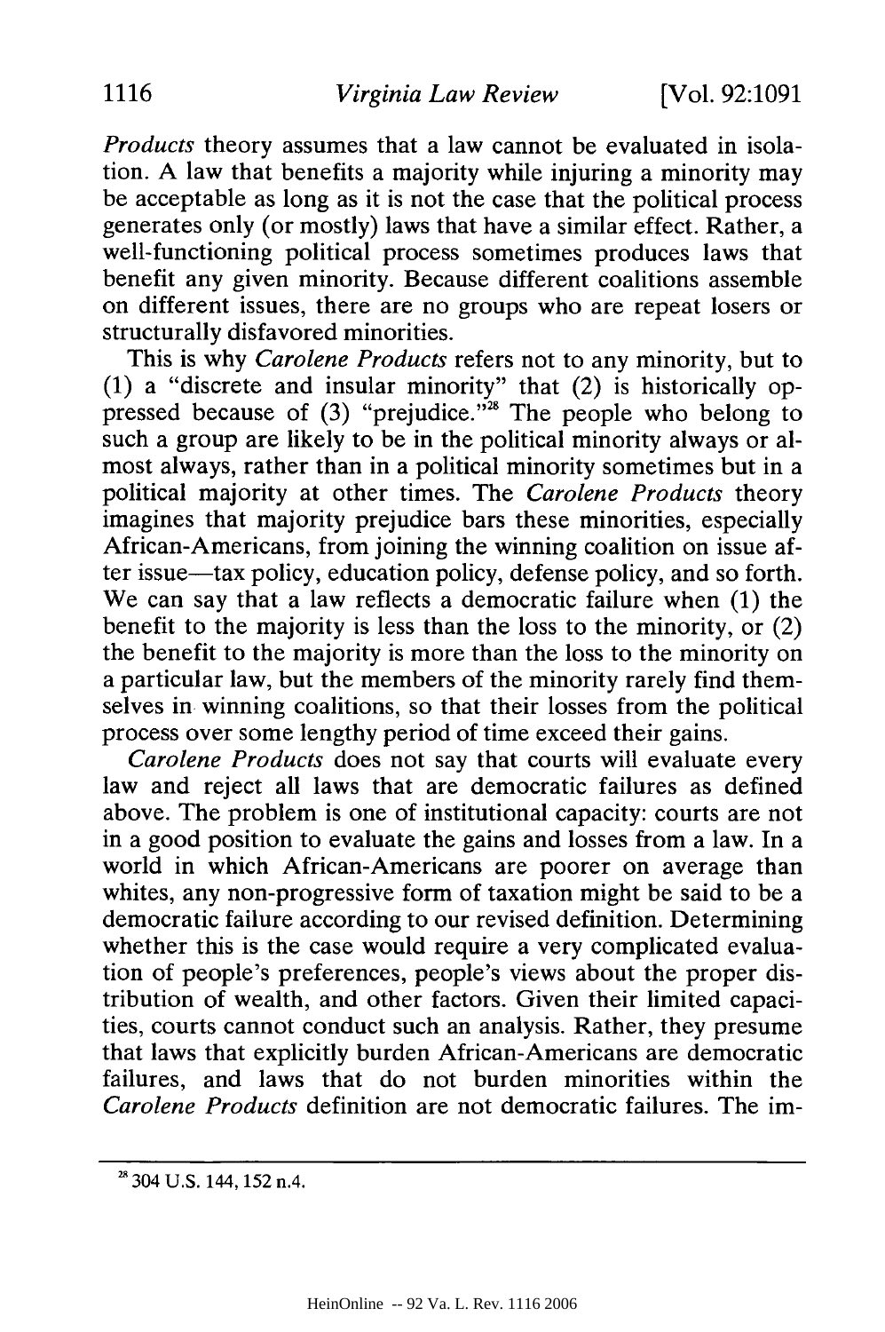*Products* theory assumes that a law cannot be evaluated in isolation. A law that benefits a majority while injuring a minority may be acceptable as long as it is not the case that the political process generates only (or mostly) laws that have a similar effect. Rather, a well-functioning political process sometimes produces laws that benefit any given minority. Because different coalitions assemble on different issues, there are no groups who are repeat losers or structurally disfavored minorities.

This is why *Carolene Products* refers not to any minority, but to (1) a "discrete and insular minority" that (2) is historically oppressed because of (3) "prejudice."[28] The people who belong to such a group are likely to be in the political minority always or almost always, rather than in a political minority sometimes but in a political majority at other times. The *Carolene Products* theory imagines that majority prejudice bars these minorities, especially African-Americans, from joining the winning coalition on issue after issue—tax policy, education policy, defense policy, and so forth. We can say that a law reflects a democratic failure when (1) the benefit to the majority is less than the loss to the minority, or (2) the benefit to the majority is more than the loss to the minority on a particular law, but the members of the minority rarely find themselves in winning coalitions, so that their losses from the political process over some lengthy period of time exceed their gains.

*Carolene Products* does not say that courts will evaluate every law and reject all laws that are democratic failures as defined above. The problem is one of institutional capacity: courts are not in a good position to evaluate the gains and losses from a law. In a world in which African-Americans are poorer on average than whites, any non-progressive form of taxation might be said to be a democratic failure according to our revised definition. Determining whether this is the case would require a very complicated evaluation of people's preferences, people's views about the proper distribution of wealth, and other factors. Given their limited capacities, courts cannot conduct such an analysis. Rather, they presume that laws that explicitly burden African-Americans are democratic failures, and laws that do not burden minorities within the *Carolene Products* definition are not democratic failures. The im-

[28] 304 U.S. 144, 152 n.4.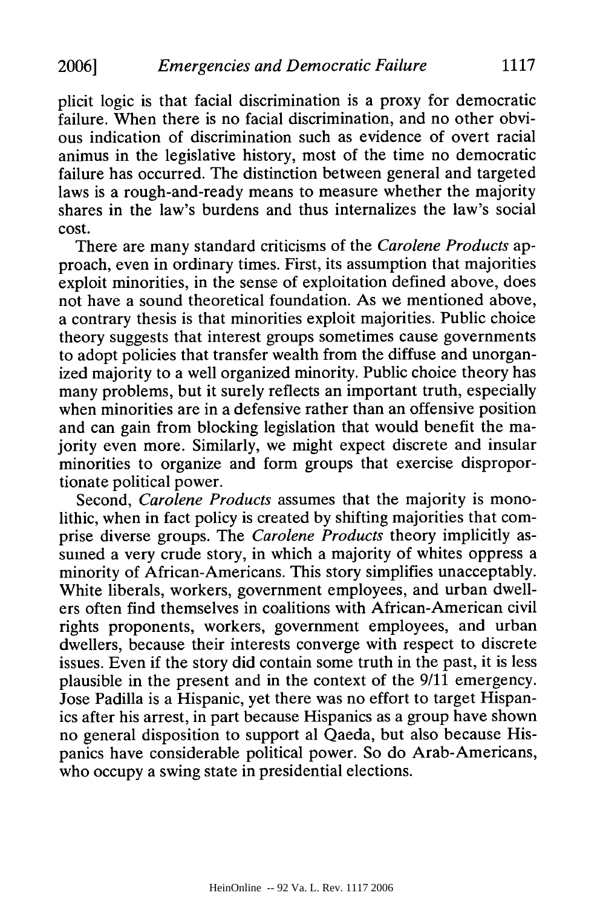plicit logic is that facial discrimination is a proxy for democratic failure. When there is no facial discrimination, and no other obvious indication of discrimination such as evidence of overt racial animus in the legislative history, most of the time no democratic failure has occurred. The distinction between general and targeted laws is a rough-and-ready means to measure whether the majority shares in the law's burdens and thus internalizes the law's social cost.

There are many standard criticisms of the *Carolene Products* approach, even in ordinary times. First, its assumption that majorities exploit minorities, in the sense of exploitation defined above, does not have a sound theoretical foundation. As we mentioned above, a contrary thesis is that minorities exploit majorities. Public choice theory suggests that interest groups sometimes cause governments to adopt policies that transfer wealth from the diffuse and unorganized majority to a well organized minority. Public choice theory has many problems, but it surely reflects an important truth, especially when minorities are in a defensive rather than an offensive position and can gain from blocking legislation that would benefit the majority even more. Similarly, we might expect discrete and insular minorities to organize and form groups that exercise disproportionate political power.

Second, *Carolene Products* assumes that the majority is monolithic, when in fact policy is created by shifting majorities that comprise diverse groups. The *Carolene Products* theory implicitly assumed a very crude story, in which a majority of whites oppress a minority of African-Americans. This story simplifies unacceptably. White liberals, workers, government employees, and urban dwellers often find themselves in coalitions with African-American civil rights proponents, workers, government employees, and urban dwellers, because their interests converge with respect to discrete issues. Even if the story did contain some truth in the past, it is less plausible in the present and in the context of the 9/11 emergency. Jose Padilla is a Hispanic, yet there was no effort to target Hispanics after his arrest, in part because Hispanics as a group have shown no general disposition to support al Qaeda, but also because Hispanics have considerable political power. So do Arab-Americans, who occupy a swing state in presidential elections.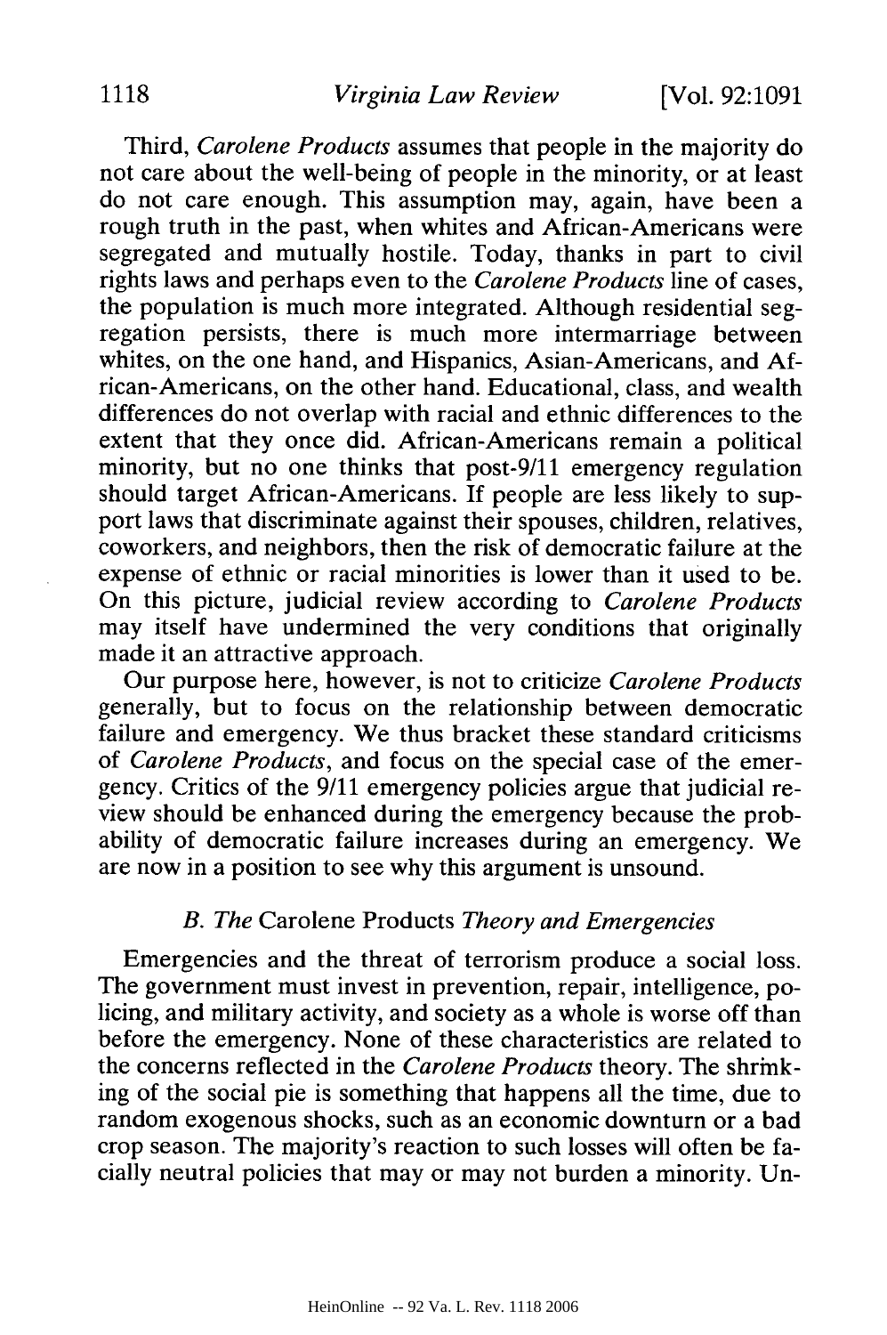Third, *Carolene Products* assumes that people in the majority do not care about the well-being of people in the minority, or at least do not care enough. This assumption may, again, have been a rough truth in the past, when whites and African-Americans were segregated and mutually hostile. Today, thanks in part to civil rights laws and perhaps even to the *Carolene Products* line of cases, the population is much more integrated. Although residential segregation persists, there is much more intermarriage between whites, on the one hand, and Hispanics, Asian-Americans, and African-Americans, on the other hand. Educational, class, and wealth differences do not overlap with racial and ethnic differences to the extent that they once did. African-Americans remain a political minority, but no one thinks that post-9/11 emergency regulation should target African-Americans. If people are less likely to support laws that discriminate against their spouses, children, relatives, coworkers, and neighbors, then the risk of democratic failure at the expense of ethnic or racial minorities is lower than it used to be. On this picture, judicial review according to *Carolene Products* may itself have undermined the very conditions that originally made it an attractive approach.

Our purpose here, however, is not to criticize *Carolene Products* generally, but to focus on the relationship between democratic failure and emergency. We thus bracket these standard criticisms of *Carolene Products*, and focus on the special case of the emergency. Critics of the 9/11 emergency policies argue that judicial review should be enhanced during the emergency because the probability of democratic failure increases during an emergency. We are now in a position to see why this argument is unsound.

### *B. The* Carolene Products *Theory and Emergencies*

Emergencies and the threat of terrorism produce a social loss. The government must invest in prevention, repair, intelligence, policing, and military activity, and society as a whole is worse off than before the emergency. None of these characteristics are related to the concerns reflected in the *Carolene Products* theory. The shrinking of the social pie is something that happens all the time, due to random exogenous shocks, such as an economic downturn or a bad crop season. The majority's reaction to such losses will often be facially neutral policies that may or may not burden a minority. Un-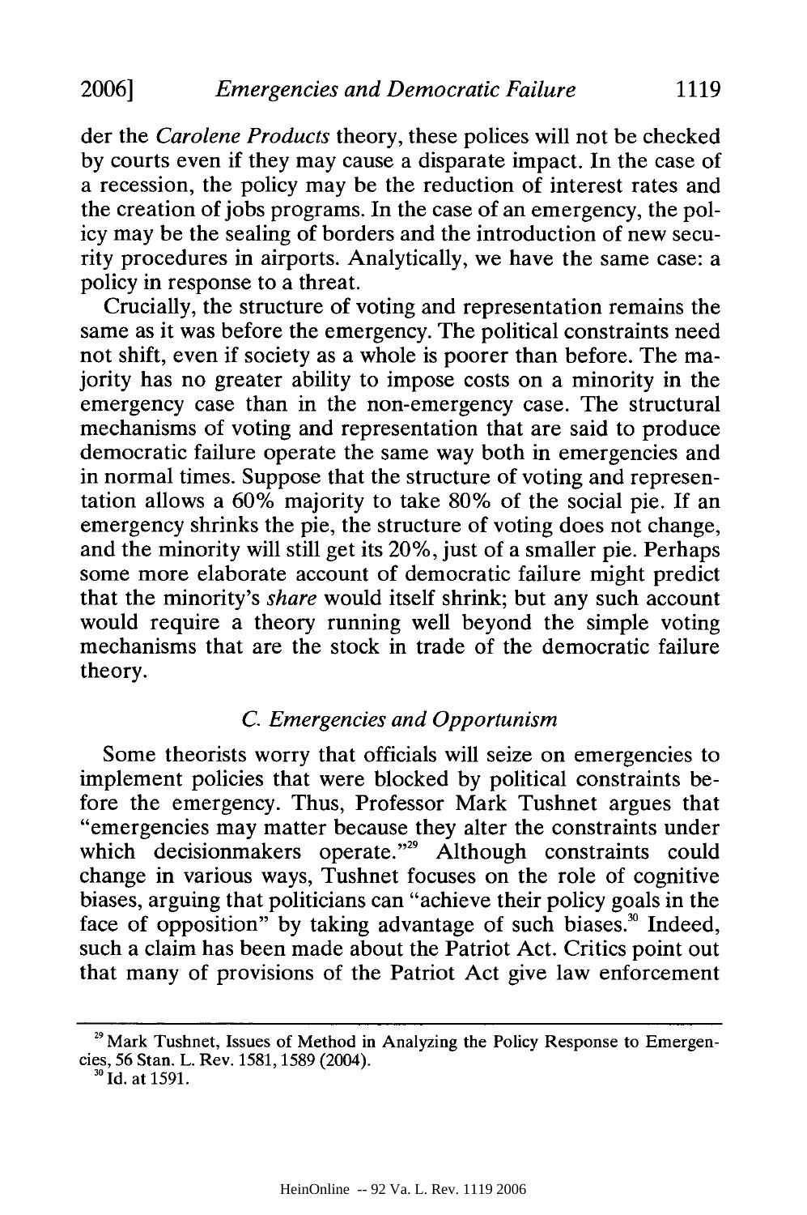der the *Carolene Products* theory, these polices will not be checked by courts even if they may cause a disparate impact. In the case of a recession, the policy may be the reduction of interest rates and the creation of jobs programs. In the case of an emergency, the policy may be the sealing of borders and the introduction of new security procedures in airports. Analytically, we have the same case: a policy in response to a threat.

Crucially, the structure of voting and representation remains the same as it was before the emergency. The political constraints need not shift, even if society as a whole is poorer than before. The majority has no greater ability to impose costs on a minority in the emergency case than in the non-emergency case. The structural mechanisms of voting and representation that are said to produce democratic failure operate the same way both in emergencies and in normal times. Suppose that the structure of voting and representation allows a 60% majority to take 80% of the social pie. If an emergency shrinks the pie, the structure of voting does not change, and the minority will still get its 20%, just of a smaller pie. Perhaps some more elaborate account of democratic failure might predict that the minority's *share* would itself shrink; but any such account would require a theory running well beyond the simple voting mechanisms that are the stock in trade of the democratic failure theory.

### *C. Emergencies and Opportunism*

Some theorists worry that officials will seize on emergencies to implement policies that were blocked by political constraints before the emergency. Thus, Professor Mark Tushnet argues that "emergencies may matter because they alter the constraints under which decisionmakers operate."[29] Although constraints could change in various ways, Tushnet focuses on the role of cognitive biases, arguing that politicians can "achieve their policy goals in the face of opposition" by taking advantage of such biases.[30] Indeed, such a claim has been made about the Patriot Act. Critics point out that many of provisions of the Patriot Act give law enforcement

---

[29] Mark Tushnet, Issues of Method in Analyzing the Policy Response to Emergencies, 56 Stan. L. Rev. 1581, 1589 (2004).

[30] Id. at 1591.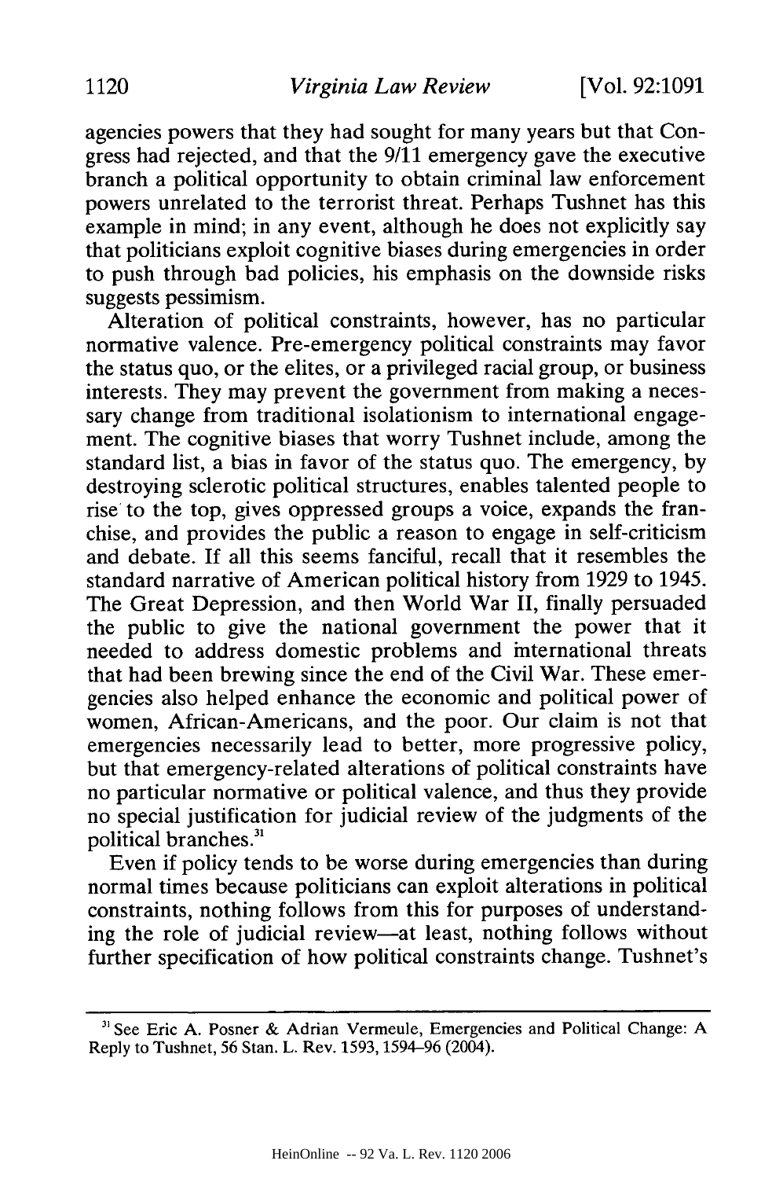agencies powers that they had sought for many years but that Congress had rejected, and that the 9/11 emergency gave the executive branch a political opportunity to obtain criminal law enforcement powers unrelated to the terrorist threat. Perhaps Tushnet has this example in mind; in any event, although he does not explicitly say that politicians exploit cognitive biases during emergencies in order to push through bad policies, his emphasis on the downside risks suggests pessimism.

Alteration of political constraints, however, has no particular normative valence. Pre-emergency political constraints may favor the status quo, or the elites, or a privileged racial group, or business interests. They may prevent the government from making a necessary change from traditional isolationism to international engagement. The cognitive biases that worry Tushnet include, among the standard list, a bias in favor of the status quo. The emergency, by destroying sclerotic political structures, enables talented people to rise to the top, gives oppressed groups a voice, expands the franchise, and provides the public a reason to engage in self-criticism and debate. If all this seems fanciful, recall that it resembles the standard narrative of American political history from 1929 to 1945. The Great Depression, and then World War II, finally persuaded the public to give the national government the power that it needed to address domestic problems and international threats that had been brewing since the end of the Civil War. These emergencies also helped enhance the economic and political power of women, African-Americans, and the poor. Our claim is not that emergencies necessarily lead to better, more progressive policy, but that emergency-related alterations of political constraints have no particular normative or political valence, and thus they provide no special justification for judicial review of the judgments of the political branches.[31]

Even if policy tends to be worse during emergencies than during normal times because politicians can exploit alterations in political constraints, nothing follows from this for purposes of understanding the role of judicial review—at least, nothing follows without further specification of how political constraints change. Tushnet's

---

[31] See Eric A. Posner & Adrian Vermeule, Emergencies and Political Change: A Reply to Tushnet, 56 Stan. L. Rev. 1593, 1594–96 (2004).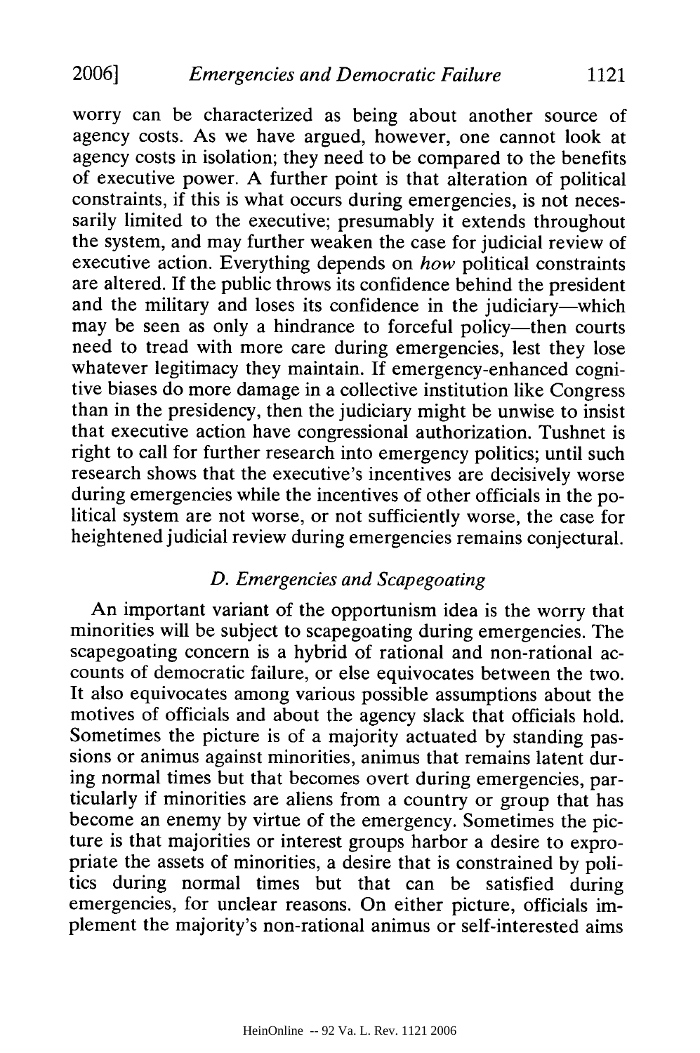worry can be characterized as being about another source of agency costs. As we have argued, however, one cannot look at agency costs in isolation; they need to be compared to the benefits of executive power. A further point is that alteration of political constraints, if this is what occurs during emergencies, is not necessarily limited to the executive; presumably it extends throughout the system, and may further weaken the case for judicial review of executive action. Everything depends on *how* political constraints are altered. If the public throws its confidence behind the president and the military and loses its confidence in the judiciary—which may be seen as only a hindrance to forceful policy—then courts need to tread with more care during emergencies, lest they lose whatever legitimacy they maintain. If emergency-enhanced cognitive biases do more damage in a collective institution like Congress than in the presidency, then the judiciary might be unwise to insist that executive action have congressional authorization. Tushnet is right to call for further research into emergency politics; until such research shows that the executive's incentives are decisively worse during emergencies while the incentives of other officials in the political system are not worse, or not sufficiently worse, the case for heightened judicial review during emergencies remains conjectural.

### *D. Emergencies and Scapegoating*

An important variant of the opportunism idea is the worry that minorities will be subject to scapegoating during emergencies. The scapegoating concern is a hybrid of rational and non-rational accounts of democratic failure, or else equivocates between the two. It also equivocates among various possible assumptions about the motives of officials and about the agency slack that officials hold. Sometimes the picture is of a majority actuated by standing passions or animus against minorities, animus that remains latent during normal times but that becomes overt during emergencies, particularly if minorities are aliens from a country or group that has become an enemy by virtue of the emergency. Sometimes the picture is that majorities or interest groups harbor a desire to expropriate the assets of minorities, a desire that is constrained by politics during normal times but that can be satisfied during emergencies, for unclear reasons. On either picture, officials implement the majority's non-rational animus or self-interested aims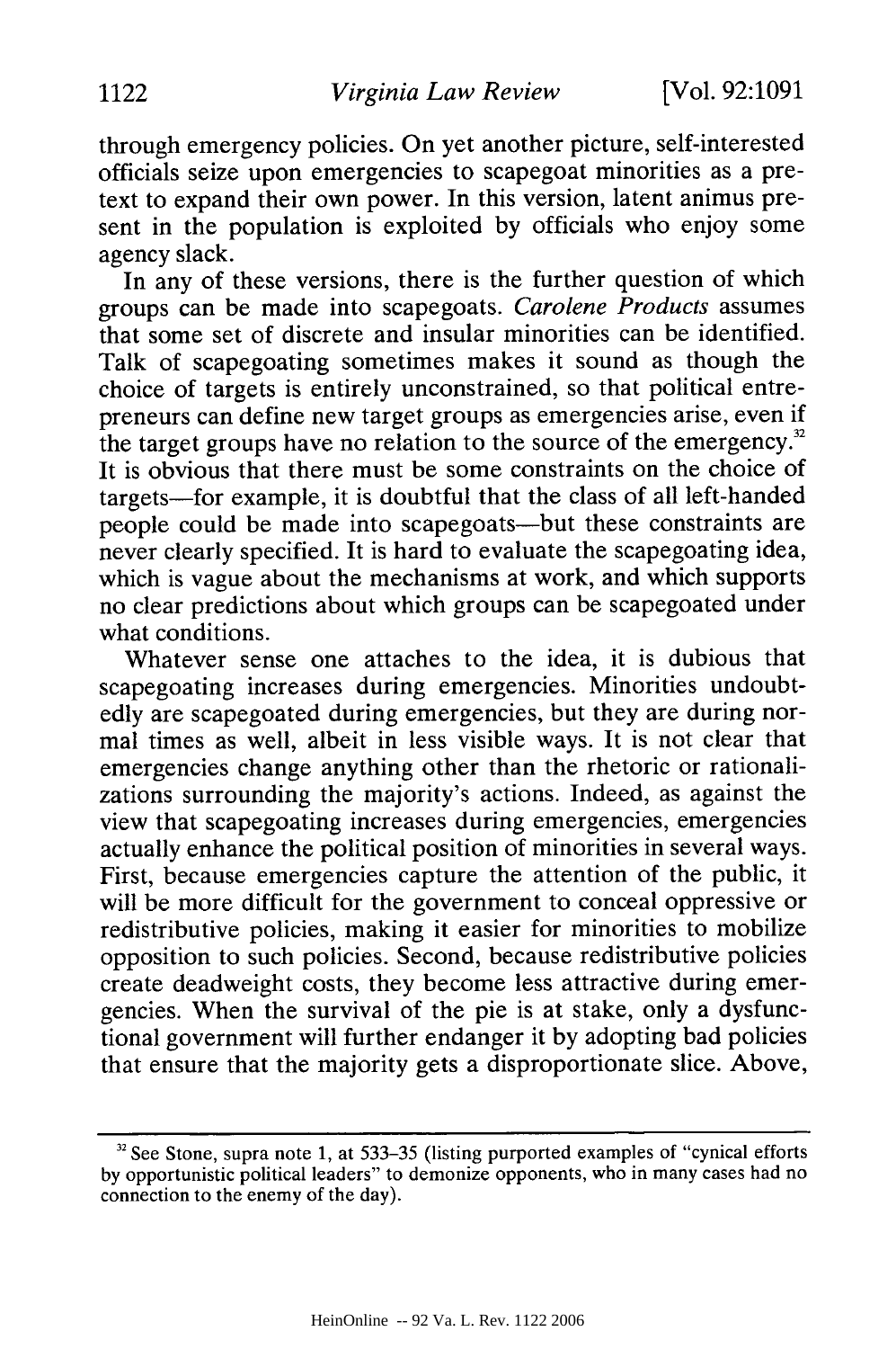through emergency policies. On yet another picture, self-interested officials seize upon emergencies to scapegoat minorities as a pretext to expand their own power. In this version, latent animus present in the population is exploited by officials who enjoy some agency slack.

In any of these versions, there is the further question of which groups can be made into scapegoats. *Carolene Products* assumes that some set of discrete and insular minorities can be identified. Talk of scapegoating sometimes makes it sound as though the choice of targets is entirely unconstrained, so that political entrepreneurs can define new target groups as emergencies arise, even if the target groups have no relation to the source of the emergency.[32] It is obvious that there must be some constraints on the choice of targets—for example, it is doubtful that the class of all left-handed people could be made into scapegoats—but these constraints are never clearly specified. It is hard to evaluate the scapegoating idea, which is vague about the mechanisms at work, and which supports no clear predictions about which groups can be scapegoated under what conditions.

Whatever sense one attaches to the idea, it is dubious that scapegoating increases during emergencies. Minorities undoubtedly are scapegoated during emergencies, but they are during normal times as well, albeit in less visible ways. It is not clear that emergencies change anything other than the rhetoric or rationalizations surrounding the majority's actions. Indeed, as against the view that scapegoating increases during emergencies, emergencies actually enhance the political position of minorities in several ways. First, because emergencies capture the attention of the public, it will be more difficult for the government to conceal oppressive or redistributive policies, making it easier for minorities to mobilize opposition to such policies. Second, because redistributive policies create deadweight costs, they become less attractive during emergencies. When the survival of the pie is at stake, only a dysfunctional government will further endanger it by adopting bad policies that ensure that the majority gets a disproportionate slice. Above,

---

[32] See Stone, supra note 1, at 533–35 (listing purported examples of "cynical efforts by opportunistic political leaders" to demonize opponents, who in many cases had no connection to the enemy of the day).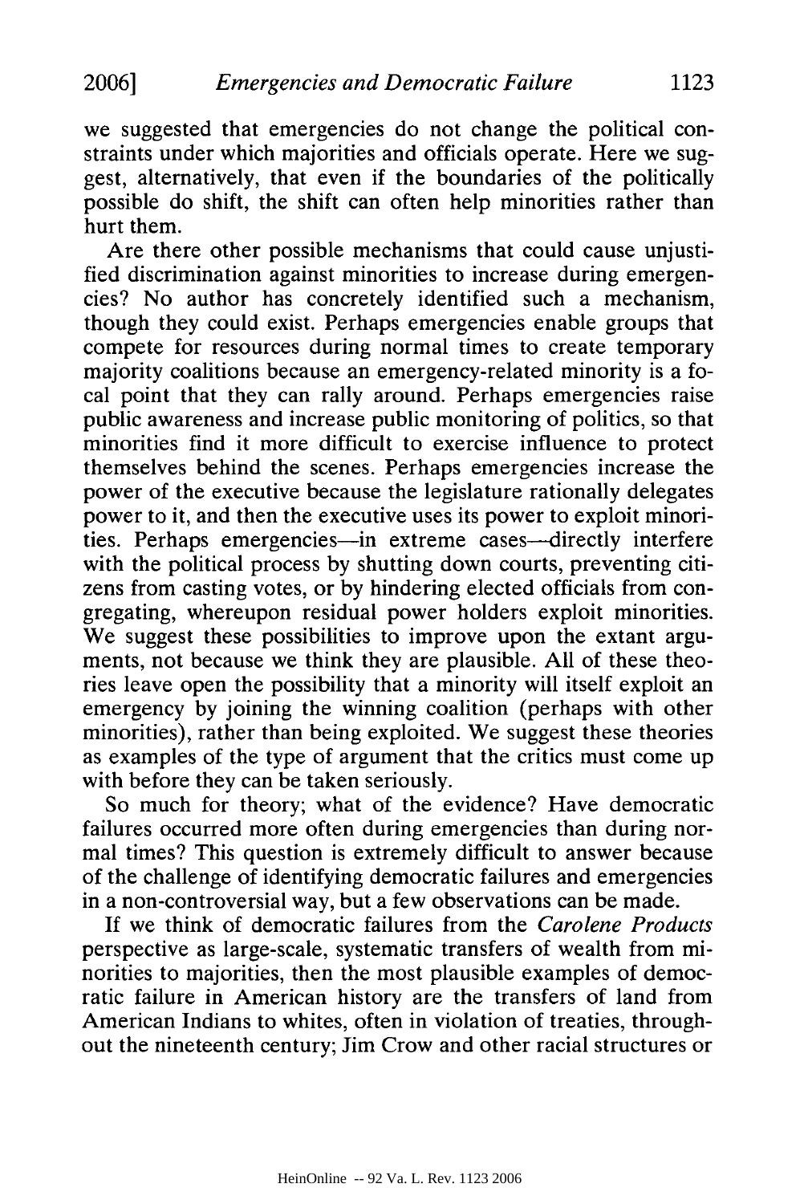we suggested that emergencies do not change the political constraints under which majorities and officials operate. Here we suggest, alternatively, that even if the boundaries of the politically possible do shift, the shift can often help minorities rather than hurt them.

Are there other possible mechanisms that could cause unjustified discrimination against minorities to increase during emergencies? No author has concretely identified such a mechanism, though they could exist. Perhaps emergencies enable groups that compete for resources during normal times to create temporary majority coalitions because an emergency-related minority is a focal point that they can rally around. Perhaps emergencies raise public awareness and increase public monitoring of politics, so that minorities find it more difficult to exercise influence to protect themselves behind the scenes. Perhaps emergencies increase the power of the executive because the legislature rationally delegates power to it, and then the executive uses its power to exploit minorities. Perhaps emergencies—in extreme cases—directly interfere with the political process by shutting down courts, preventing citizens from casting votes, or by hindering elected officials from congregating, whereupon residual power holders exploit minorities. We suggest these possibilities to improve upon the extant arguments, not because we think they are plausible. All of these theories leave open the possibility that a minority will itself exploit an emergency by joining the winning coalition (perhaps with other minorities), rather than being exploited. We suggest these theories as examples of the type of argument that the critics must come up with before they can be taken seriously.

So much for theory; what of the evidence? Have democratic failures occurred more often during emergencies than during normal times? This question is extremely difficult to answer because of the challenge of identifying democratic failures and emergencies in a non-controversial way, but a few observations can be made.

If we think of democratic failures from the *Carolene Products* perspective as large-scale, systematic transfers of wealth from minorities to majorities, then the most plausible examples of democratic failure in American history are the transfers of land from American Indians to whites, often in violation of treaties, throughout the nineteenth century; Jim Crow and other racial structures or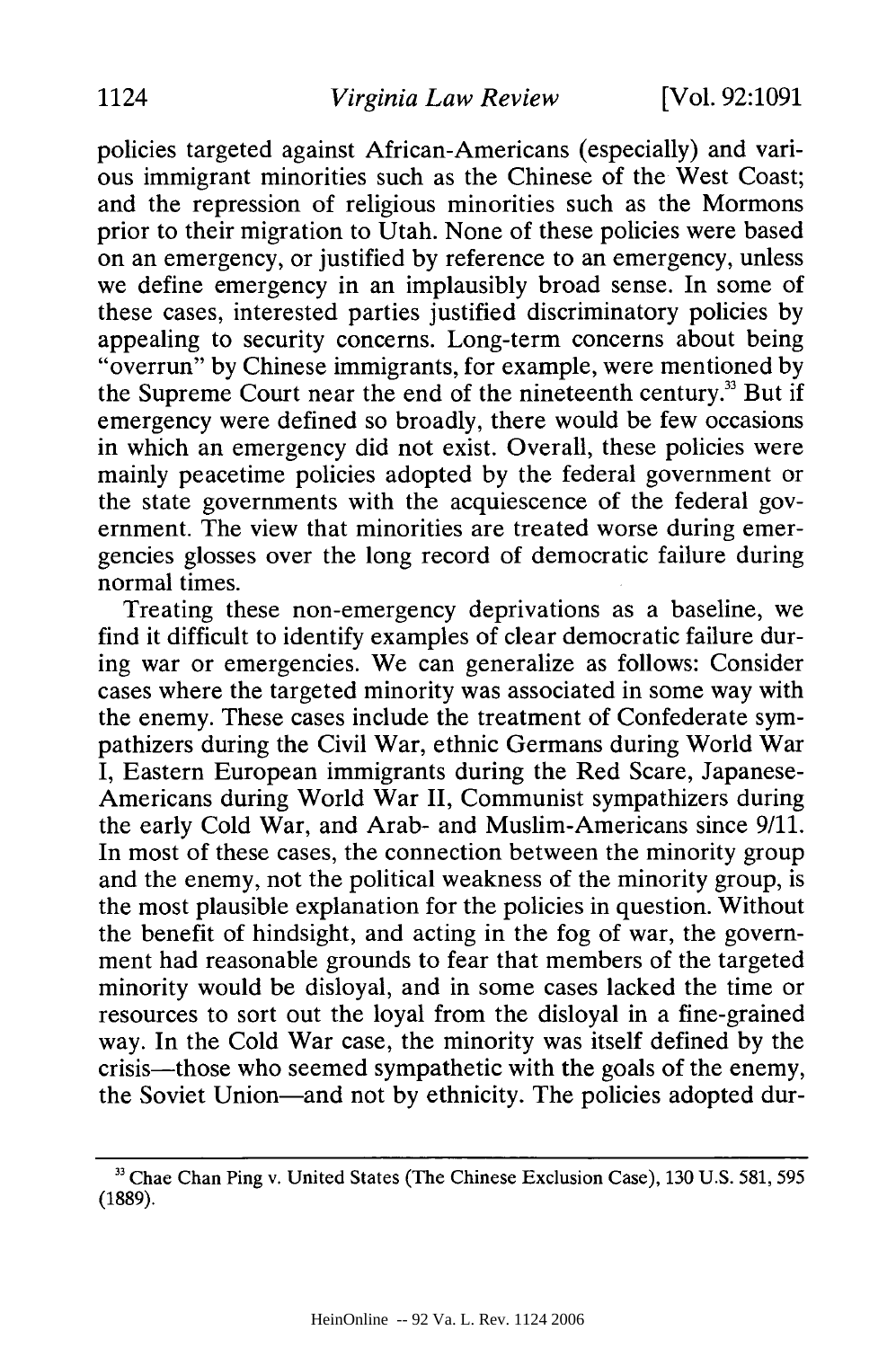policies targeted against African-Americans (especially) and various immigrant minorities such as the Chinese of the West Coast; and the repression of religious minorities such as the Mormons prior to their migration to Utah. None of these policies were based on an emergency, or justified by reference to an emergency, unless we define emergency in an implausibly broad sense. In some of these cases, interested parties justified discriminatory policies by appealing to security concerns. Long-term concerns about being "overrun" by Chinese immigrants, for example, were mentioned by the Supreme Court near the end of the nineteenth century.[33] But if emergency were defined so broadly, there would be few occasions in which an emergency did not exist. Overall, these policies were mainly peacetime policies adopted by the federal government or the state governments with the acquiescence of the federal government. The view that minorities are treated worse during emergencies glosses over the long record of democratic failure during normal times.

Treating these non-emergency deprivations as a baseline, we find it difficult to identify examples of clear democratic failure during war or emergencies. We can generalize as follows: Consider cases where the targeted minority was associated in some way with the enemy. These cases include the treatment of Confederate sympathizers during the Civil War, ethnic Germans during World War I, Eastern European immigrants during the Red Scare, Japanese-Americans during World War II, Communist sympathizers during the early Cold War, and Arab- and Muslim-Americans since 9/11. In most of these cases, the connection between the minority group and the enemy, not the political weakness of the minority group, is the most plausible explanation for the policies in question. Without the benefit of hindsight, and acting in the fog of war, the government had reasonable grounds to fear that members of the targeted minority would be disloyal, and in some cases lacked the time or resources to sort out the loyal from the disloyal in a fine-grained way. In the Cold War case, the minority was itself defined by the crisis—those who seemed sympathetic with the goals of the enemy, the Soviet Union—and not by ethnicity. The policies adopted dur-

[33] Chae Chan Ping v. United States (The Chinese Exclusion Case), 130 U.S. 581, 595 (1889).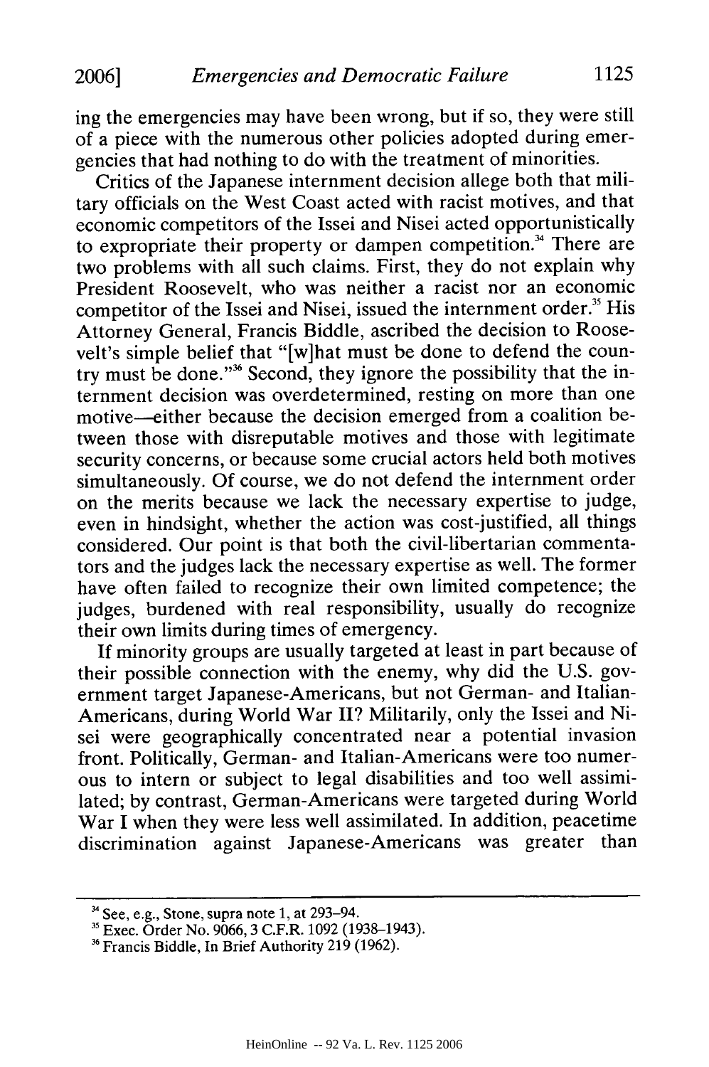ing the emergencies may have been wrong, but if so, they were still of a piece with the numerous other policies adopted during emergencies that had nothing to do with the treatment of minorities.

Critics of the Japanese internment decision allege both that military officials on the West Coast acted with racist motives, and that economic competitors of the Issei and Nisei acted opportunistically to expropriate their property or dampen competition.[34] There are two problems with all such claims. First, they do not explain why President Roosevelt, who was neither a racist nor an economic competitor of the Issei and Nisei, issued the internment order.[35] His Attorney General, Francis Biddle, ascribed the decision to Roosevelt's simple belief that "[w]hat must be done to defend the country must be done."[36] Second, they ignore the possibility that the internment decision was overdetermined, resting on more than one motive—either because the decision emerged from a coalition between those with disreputable motives and those with legitimate security concerns, or because some crucial actors held both motives simultaneously. Of course, we do not defend the internment order on the merits because we lack the necessary expertise to judge, even in hindsight, whether the action was cost-justified, all things considered. Our point is that both the civil-libertarian commentators and the judges lack the necessary expertise as well. The former have often failed to recognize their own limited competence; the judges, burdened with real responsibility, usually do recognize their own limits during times of emergency.

If minority groups are usually targeted at least in part because of their possible connection with the enemy, why did the U.S. government target Japanese-Americans, but not German- and Italian-Americans, during World War II? Militarily, only the Issei and Nisei were geographically concentrated near a potential invasion front. Politically, German- and Italian-Americans were too numerous to intern or subject to legal disabilities and too well assimilated; by contrast, German-Americans were targeted during World War I when they were less well assimilated. In addition, peacetime discrimination against Japanese-Americans was greater than

---

[34] See, e.g., Stone, supra note 1, at 293–94.

[35] Exec. Order No. 9066, 3 C.F.R. 1092 (1938–1943).

[36] Francis Biddle, In Brief Authority 219 (1962).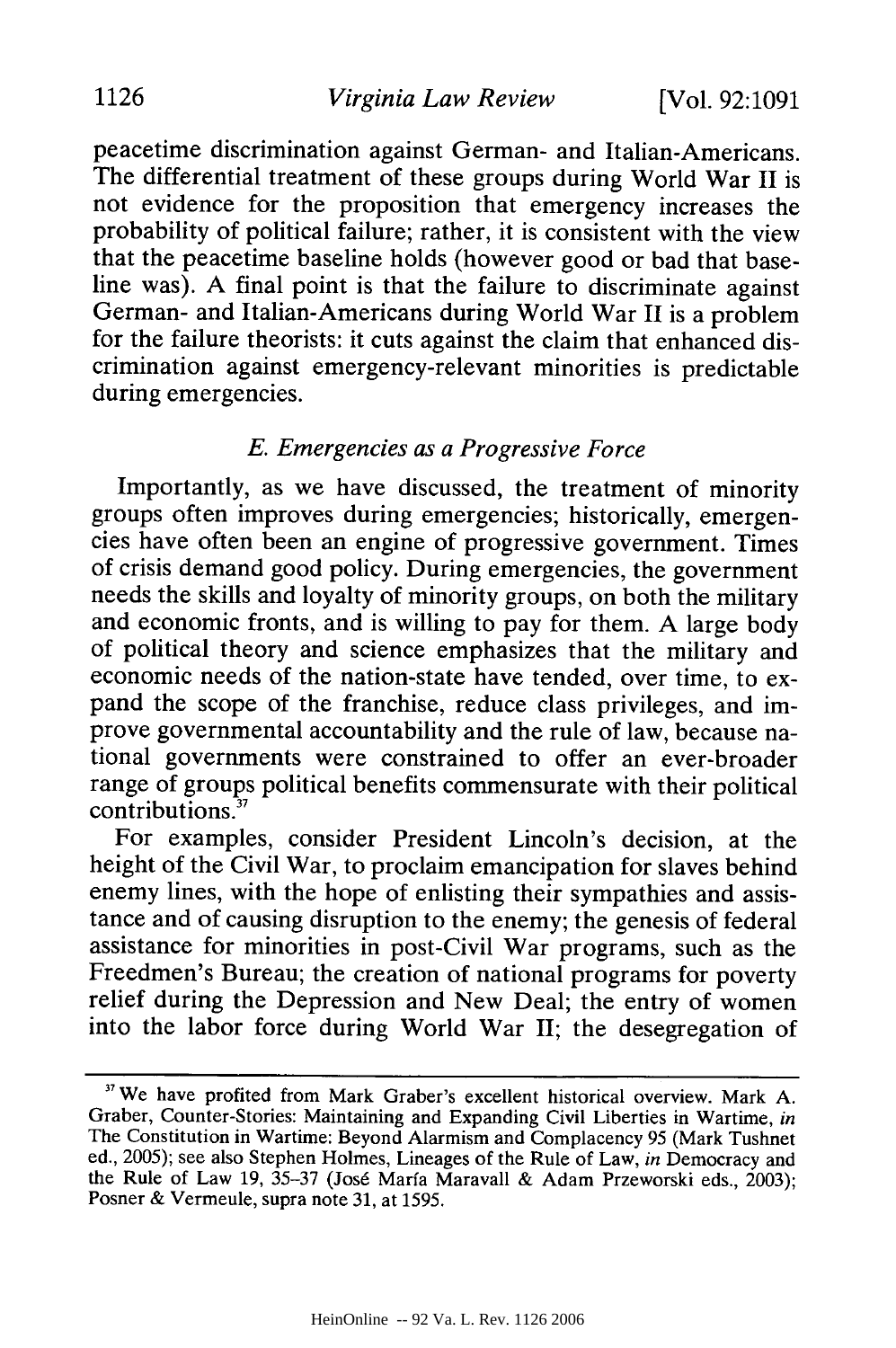peacetime discrimination against German- and Italian-Americans. The differential treatment of these groups during World War II is not evidence for the proposition that emergency increases the probability of political failure; rather, it is consistent with the view that the peacetime baseline holds (however good or bad that baseline was). A final point is that the failure to discriminate against German- and Italian-Americans during World War II is a problem for the failure theorists: it cuts against the claim that enhanced discrimination against emergency-relevant minorities is predictable during emergencies.

### *E. Emergencies as a Progressive Force*

Importantly, as we have discussed, the treatment of minority groups often improves during emergencies; historically, emergencies have often been an engine of progressive government. Times of crisis demand good policy. During emergencies, the government needs the skills and loyalty of minority groups, on both the military and economic fronts, and is willing to pay for them. A large body of political theory and science emphasizes that the military and economic needs of the nation-state have tended, over time, to expand the scope of the franchise, reduce class privileges, and improve governmental accountability and the rule of law, because national governments were constrained to offer an ever-broader range of groups political benefits commensurate with their political contributions.[37]

For examples, consider President Lincoln's decision, at the height of the Civil War, to proclaim emancipation for slaves behind enemy lines, with the hope of enlisting their sympathies and assistance and of causing disruption to the enemy; the genesis of federal assistance for minorities in post-Civil War programs, such as the Freedmen's Bureau; the creation of national programs for poverty relief during the Depression and New Deal; the entry of women into the labor force during World War II; the desegregation of

---

[37] We have profited from Mark Graber's excellent historical overview. Mark A. Graber, Counter-Stories: Maintaining and Expanding Civil Liberties in Wartime, *in* The Constitution in Wartime: Beyond Alarmism and Complacency 95 (Mark Tushnet ed., 2005); see also Stephen Holmes, Lineages of the Rule of Law, *in* Democracy and the Rule of Law 19, 35–37 (José María Maravall & Adam Przeworski eds., 2003); Posner & Vermeule, supra note 31, at 1595.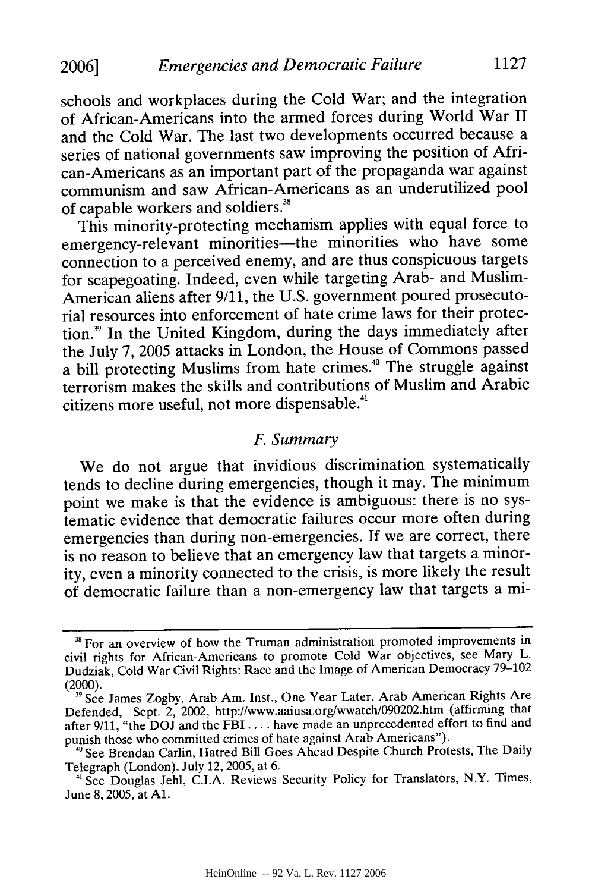schools and workplaces during the Cold War; and the integration of African-Americans into the armed forces during World War II and the Cold War. The last two developments occurred because a series of national governments saw improving the position of African-Americans as an important part of the propaganda war against communism and saw African-Americans as an underutilized pool of capable workers and soldiers.[38]

This minority-protecting mechanism applies with equal force to emergency-relevant minorities—the minorities who have some connection to a perceived enemy, and are thus conspicuous targets for scapegoating. Indeed, even while targeting Arab- and Muslim-American aliens after 9/11, the U.S. government poured prosecutorial resources into enforcement of hate crime laws for their protection.[39] In the United Kingdom, during the days immediately after the July 7, 2005 attacks in London, the House of Commons passed a bill protecting Muslims from hate crimes.[40] The struggle against terrorism makes the skills and contributions of Muslim and Arabic citizens more useful, not more dispensable.[41]

### *F. Summary*

We do not argue that invidious discrimination systematically tends to decline during emergencies, though it may. The minimum point we make is that the evidence is ambiguous: there is no systematic evidence that democratic failures occur more often during emergencies than during non-emergencies. If we are correct, there is no reason to believe that an emergency law that targets a minority, even a minority connected to the crisis, is more likely the result of democratic failure than a non-emergency law that targets a mi-

---

[38] For an overview of how the Truman administration promoted improvements in civil rights for African-Americans to promote Cold War objectives, see Mary L. Dudziak, Cold War Civil Rights: Race and the Image of American Democracy 79–102 (2000).

[39] See James Zogby, Arab Am. Inst., One Year Later, Arab American Rights Are Defended, Sept. 2, 2002, http://www.aaiusa.org/wwatch/090202.htm (affirming that after 9/11, "the DOJ and the FBI . . . . have made an unprecedented effort to find and punish those who committed crimes of hate against Arab Americans").

[40] See Brendan Carlin, Hatred Bill Goes Ahead Despite Church Protests, The Daily Telegraph (London), July 12, 2005, at 6.

[41] See Douglas Jehl, C.I.A. Reviews Security Policy for Translators, N.Y. Times, June 8, 2005, at A1.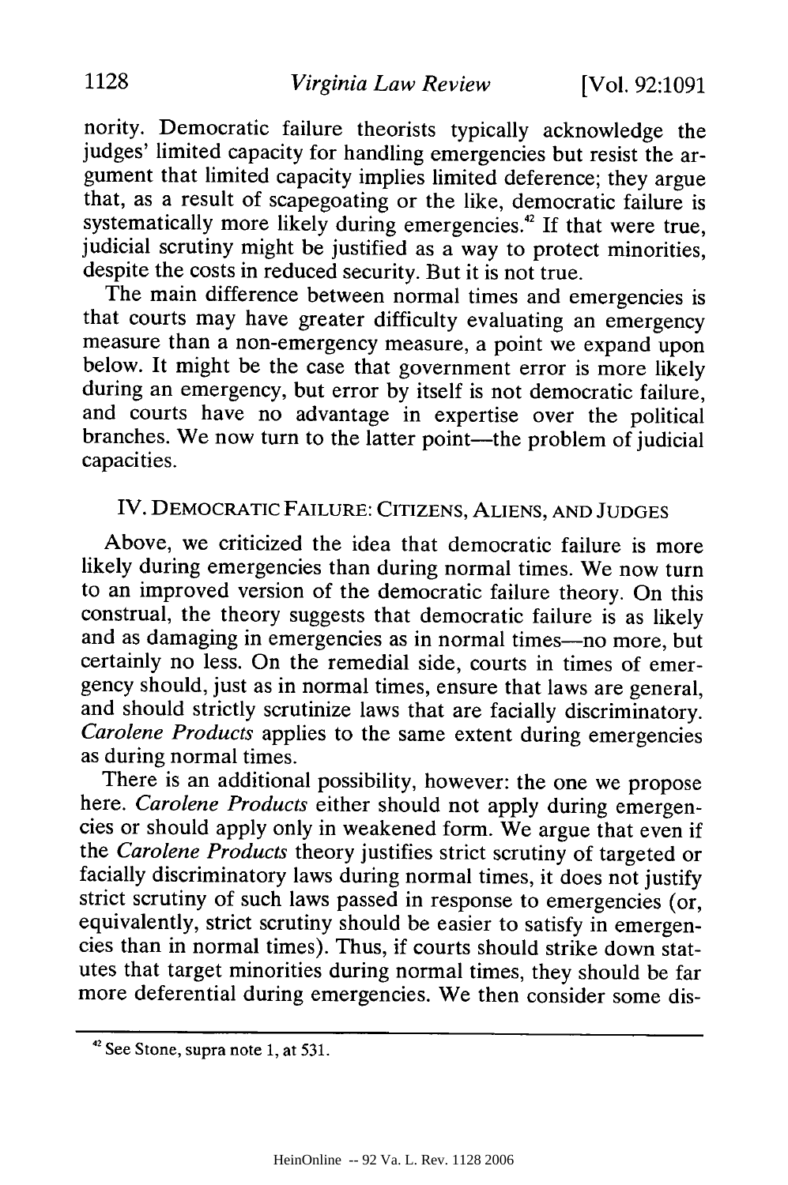nority. Democratic failure theorists typically acknowledge the judges' limited capacity for handling emergencies but resist the argument that limited capacity implies limited deference; they argue that, as a result of scapegoating or the like, democratic failure is systematically more likely during emergencies.[42] If that were true, judicial scrutiny might be justified as a way to protect minorities, despite the costs in reduced security. But it is not true.

The main difference between normal times and emergencies is that courts may have greater difficulty evaluating an emergency measure than a non-emergency measure, a point we expand upon below. It might be the case that government error is more likely during an emergency, but error by itself is not democratic failure, and courts have no advantage in expertise over the political branches. We now turn to the latter point—the problem of judicial capacities.

## IV. DEMOCRATIC FAILURE: CITIZENS, ALIENS, AND JUDGES

Above, we criticized the idea that democratic failure is more likely during emergencies than during normal times. We now turn to an improved version of the democratic failure theory. On this construal, the theory suggests that democratic failure is as likely and as damaging in emergencies as in normal times—no more, but certainly no less. On the remedial side, courts in times of emergency should, just as in normal times, ensure that laws are general, and should strictly scrutinize laws that are facially discriminatory. *Carolene Products* applies to the same extent during emergencies as during normal times.

There is an additional possibility, however: the one we propose here. *Carolene Products* either should not apply during emergencies or should apply only in weakened form. We argue that even if the *Carolene Products* theory justifies strict scrutiny of targeted or facially discriminatory laws during normal times, it does not justify strict scrutiny of such laws passed in response to emergencies (or, equivalently, strict scrutiny should be easier to satisfy in emergencies than in normal times). Thus, if courts should strike down statutes that target minorities during normal times, they should be far more deferential during emergencies. We then consider some dis-

---

[42] See Stone, supra note 1, at 531.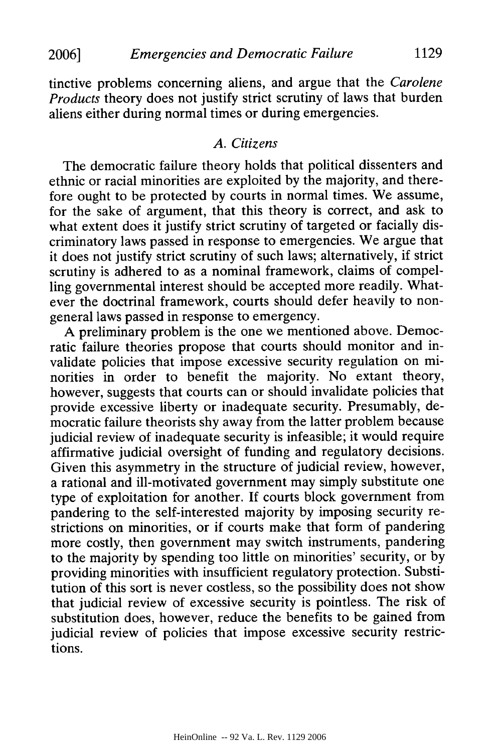tinctive problems concerning aliens, and argue that the *Carolene Products* theory does not justify strict scrutiny of laws that burden aliens either during normal times or during emergencies.

### A. Citizens

The democratic failure theory holds that political dissenters and ethnic or racial minorities are exploited by the majority, and therefore ought to be protected by courts in normal times. We assume, for the sake of argument, that this theory is correct, and ask to what extent does it justify strict scrutiny of targeted or facially discriminatory laws passed in response to emergencies. We argue that it does not justify strict scrutiny of such laws; alternatively, if strict scrutiny is adhered to as a nominal framework, claims of compelling governmental interest should be accepted more readily. Whatever the doctrinal framework, courts should defer heavily to nongeneral laws passed in response to emergency.

A preliminary problem is the one we mentioned above. Democratic failure theories propose that courts should monitor and invalidate policies that impose excessive security regulation on minorities in order to benefit the majority. No extant theory, however, suggests that courts can or should invalidate policies that provide excessive liberty or inadequate security. Presumably, democratic failure theorists shy away from the latter problem because judicial review of inadequate security is infeasible; it would require affirmative judicial oversight of funding and regulatory decisions. Given this asymmetry in the structure of judicial review, however, a rational and ill-motivated government may simply substitute one type of exploitation for another. If courts block government from pandering to the self-interested majority by imposing security restrictions on minorities, or if courts make that form of pandering more costly, then government may switch instruments, pandering to the majority by spending too little on minorities' security, or by providing minorities with insufficient regulatory protection. Substitution of this sort is never costless, so the possibility does not show that judicial review of excessive security is pointless. The risk of substitution does, however, reduce the benefits to be gained from judicial review of policies that impose excessive security restrictions.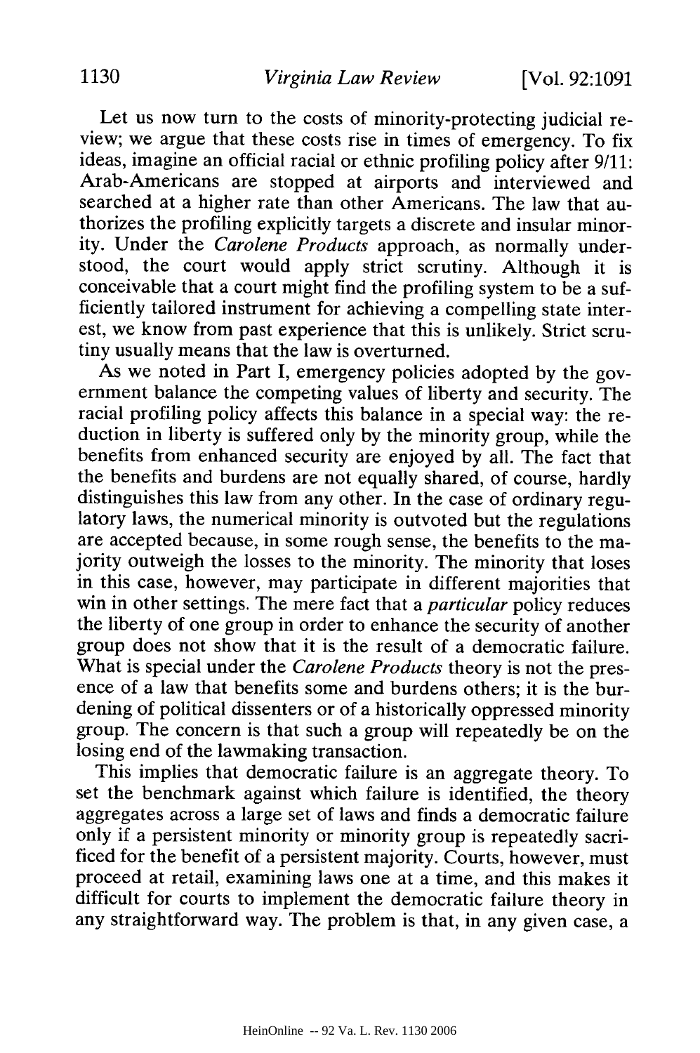Let us now turn to the costs of minority-protecting judicial review; we argue that these costs rise in times of emergency. To fix ideas, imagine an official racial or ethnic profiling policy after 9/11: Arab-Americans are stopped at airports and interviewed and searched at a higher rate than other Americans. The law that authorizes the profiling explicitly targets a discrete and insular minority. Under the *Carolene Products* approach, as normally understood, the court would apply strict scrutiny. Although it is conceivable that a court might find the profiling system to be a sufficiently tailored instrument for achieving a compelling state interest, we know from past experience that this is unlikely. Strict scrutiny usually means that the law is overturned.

As we noted in Part I, emergency policies adopted by the government balance the competing values of liberty and security. The racial profiling policy affects this balance in a special way: the reduction in liberty is suffered only by the minority group, while the benefits from enhanced security are enjoyed by all. The fact that the benefits and burdens are not equally shared, of course, hardly distinguishes this law from any other. In the case of ordinary regulatory laws, the numerical minority is outvoted but the regulations are accepted because, in some rough sense, the benefits to the majority outweigh the losses to the minority. The minority that loses in this case, however, may participate in different majorities that win in other settings. The mere fact that a *particular* policy reduces the liberty of one group in order to enhance the security of another group does not show that it is the result of a democratic failure. What is special under the *Carolene Products* theory is not the presence of a law that benefits some and burdens others; it is the burdening of political dissenters or of a historically oppressed minority group. The concern is that such a group will repeatedly be on the losing end of the lawmaking transaction.

This implies that democratic failure is an aggregate theory. To set the benchmark against which failure is identified, the theory aggregates across a large set of laws and finds a democratic failure only if a persistent minority or minority group is repeatedly sacrificed for the benefit of a persistent majority. Courts, however, must proceed at retail, examining laws one at a time, and this makes it difficult for courts to implement the democratic failure theory in any straightforward way. The problem is that, in any given case, a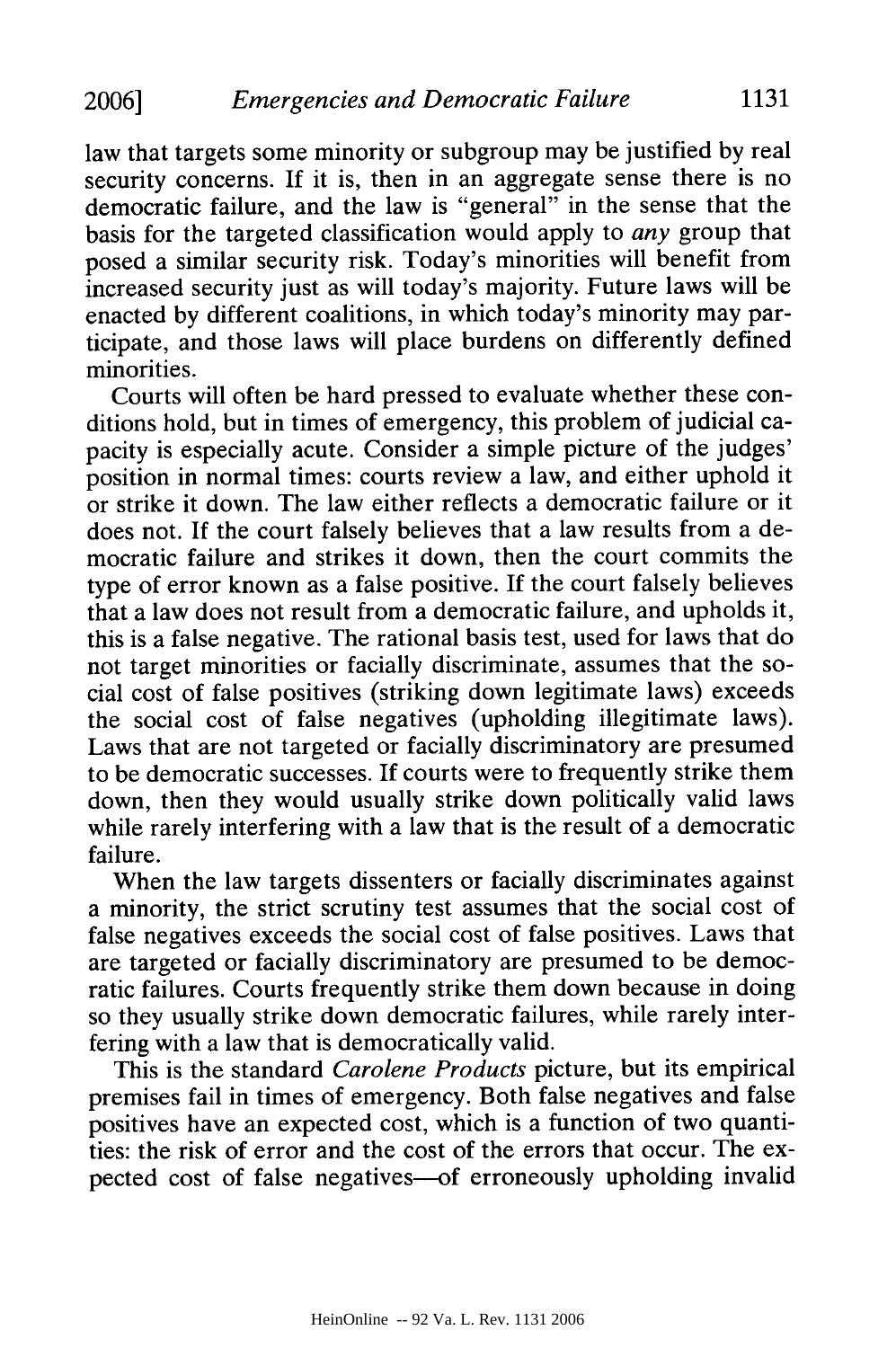law that targets some minority or subgroup may be justified by real security concerns. If it is, then in an aggregate sense there is no democratic failure, and the law is "general" in the sense that the basis for the targeted classification would apply to *any* group that posed a similar security risk. Today's minorities will benefit from increased security just as will today's majority. Future laws will be enacted by different coalitions, in which today's minority may participate, and those laws will place burdens on differently defined minorities.

Courts will often be hard pressed to evaluate whether these conditions hold, but in times of emergency, this problem of judicial capacity is especially acute. Consider a simple picture of the judges' position in normal times: courts review a law, and either uphold it or strike it down. The law either reflects a democratic failure or it does not. If the court falsely believes that a law results from a democratic failure and strikes it down, then the court commits the type of error known as a false positive. If the court falsely believes that a law does not result from a democratic failure, and upholds it, this is a false negative. The rational basis test, used for laws that do not target minorities or facially discriminate, assumes that the social cost of false positives (striking down legitimate laws) exceeds the social cost of false negatives (upholding illegitimate laws). Laws that are not targeted or facially discriminatory are presumed to be democratic successes. If courts were to frequently strike them down, then they would usually strike down politically valid laws while rarely interfering with a law that is the result of a democratic failure.

When the law targets dissenters or facially discriminates against a minority, the strict scrutiny test assumes that the social cost of false negatives exceeds the social cost of false positives. Laws that are targeted or facially discriminatory are presumed to be democratic failures. Courts frequently strike them down because in doing so they usually strike down democratic failures, while rarely interfering with a law that is democratically valid.

This is the standard *Carolene Products* picture, but its empirical premises fail in times of emergency. Both false negatives and false positives have an expected cost, which is a function of two quantities: the risk of error and the cost of the errors that occur. The expected cost of false negatives—of erroneously upholding invalid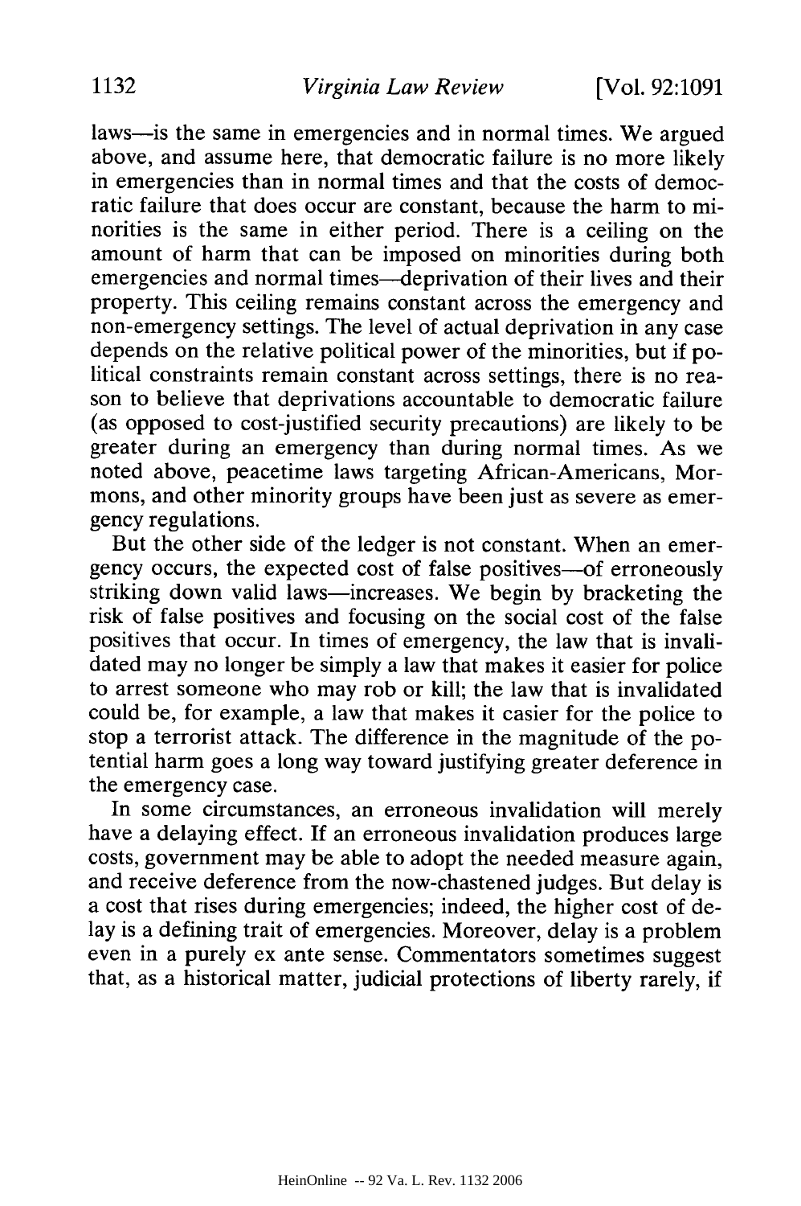laws—is the same in emergencies and in normal times. We argued above, and assume here, that democratic failure is no more likely in emergencies than in normal times and that the costs of democratic failure that does occur are constant, because the harm to minorities is the same in either period. There is a ceiling on the amount of harm that can be imposed on minorities during both emergencies and normal times—deprivation of their lives and their property. This ceiling remains constant across the emergency and non-emergency settings. The level of actual deprivation in any case depends on the relative political power of the minorities, but if political constraints remain constant across settings, there is no reason to believe that deprivations accountable to democratic failure (as opposed to cost-justified security precautions) are likely to be greater during an emergency than during normal times. As we noted above, peacetime laws targeting African-Americans, Mormons, and other minority groups have been just as severe as emergency regulations.

But the other side of the ledger is not constant. When an emergency occurs, the expected cost of false positives—of erroneously striking down valid laws—increases. We begin by bracketing the risk of false positives and focusing on the social cost of the false positives that occur. In times of emergency, the law that is invalidated may no longer be simply a law that makes it easier for police to arrest someone who may rob or kill; the law that is invalidated could be, for example, a law that makes it easier for the police to stop a terrorist attack. The difference in the magnitude of the potential harm goes a long way toward justifying greater deference in the emergency case.

In some circumstances, an erroneous invalidation will merely have a delaying effect. If an erroneous invalidation produces large costs, government may be able to adopt the needed measure again, and receive deference from the now-chastened judges. But delay is a cost that rises during emergencies; indeed, the higher cost of delay is a defining trait of emergencies. Moreover, delay is a problem even in a purely ex ante sense. Commentators sometimes suggest that, as a historical matter, judicial protections of liberty rarely, if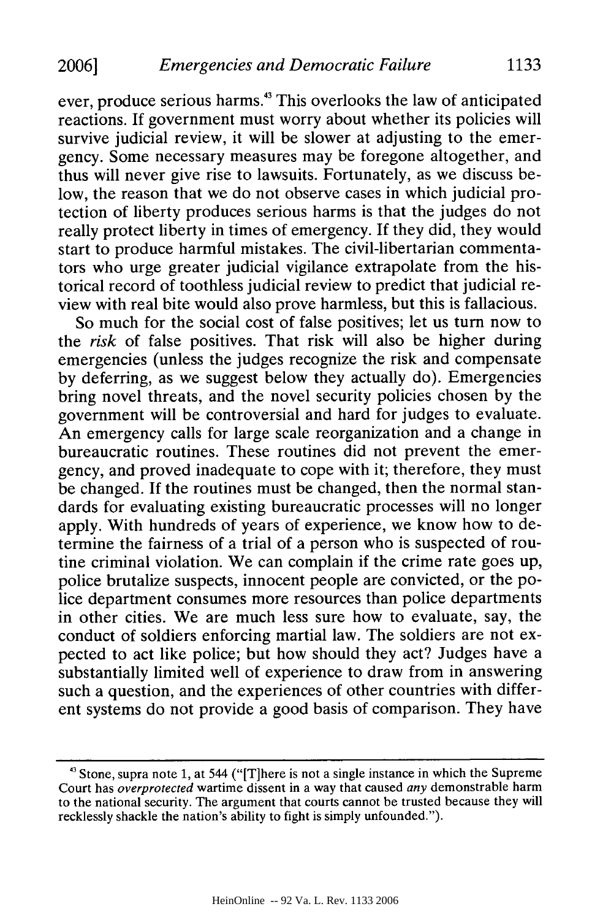ever, produce serious harms.[43] This overlooks the law of anticipated reactions. If government must worry about whether its policies will survive judicial review, it will be slower at adjusting to the emergency. Some necessary measures may be foregone altogether, and thus will never give rise to lawsuits. Fortunately, as we discuss below, the reason that we do not observe cases in which judicial protection of liberty produces serious harms is that the judges do not really protect liberty in times of emergency. If they did, they would start to produce harmful mistakes. The civil-libertarian commentators who urge greater judicial vigilance extrapolate from the historical record of toothless judicial review to predict that judicial review with real bite would also prove harmless, but this is fallacious.

So much for the social cost of false positives; let us turn now to the *risk* of false positives. That risk will also be higher during emergencies (unless the judges recognize the risk and compensate by deferring, as we suggest below they actually do). Emergencies bring novel threats, and the novel security policies chosen by the government will be controversial and hard for judges to evaluate. An emergency calls for large scale reorganization and a change in bureaucratic routines. These routines did not prevent the emergency, and proved inadequate to cope with it; therefore, they must be changed. If the routines must be changed, then the normal standards for evaluating existing bureaucratic processes will no longer apply. With hundreds of years of experience, we know how to determine the fairness of a trial of a person who is suspected of routine criminal violation. We can complain if the crime rate goes up, police brutalize suspects, innocent people are convicted, or the police department consumes more resources than police departments in other cities. We are much less sure how to evaluate, say, the conduct of soldiers enforcing martial law. The soldiers are not expected to act like police; but how should they act? Judges have a substantially limited well of experience to draw from in answering such a question, and the experiences of other countries with different systems do not provide a good basis of comparison. They have

---

[43] Stone, supra note 1, at 544 ("[T]here is not a single instance in which the Supreme Court has *overprotected* wartime dissent in a way that caused *any* demonstrable harm to the national security. The argument that courts cannot be trusted because they will recklessly shackle the nation's ability to fight is simply unfounded.").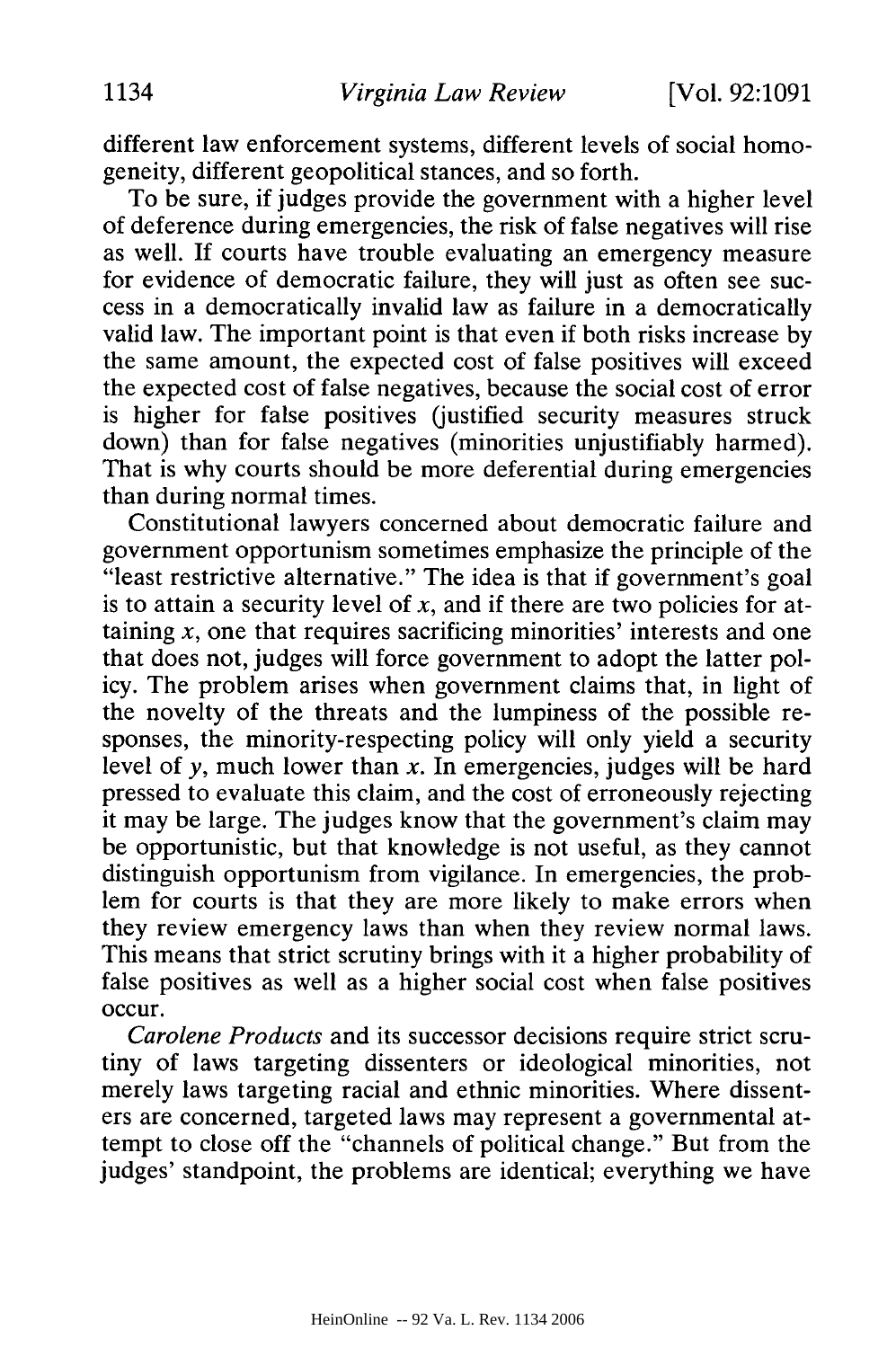different law enforcement systems, different levels of social homogeneity, different geopolitical stances, and so forth.

To be sure, if judges provide the government with a higher level of deference during emergencies, the risk of false negatives will rise as well. If courts have trouble evaluating an emergency measure for evidence of democratic failure, they will just as often see success in a democratically invalid law as failure in a democratically valid law. The important point is that even if both risks increase by the same amount, the expected cost of false positives will exceed the expected cost of false negatives, because the social cost of error is higher for false positives (justified security measures struck down) than for false negatives (minorities unjustifiably harmed). That is why courts should be more deferential during emergencies than during normal times.

Constitutional lawyers concerned about democratic failure and government opportunism sometimes emphasize the principle of the "least restrictive alternative." The idea is that if government's goal is to attain a security level of $x$, and if there are two policies for attaining $x$, one that requires sacrificing minorities' interests and one that does not, judges will force government to adopt the latter policy. The problem arises when government claims that, in light of the novelty of the threats and the lumpiness of the possible responses, the minority-respecting policy will only yield a security level of $y$, much lower than $x$. In emergencies, judges will be hard pressed to evaluate this claim, and the cost of erroneously rejecting it may be large. The judges know that the government's claim may be opportunistic, but that knowledge is not useful, as they cannot distinguish opportunism from vigilance. In emergencies, the problem for courts is that they are more likely to make errors when they review emergency laws than when they review normal laws. This means that strict scrutiny brings with it a higher probability of false positives as well as a higher social cost when false positives occur.

*Carolene Products* and its successor decisions require strict scrutiny of laws targeting dissenters or ideological minorities, not merely laws targeting racial and ethnic minorities. Where dissenters are concerned, targeted laws may represent a governmental attempt to close off the "channels of political change." But from the judges' standpoint, the problems are identical; everything we have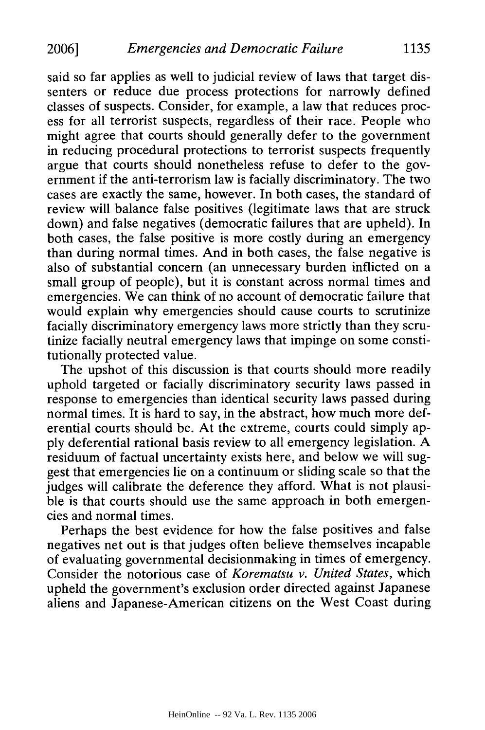said so far applies as well to judicial review of laws that target dissenters or reduce due process protections for narrowly defined classes of suspects. Consider, for example, a law that reduces process for all terrorist suspects, regardless of their race. People who might agree that courts should generally defer to the government in reducing procedural protections to terrorist suspects frequently argue that courts should nonetheless refuse to defer to the government if the anti-terrorism law is facially discriminatory. The two cases are exactly the same, however. In both cases, the standard of review will balance false positives (legitimate laws that are struck down) and false negatives (democratic failures that are upheld). In both cases, the false positive is more costly during an emergency than during normal times. And in both cases, the false negative is also of substantial concern (an unnecessary burden inflicted on a small group of people), but it is constant across normal times and emergencies. We can think of no account of democratic failure that would explain why emergencies should cause courts to scrutinize facially discriminatory emergency laws more strictly than they scrutinize facially neutral emergency laws that impinge on some constitutionally protected value.

The upshot of this discussion is that courts should more readily uphold targeted or facially discriminatory security laws passed in response to emergencies than identical security laws passed during normal times. It is hard to say, in the abstract, how much more deferential courts should be. At the extreme, courts could simply apply deferential rational basis review to all emergency legislation. A residuum of factual uncertainty exists here, and below we will suggest that emergencies lie on a continuum or sliding scale so that the judges will calibrate the deference they afford. What is not plausible is that courts should use the same approach in both emergencies and normal times.

Perhaps the best evidence for how the false positives and false negatives net out is that judges often believe themselves incapable of evaluating governmental decisionmaking in times of emergency. Consider the notorious case of *Korematsu v. United States*, which upheld the government's exclusion order directed against Japanese aliens and Japanese-American citizens on the West Coast during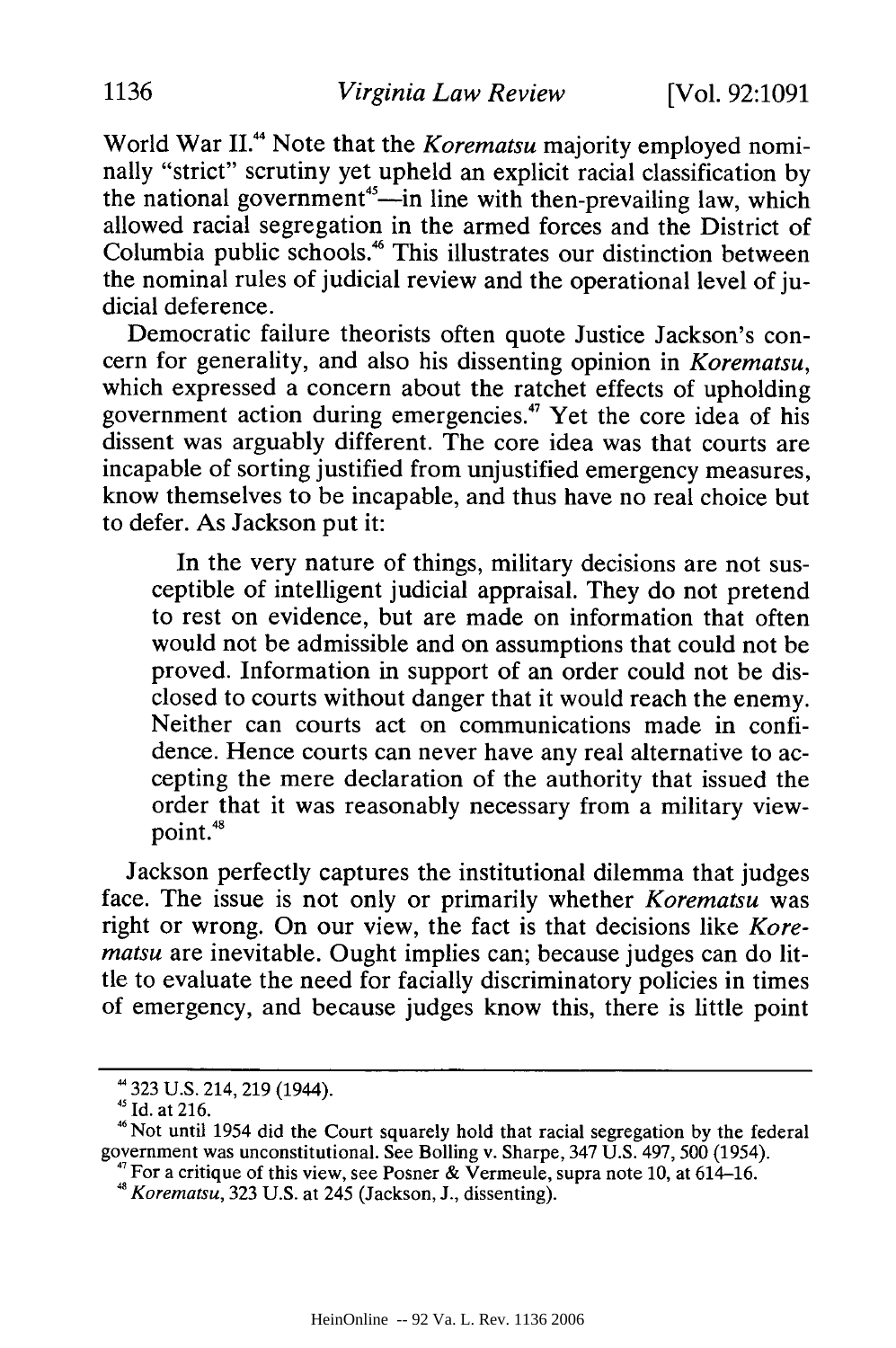World War II.[44] Note that the *Korematsu* majority employed nominally "strict" scrutiny yet upheld an explicit racial classification by the national government[45]—in line with then-prevailing law, which allowed racial segregation in the armed forces and the District of Columbia public schools.[46] This illustrates our distinction between the nominal rules of judicial review and the operational level of judicial deference.

Democratic failure theorists often quote Justice Jackson's concern for generality, and also his dissenting opinion in *Korematsu*, which expressed a concern about the ratchet effects of upholding government action during emergencies.[47] Yet the core idea of his dissent was arguably different. The core idea was that courts are incapable of sorting justified from unjustified emergency measures, know themselves to be incapable, and thus have no real choice but to defer. As Jackson put it:

> In the very nature of things, military decisions are not susceptible of intelligent judicial appraisal. They do not pretend to rest on evidence, but are made on information that often would not be admissible and on assumptions that could not be proved. Information in support of an order could not be disclosed to courts without danger that it would reach the enemy. Neither can courts act on communications made in confidence. Hence courts can never have any real alternative to accepting the mere declaration of the authority that issued the order that it was reasonably necessary from a military viewpoint.[48]

Jackson perfectly captures the institutional dilemma that judges face. The issue is not only or primarily whether *Korematsu* was right or wrong. On our view, the fact is that decisions like *Korematsu* are inevitable. Ought implies can; because judges can do little to evaluate the need for facially discriminatory policies in times of emergency, and because judges know this, there is little point

---

[44] 323 U.S. 214, 219 (1944).

[45] Id. at 216.

[46] Not until 1954 did the Court squarely hold that racial segregation by the federal government was unconstitutional. See Bolling v. Sharpe, 347 U.S. 497, 500 (1954).

[47] For a critique of this view, see Posner & Vermeule, supra note 10, at 614–16.

[48] *Korematsu*, 323 U.S. at 245 (Jackson, J., dissenting).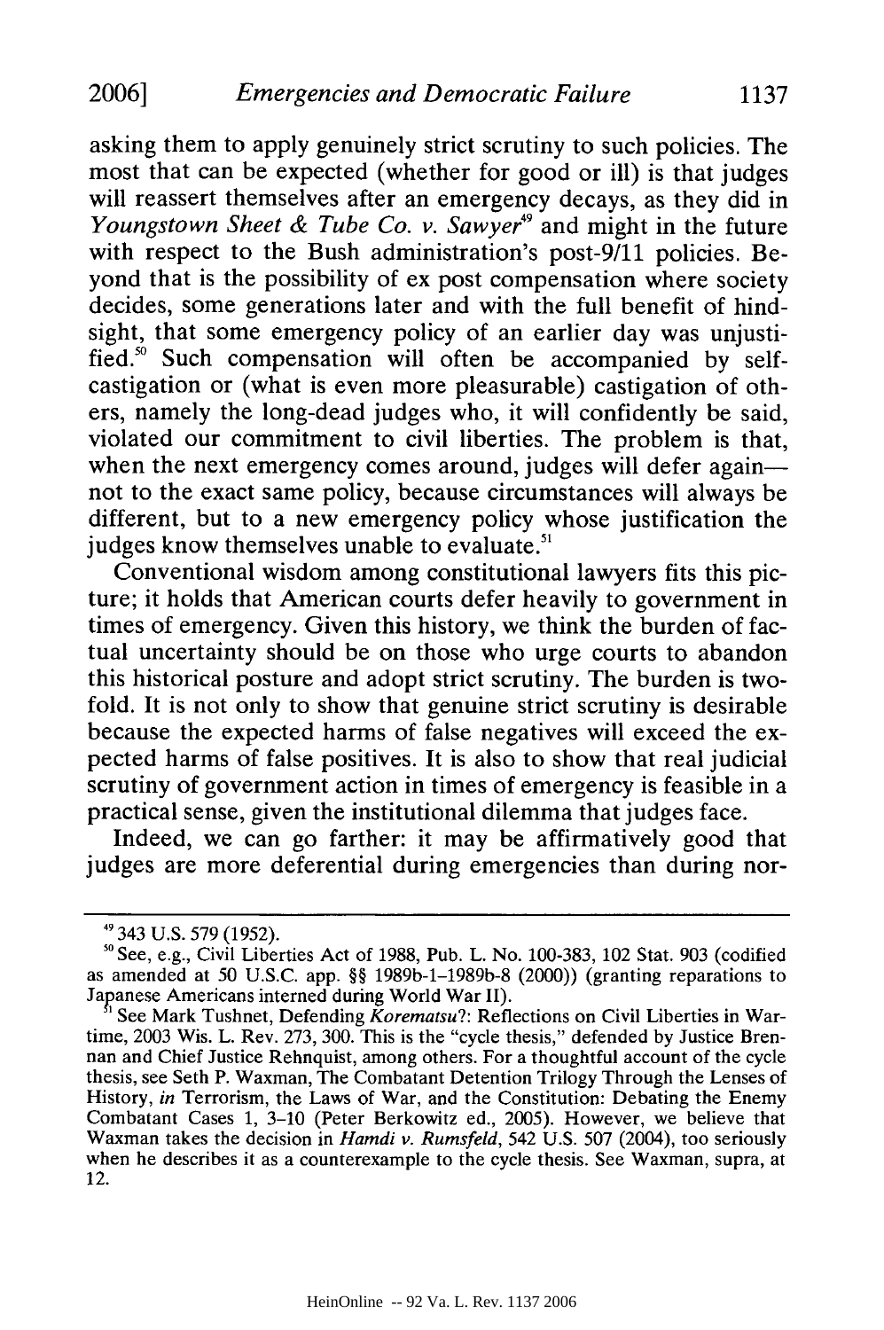asking them to apply genuinely strict scrutiny to such policies. The most that can be expected (whether for good or ill) is that judges will reassert themselves after an emergency decays, as they did in *Youngstown Sheet & Tube Co. v. Sawyer*[49] and might in the future with respect to the Bush administration's post-9/11 policies. Beyond that is the possibility of ex post compensation where society decides, some generations later and with the full benefit of hindsight, that some emergency policy of an earlier day was unjustified.[50] Such compensation will often be accompanied by self-castigation or (what is even more pleasurable) castigation of others, namely the long-dead judges who, it will confidently be said, violated our commitment to civil liberties. The problem is that, when the next emergency comes around, judges will defer again—not to the exact same policy, because circumstances will always be different, but to a new emergency policy whose justification the judges know themselves unable to evaluate.[51]

Conventional wisdom among constitutional lawyers fits this picture; it holds that American courts defer heavily to government in times of emergency. Given this history, we think the burden of factual uncertainty should be on those who urge courts to abandon this historical posture and adopt strict scrutiny. The burden is twofold. It is not only to show that genuine strict scrutiny is desirable because the expected harms of false negatives will exceed the expected harms of false positives. It is also to show that real judicial scrutiny of government action in times of emergency is feasible in a practical sense, given the institutional dilemma that judges face.

Indeed, we can go farther: it may be affirmatively good that judges are more deferential during emergencies than during nor-

---

[49] 343 U.S. 579 (1952).

[50] See, e.g., Civil Liberties Act of 1988, Pub. L. No. 100-383, 102 Stat. 903 (codified as amended at 50 U.S.C. app. §§ 1989b-1–1989b-8 (2000)) (granting reparations to Japanese Americans interned during World War II).

[51] See Mark Tushnet, Defending *Korematsu*?: Reflections on Civil Liberties in Wartime, 2003 Wis. L. Rev. 273, 300. This is the "cycle thesis," defended by Justice Brennan and Chief Justice Rehnquist, among others. For a thoughtful account of the cycle thesis, see Seth P. Waxman, The Combatant Detention Trilogy Through the Lenses of History, *in* Terrorism, the Laws of War, and the Constitution: Debating the Enemy Combatant Cases 1, 3–10 (Peter Berkowitz ed., 2005). However, we believe that Waxman takes the decision in *Hamdi v. Rumsfeld*, 542 U.S. 507 (2004), too seriously when he describes it as a counterexample to the cycle thesis. See Waxman, supra, at 12.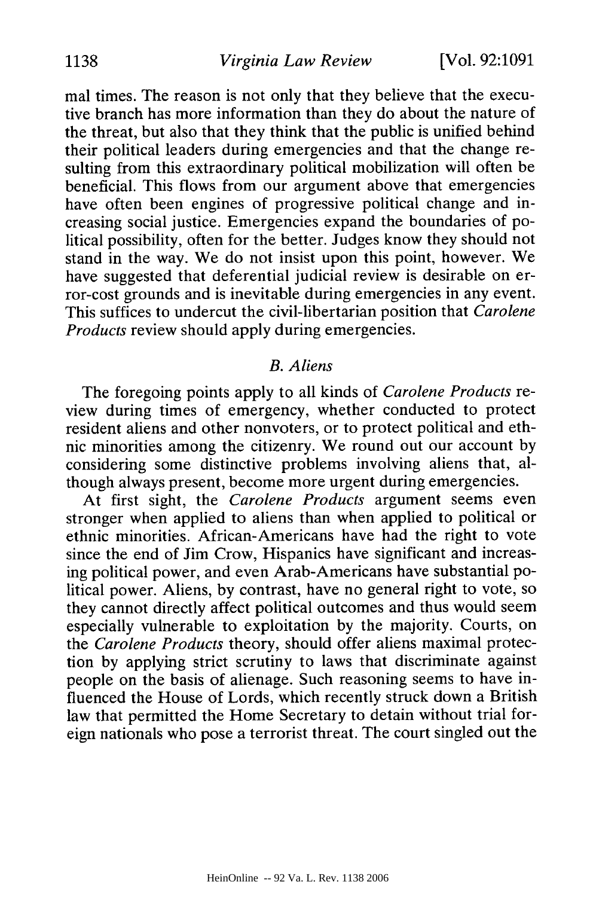mal times. The reason is not only that they believe that the executive branch has more information than they do about the nature of the threat, but also that they think that the public is unified behind their political leaders during emergencies and that the change resulting from this extraordinary political mobilization will often be beneficial. This flows from our argument above that emergencies have often been engines of progressive political change and increasing social justice. Emergencies expand the boundaries of political possibility, often for the better. Judges know they should not stand in the way. We do not insist upon this point, however. We have suggested that deferential judicial review is desirable on error-cost grounds and is inevitable during emergencies in any event. This suffices to undercut the civil-libertarian position that *Carolene Products* review should apply during emergencies.

### *B. Aliens*

The foregoing points apply to all kinds of *Carolene Products* review during times of emergency, whether conducted to protect resident aliens and other nonvoters, or to protect political and ethnic minorities among the citizenry. We round out our account by considering some distinctive problems involving aliens that, although always present, become more urgent during emergencies.

At first sight, the *Carolene Products* argument seems even stronger when applied to aliens than when applied to political or ethnic minorities. African-Americans have had the right to vote since the end of Jim Crow, Hispanics have significant and increasing political power, and even Arab-Americans have substantial political power. Aliens, by contrast, have no general right to vote, so they cannot directly affect political outcomes and thus would seem especially vulnerable to exploitation by the majority. Courts, on the *Carolene Products* theory, should offer aliens maximal protection by applying strict scrutiny to laws that discriminate against people on the basis of alienage. Such reasoning seems to have influenced the House of Lords, which recently struck down a British law that permitted the Home Secretary to detain without trial foreign nationals who pose a terrorist threat. The court singled out the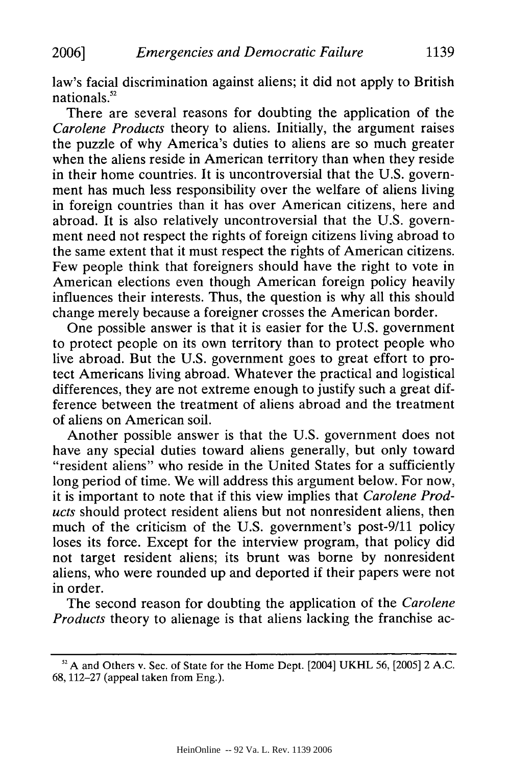law's facial discrimination against aliens; it did not apply to British nationals.[52]

There are several reasons for doubting the application of the *Carolene Products* theory to aliens. Initially, the argument raises the puzzle of why America's duties to aliens are so much greater when the aliens reside in American territory than when they reside in their home countries. It is uncontroversial that the U.S. government has much less responsibility over the welfare of aliens living in foreign countries than it has over American citizens, here and abroad. It is also relatively uncontroversial that the U.S. government need not respect the rights of foreign citizens living abroad to the same extent that it must respect the rights of American citizens. Few people think that foreigners should have the right to vote in American elections even though American foreign policy heavily influences their interests. Thus, the question is why all this should change merely because a foreigner crosses the American border.

One possible answer is that it is easier for the U.S. government to protect people on its own territory than to protect people who live abroad. But the U.S. government goes to great effort to protect Americans living abroad. Whatever the practical and logistical differences, they are not extreme enough to justify such a great difference between the treatment of aliens abroad and the treatment of aliens on American soil.

Another possible answer is that the U.S. government does not have any special duties toward aliens generally, but only toward "resident aliens" who reside in the United States for a sufficiently long period of time. We will address this argument below. For now, it is important to note that if this view implies that *Carolene Products* should protect resident aliens but not nonresident aliens, then much of the criticism of the U.S. government's post-9/11 policy loses its force. Except for the interview program, that policy did not target resident aliens; its brunt was borne by nonresident aliens, who were rounded up and deported if their papers were not in order.

The second reason for doubting the application of the *Carolene Products* theory to alienage is that aliens lacking the franchise ac-

---

[52] A and Others v. Sec. of State for the Home Dept. [2004] UKHL 56, [2005] 2 A.C. 68, 112–27 (appeal taken from Eng.).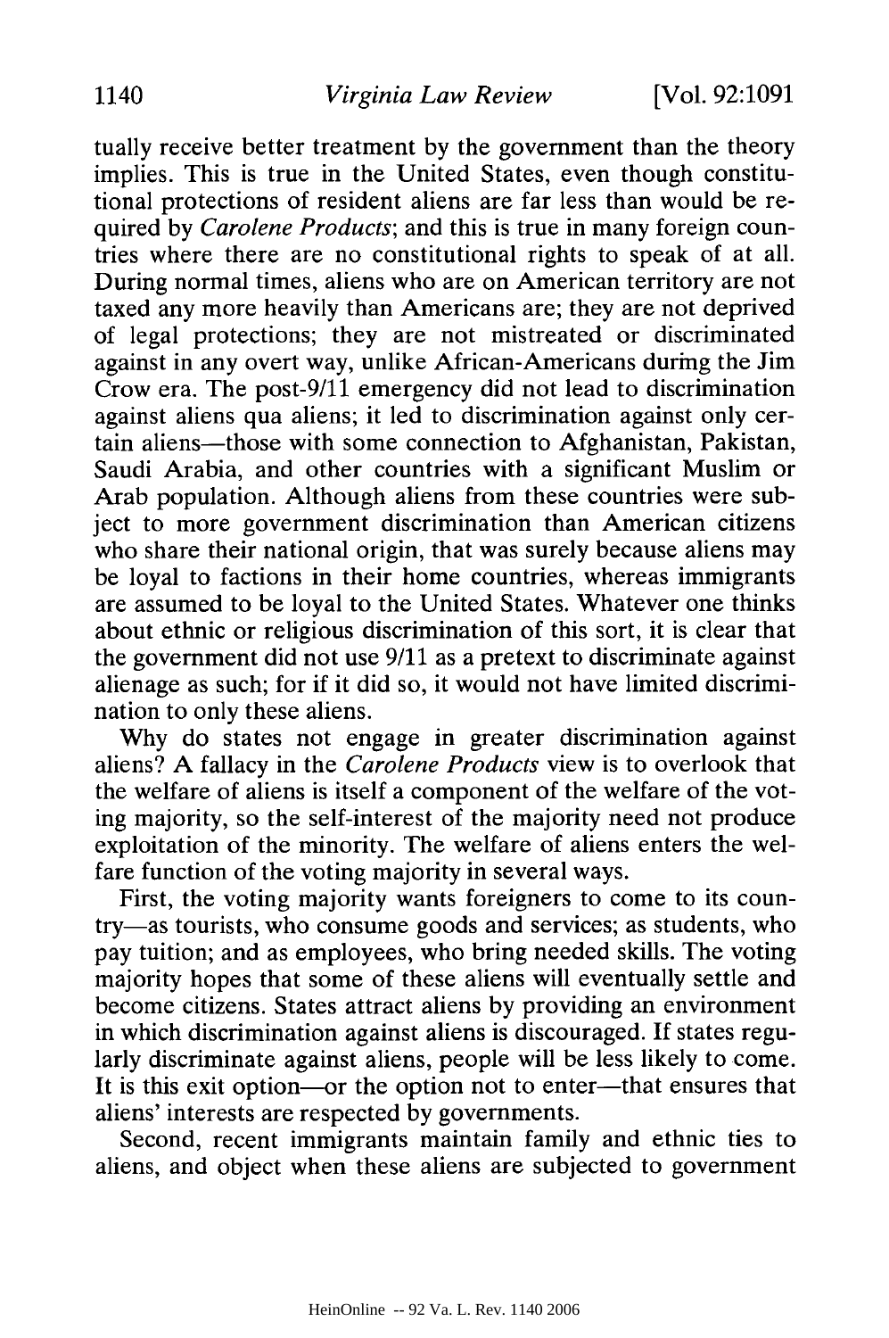tually receive better treatment by the government than the theory implies. This is true in the United States, even though constitutional protections of resident aliens are far less than would be required by *Carolene Products*; and this is true in many foreign countries where there are no constitutional rights to speak of at all. During normal times, aliens who are on American territory are not taxed any more heavily than Americans are; they are not deprived of legal protections; they are not mistreated or discriminated against in any overt way, unlike African-Americans during the Jim Crow era. The post-9/11 emergency did not lead to discrimination against aliens qua aliens; it led to discrimination against only certain aliens—those with some connection to Afghanistan, Pakistan, Saudi Arabia, and other countries with a significant Muslim or Arab population. Although aliens from these countries were subject to more government discrimination than American citizens who share their national origin, that was surely because aliens may be loyal to factions in their home countries, whereas immigrants are assumed to be loyal to the United States. Whatever one thinks about ethnic or religious discrimination of this sort, it is clear that the government did not use 9/11 as a pretext to discriminate against alienage as such; for if it did so, it would not have limited discrimination to only these aliens.

Why do states not engage in greater discrimination against aliens? A fallacy in the *Carolene Products* view is to overlook that the welfare of aliens is itself a component of the welfare of the voting majority, so the self-interest of the majority need not produce exploitation of the minority. The welfare of aliens enters the welfare function of the voting majority in several ways.

First, the voting majority wants foreigners to come to its country—as tourists, who consume goods and services; as students, who pay tuition; and as employees, who bring needed skills. The voting majority hopes that some of these aliens will eventually settle and become citizens. States attract aliens by providing an environment in which discrimination against aliens is discouraged. If states regularly discriminate against aliens, people will be less likely to come. It is this exit option—or the option not to enter—that ensures that aliens' interests are respected by governments.

Second, recent immigrants maintain family and ethnic ties to aliens, and object when these aliens are subjected to government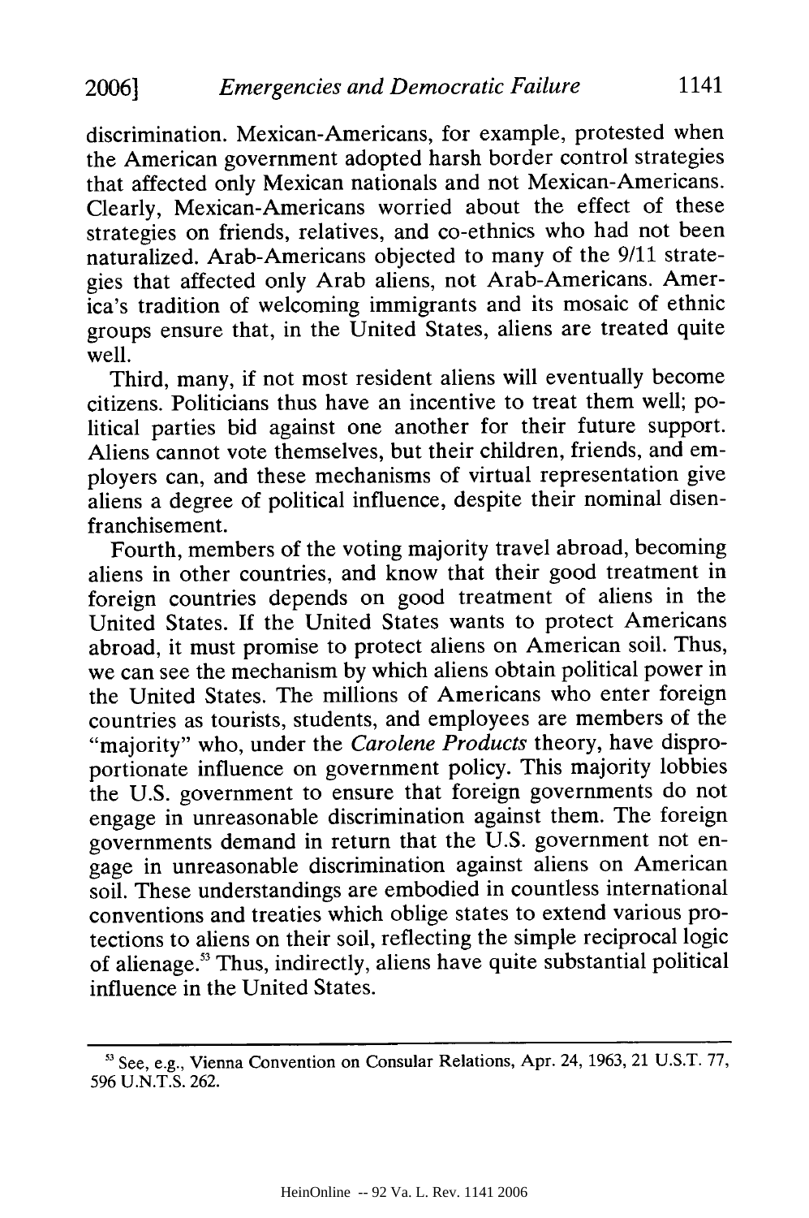discrimination. Mexican-Americans, for example, protested when the American government adopted harsh border control strategies that affected only Mexican nationals and not Mexican-Americans. Clearly, Mexican-Americans worried about the effect of these strategies on friends, relatives, and co-ethnics who had not been naturalized. Arab-Americans objected to many of the 9/11 strategies that affected only Arab aliens, not Arab-Americans. America's tradition of welcoming immigrants and its mosaic of ethnic groups ensure that, in the United States, aliens are treated quite well.

Third, many, if not most resident aliens will eventually become citizens. Politicians thus have an incentive to treat them well; political parties bid against one another for their future support. Aliens cannot vote themselves, but their children, friends, and employers can, and these mechanisms of virtual representation give aliens a degree of political influence, despite their nominal disenfranchisement.

Fourth, members of the voting majority travel abroad, becoming aliens in other countries, and know that their good treatment in foreign countries depends on good treatment of aliens in the United States. If the United States wants to protect Americans abroad, it must promise to protect aliens on American soil. Thus, we can see the mechanism by which aliens obtain political power in the United States. The millions of Americans who enter foreign countries as tourists, students, and employees are members of the "majority" who, under the *Carolene Products* theory, have disproportionate influence on government policy. This majority lobbies the U.S. government to ensure that foreign governments do not engage in unreasonable discrimination against them. The foreign governments demand in return that the U.S. government not engage in unreasonable discrimination against aliens on American soil. These understandings are embodied in countless international conventions and treaties which oblige states to extend various protections to aliens on their soil, reflecting the simple reciprocal logic of alienage.[53] Thus, indirectly, aliens have quite substantial political influence in the United States.

---

[53] See, e.g., Vienna Convention on Consular Relations, Apr. 24, 1963, 21 U.S.T. 77, 596 U.N.T.S. 262.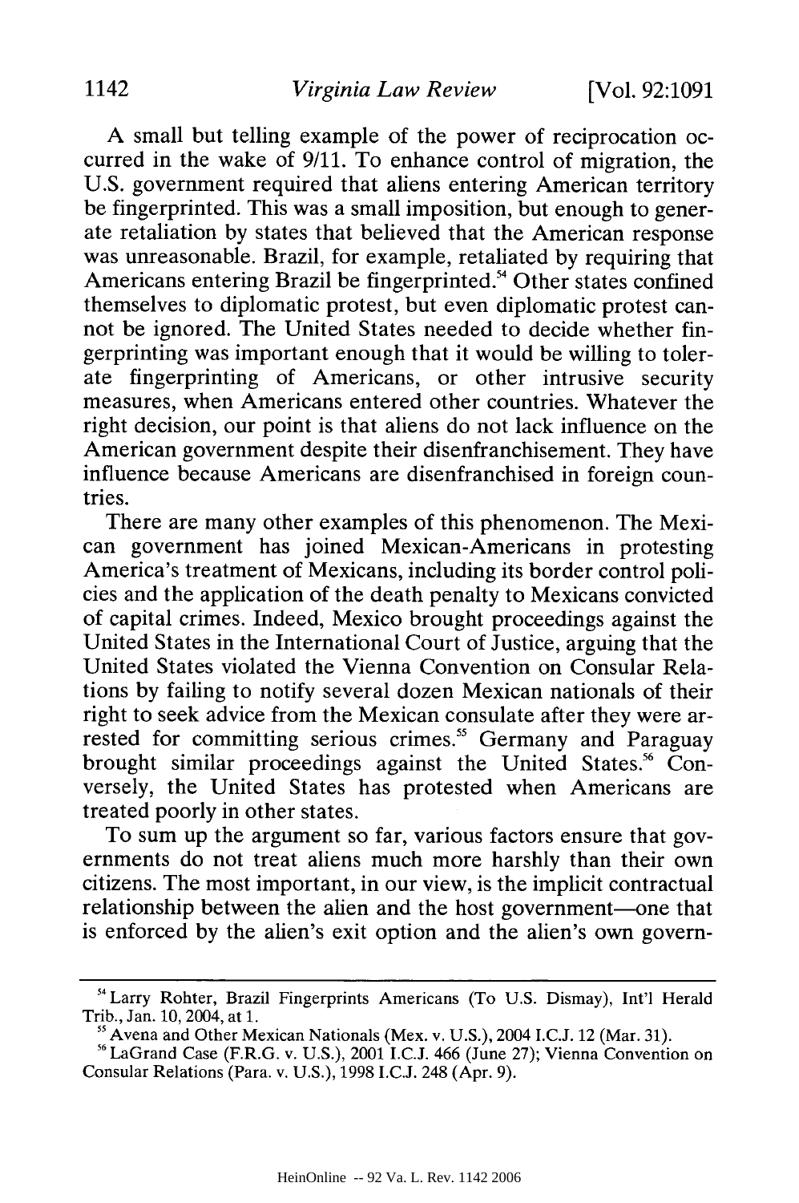A small but telling example of the power of reciprocation occurred in the wake of 9/11. To enhance control of migration, the U.S. government required that aliens entering American territory be fingerprinted. This was a small imposition, but enough to generate retaliation by states that believed that the American response was unreasonable. Brazil, for example, retaliated by requiring that Americans entering Brazil be fingerprinted.[54] Other states confined themselves to diplomatic protest, but even diplomatic protest cannot be ignored. The United States needed to decide whether fingerprinting was important enough that it would be willing to tolerate fingerprinting of Americans, or other intrusive security measures, when Americans entered other countries. Whatever the right decision, our point is that aliens do not lack influence on the American government despite their disenfranchisement. They have influence because Americans are disenfranchised in foreign countries.

There are many other examples of this phenomenon. The Mexican government has joined Mexican-Americans in protesting America's treatment of Mexicans, including its border control policies and the application of the death penalty to Mexicans convicted of capital crimes. Indeed, Mexico brought proceedings against the United States in the International Court of Justice, arguing that the United States violated the Vienna Convention on Consular Relations by failing to notify several dozen Mexican nationals of their right to seek advice from the Mexican consulate after they were arrested for committing serious crimes.[55] Germany and Paraguay brought similar proceedings against the United States.[56] Conversely, the United States has protested when Americans are treated poorly in other states.

To sum up the argument so far, various factors ensure that governments do not treat aliens much more harshly than their own citizens. The most important, in our view, is the implicit contractual relationship between the alien and the host government—one that is enforced by the alien's exit option and the alien's own govern-

---

[54] Larry Rohter, Brazil Fingerprints Americans (To U.S. Dismay), Int'l Herald Trib., Jan. 10, 2004, at 1.

[55] Avena and Other Mexican Nationals (Mex. v. U.S.), 2004 I.C.J. 12 (Mar. 31).

[56] LaGrand Case (F.R.G. v. U.S.), 2001 I.C.J. 466 (June 27); Vienna Convention on Consular Relations (Para. v. U.S.), 1998 I.C.J. 248 (Apr. 9).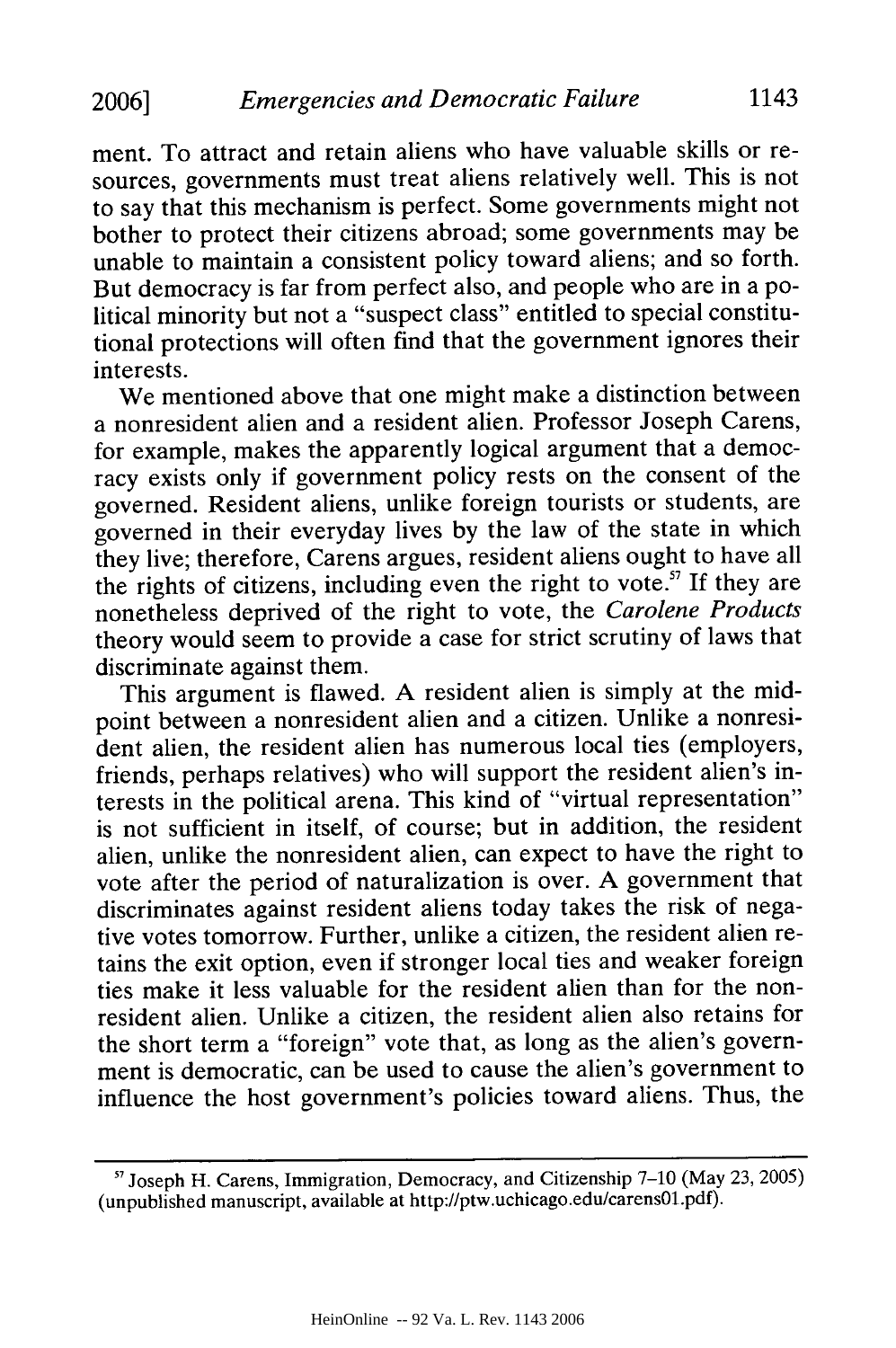ment. To attract and retain aliens who have valuable skills or resources, governments must treat aliens relatively well. This is not to say that this mechanism is perfect. Some governments might not bother to protect their citizens abroad; some governments may be unable to maintain a consistent policy toward aliens; and so forth. But democracy is far from perfect also, and people who are in a political minority but not a "suspect class" entitled to special constitutional protections will often find that the government ignores their interests.

We mentioned above that one might make a distinction between a nonresident alien and a resident alien. Professor Joseph Carens, for example, makes the apparently logical argument that a democracy exists only if government policy rests on the consent of the governed. Resident aliens, unlike foreign tourists or students, are governed in their everyday lives by the law of the state in which they live; therefore, Carens argues, resident aliens ought to have all the rights of citizens, including even the right to vote.[57] If they are nonetheless deprived of the right to vote, the *Carolene Products* theory would seem to provide a case for strict scrutiny of laws that discriminate against them.

This argument is flawed. A resident alien is simply at the midpoint between a nonresident alien and a citizen. Unlike a nonresident alien, the resident alien has numerous local ties (employers, friends, perhaps relatives) who will support the resident alien's interests in the political arena. This kind of "virtual representation" is not sufficient in itself, of course; but in addition, the resident alien, unlike the nonresident alien, can expect to have the right to vote after the period of naturalization is over. A government that discriminates against resident aliens today takes the risk of negative votes tomorrow. Further, unlike a citizen, the resident alien retains the exit option, even if stronger local ties and weaker foreign ties make it less valuable for the resident alien than for the nonresident alien. Unlike a citizen, the resident alien also retains for the short term a "foreign" vote that, as long as the alien's government is democratic, can be used to cause the alien's government to influence the host government's policies toward aliens. Thus, the

[57] Joseph H. Carens, Immigration, Democracy, and Citizenship 7–10 (May 23, 2005) (unpublished manuscript, available at http://ptw.uchicago.edu/carens01.pdf).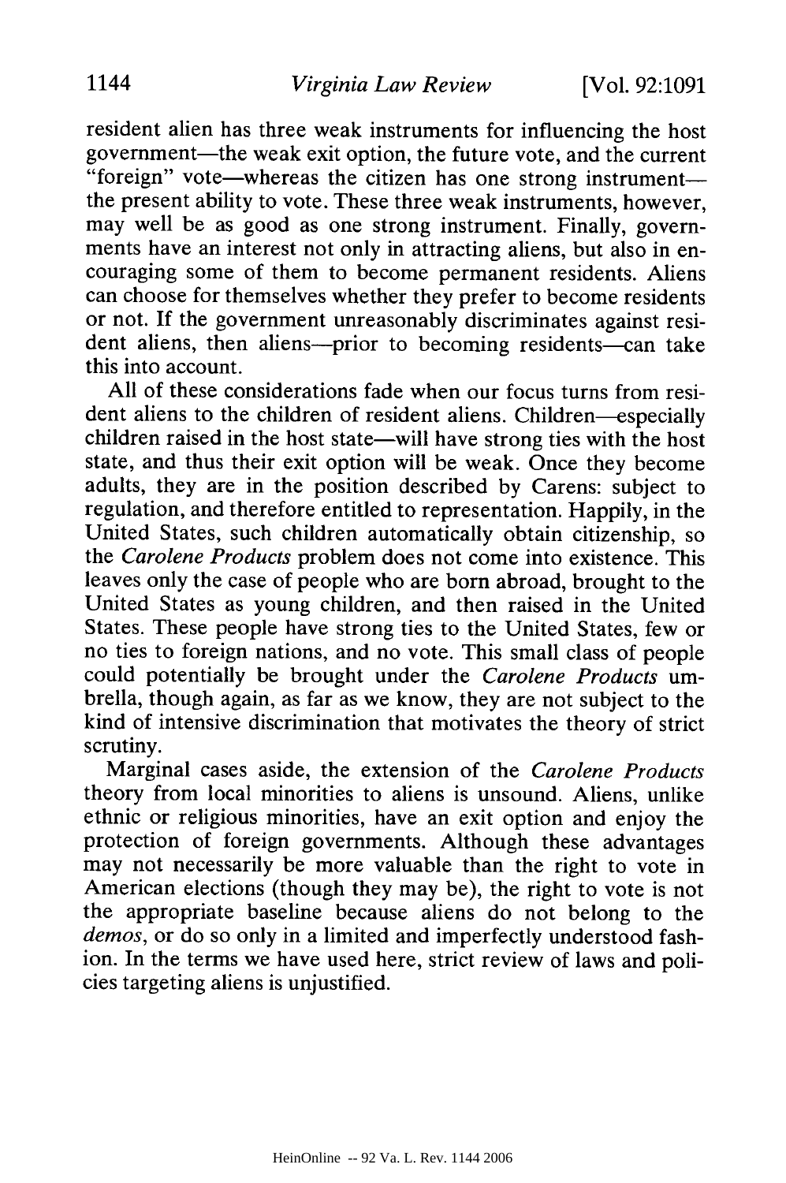resident alien has three weak instruments for influencing the host government—the weak exit option, the future vote, and the current "foreign" vote—whereas the citizen has one strong instrument—the present ability to vote. These three weak instruments, however, may well be as good as one strong instrument. Finally, governments have an interest not only in attracting aliens, but also in encouraging some of them to become permanent residents. Aliens can choose for themselves whether they prefer to become residents or not. If the government unreasonably discriminates against resident aliens, then aliens—prior to becoming residents—can take this into account.

All of these considerations fade when our focus turns from resident aliens to the children of resident aliens. Children—especially children raised in the host state—will have strong ties with the host state, and thus their exit option will be weak. Once they become adults, they are in the position described by Carens: subject to regulation, and therefore entitled to representation. Happily, in the United States, such children automatically obtain citizenship, so the *Carolene Products* problem does not come into existence. This leaves only the case of people who are born abroad, brought to the United States as young children, and then raised in the United States. These people have strong ties to the United States, few or no ties to foreign nations, and no vote. This small class of people could potentially be brought under the *Carolene Products* umbrella, though again, as far as we know, they are not subject to the kind of intensive discrimination that motivates the theory of strict scrutiny.

Marginal cases aside, the extension of the *Carolene Products* theory from local minorities to aliens is unsound. Aliens, unlike ethnic or religious minorities, have an exit option and enjoy the protection of foreign governments. Although these advantages may not necessarily be more valuable than the right to vote in American elections (though they may be), the right to vote is not the appropriate baseline because aliens do not belong to the *demos*, or do so only in a limited and imperfectly understood fashion. In the terms we have used here, strict review of laws and policies targeting aliens is unjustified.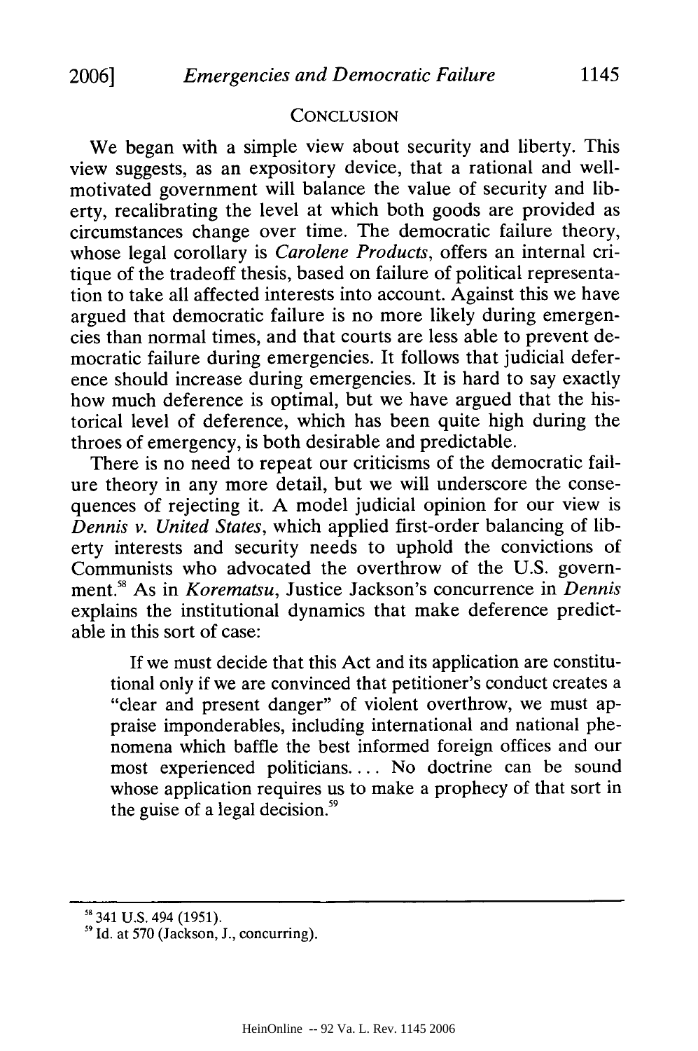## CONCLUSION

We began with a simple view about security and liberty. This view suggests, as an expository device, that a rational and well-motivated government will balance the value of security and liberty, recalibrating the level at which both goods are provided as circumstances change over time. The democratic failure theory, whose legal corollary is *Carolene Products*, offers an internal critique of the tradeoff thesis, based on failure of political representation to take all affected interests into account. Against this we have argued that democratic failure is no more likely during emergencies than normal times, and that courts are less able to prevent democratic failure during emergencies. It follows that judicial deference should increase during emergencies. It is hard to say exactly how much deference is optimal, but we have argued that the historical level of deference, which has been quite high during the throes of emergency, is both desirable and predictable.

There is no need to repeat our criticisms of the democratic failure theory in any more detail, but we will underscore the consequences of rejecting it. A model judicial opinion for our view is *Dennis v. United States*, which applied first-order balancing of liberty interests and security needs to uphold the convictions of Communists who advocated the overthrow of the U.S. government.[58] As in *Korematsu*, Justice Jackson's concurrence in *Dennis* explains the institutional dynamics that make deference predictable in this sort of case:

> If we must decide that this Act and its application are constitutional only if we are convinced that petitioner's conduct creates a "clear and present danger" of violent overthrow, we must appraise imponderables, including international and national phenomena which baffle the best informed foreign offices and our most experienced politicians.... No doctrine can be sound whose application requires us to make a prophecy of that sort in the guise of a legal decision.[59]

---

[58] 341 U.S. 494 (1951).

[59] Id. at 570 (Jackson, J., concurring).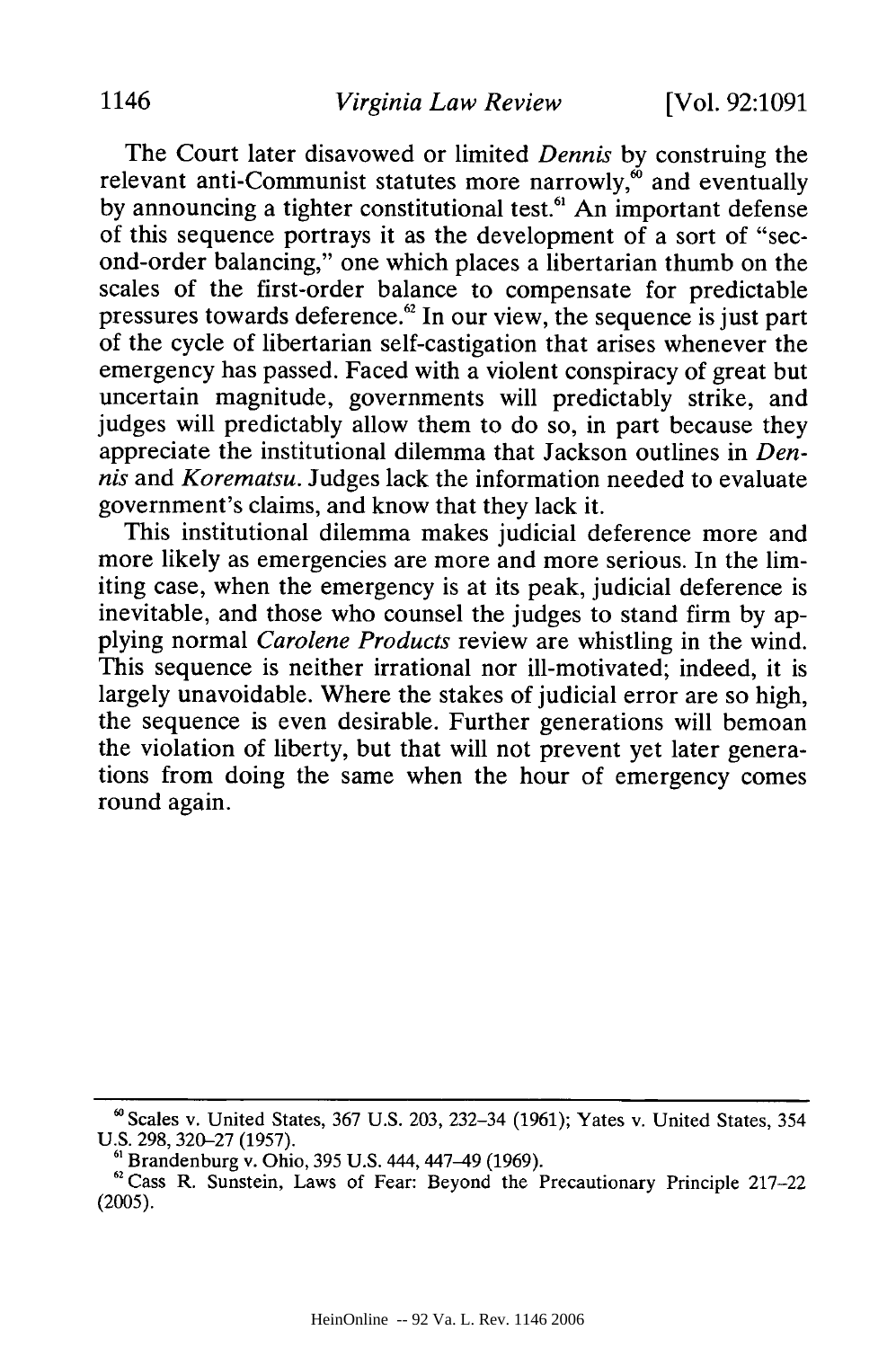The Court later disavowed or limited *Dennis* by construing the relevant anti-Communist statutes more narrowly,[60] and eventually by announcing a tighter constitutional test.[61] An important defense of this sequence portrays it as the development of a sort of "second-order balancing," one which places a libertarian thumb on the scales of the first-order balance to compensate for predictable pressures towards deference.[62] In our view, the sequence is just part of the cycle of libertarian self-castigation that arises whenever the emergency has passed. Faced with a violent conspiracy of great but uncertain magnitude, governments will predictably strike, and judges will predictably allow them to do so, in part because they appreciate the institutional dilemma that Jackson outlines in *Dennis* and *Korematsu*. Judges lack the information needed to evaluate government's claims, and know that they lack it.

This institutional dilemma makes judicial deference more and more likely as emergencies are more and more serious. In the limiting case, when the emergency is at its peak, judicial deference is inevitable, and those who counsel the judges to stand firm by applying normal *Carolene Products* review are whistling in the wind. This sequence is neither irrational nor ill-motivated; indeed, it is largely unavoidable. Where the stakes of judicial error are so high, the sequence is even desirable. Further generations will bemoan the violation of liberty, but that will not prevent yet later generations from doing the same when the hour of emergency comes round again.

---

[60] Scales v. United States, 367 U.S. 203, 232–34 (1961); Yates v. United States, 354 U.S. 298, 320–27 (1957).

[61] Brandenburg v. Ohio, 395 U.S. 444, 447–49 (1969).

[62] Cass R. Sunstein, Laws of Fear: Beyond the Precautionary Principle 217–22 (2005).